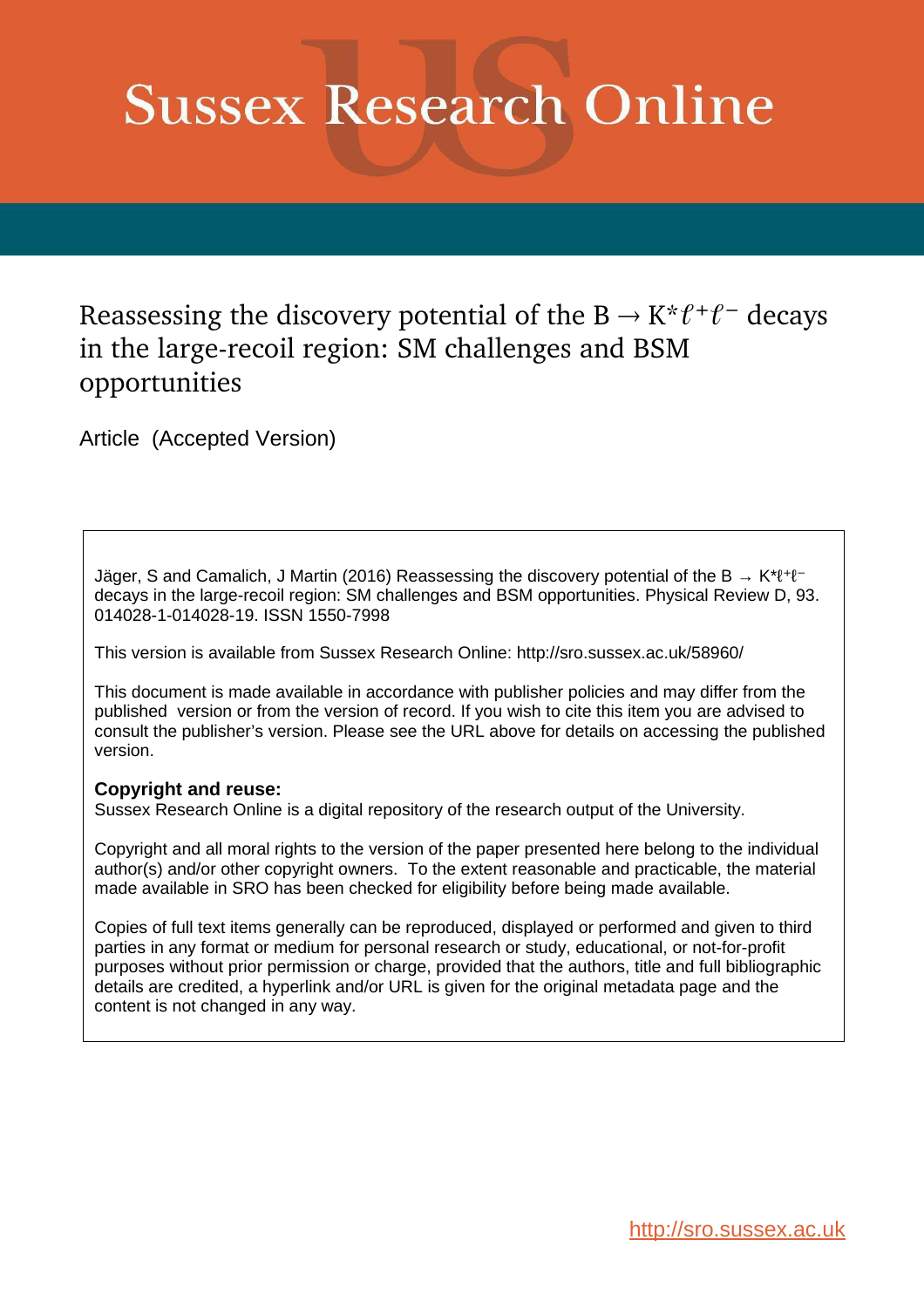# Sussex Research Online

## Reassessing the discovery potential of the $B \to K^{*}\ell^{+}\ell^{-}$ decays in the large-recoil region: SM challenges and BSM opportunities

Article (Accepted Version)

Jäger, S and Camalich, J Martin (2016) Reassessing the discovery potential of the $B \to K^{*}\ell^{+}\ell^{-}$ decays in the large-recoil region: SM challenges and BSM opportunities. Physical Review D, 93. 014028-1-014028-19. ISSN 1550-7998

This version is available from Sussex Research Online: http://sro.sussex.ac.uk/58960/

This document is made available in accordance with publisher policies and may differ from the published version or from the version of record. If you wish to cite this item you are advised to consult the publisher's version. Please see the URL above for details on accessing the published version.

**Copyright and reuse:**
Sussex Research Online is a digital repository of the research output of the University.

Copyright and all moral rights to the version of the paper presented here belong to the individual author(s) and/or other copyright owners. To the extent reasonable and practicable, the material made available in SRO has been checked for eligibility before being made available.

Copies of full text items generally can be reproduced, displayed or performed and given to third parties in any format or medium for personal research or study, educational, or not-for-profit purposes without prior permission or charge, provided that the authors, title and full bibliographic details are credited, a hyperlink and/or URL is given for the original metadata page and the content is not changed in any way.

http://sro.sussex.ac.uk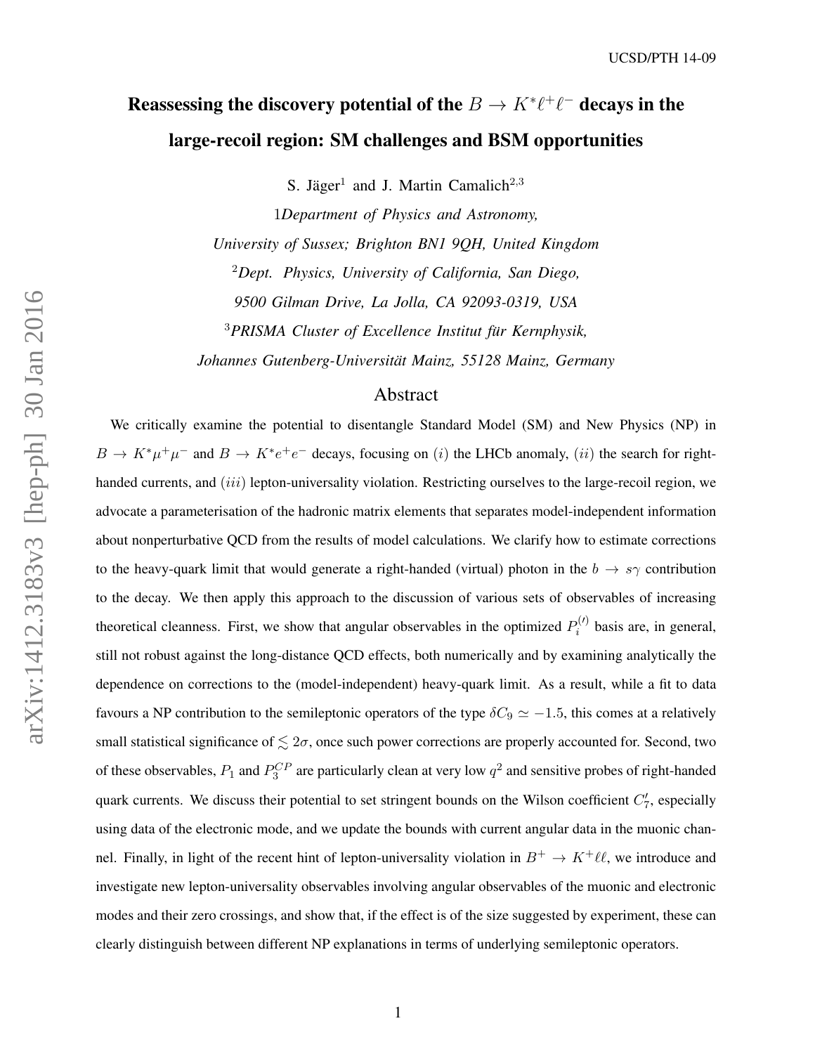UCSD/PTH 14-09

# Reassessing the discovery potential of the $B \to K^*\ell^+\ell^-$ decays in the large-recoil region: SM challenges and BSM opportunities

S. Jäger[1] and J. Martin Camalich[2,3]

1*Department of Physics and Astronomy, University of Sussex; Brighton BN1 9QH, United Kingdom*

[2]*Dept. Physics, University of California, San Diego, 9500 Gilman Drive, La Jolla, CA 92093-0319, USA*

[3]*PRISMA Cluster of Excellence Institut für Kernphysik, Johannes Gutenberg-Universität Mainz, 55128 Mainz, Germany*

## Abstract

We critically examine the potential to disentangle Standard Model (SM) and New Physics (NP) in $B \to K^*\mu^+\mu^-$ and $B \to K^*e^+e^-$ decays, focusing on $(i)$ the LHCb anomaly, $(ii)$ the search for right-handed currents, and $(iii)$ lepton-universality violation. Restricting ourselves to the large-recoil region, we advocate a parameterisation of the hadronic matrix elements that separates model-independent information about nonperturbative QCD from the results of model calculations. We clarify how to estimate corrections to the heavy-quark limit that would generate a right-handed (virtual) photon in the $b \to s\gamma$ contribution to the decay. We then apply this approach to the discussion of various sets of observables of increasing theoretical cleanness. First, we show that angular observables in the optimized $P_i^{(\prime)}$ basis are, in general, still not robust against the long-distance QCD effects, both numerically and by examining analytically the dependence on corrections to the (model-independent) heavy-quark limit. As a result, while a fit to data favours a NP contribution to the semileptonic operators of the type $\delta C_9 \simeq -1.5$, this comes at a relatively small statistical significance of $\lesssim 2\sigma$, once such power corrections are properly accounted for. Second, two of these observables, $P_1$ and $P_3^{CP}$ are particularly clean at very low $q^2$ and sensitive probes of right-handed quark currents. We discuss their potential to set stringent bounds on the Wilson coefficient $C_7'$, especially using data of the electronic mode, and we update the bounds with current angular data in the muonic channel. Finally, in light of the recent hint of lepton-universality violation in $B^+ \to K^+\ell\ell$, we introduce and investigate new lepton-universality observables involving angular observables of the muonic and electronic modes and their zero crossings, and show that, if the effect is of the size suggested by experiment, these can clearly distinguish between different NP explanations in terms of underlying semileptonic operators.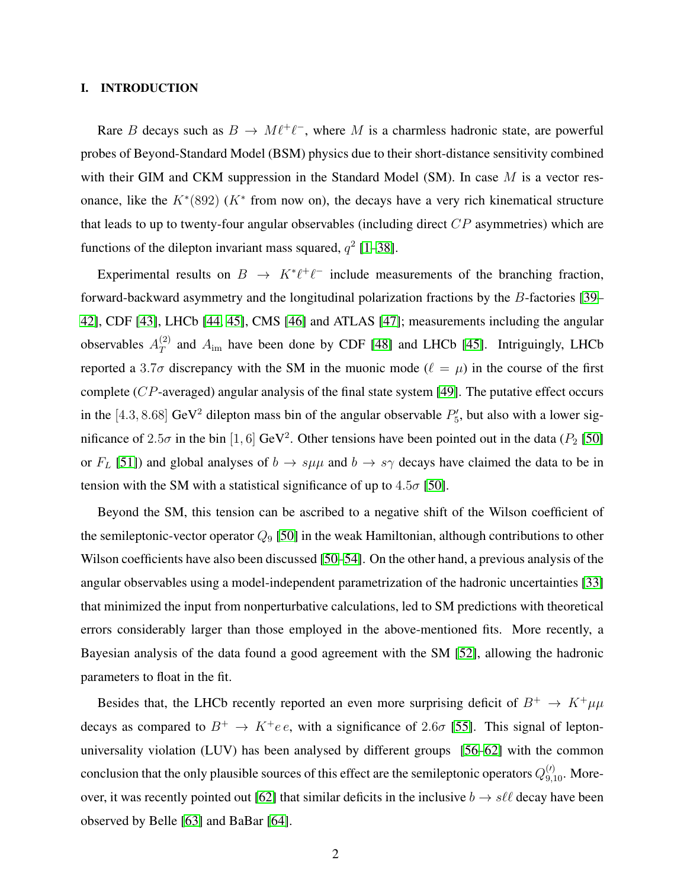## I. INTRODUCTION

Rare $B$ decays such as $B \to M\ell^+\ell^-$, where $M$ is a charmless hadronic state, are powerful probes of Beyond-Standard Model (BSM) physics due to their short-distance sensitivity combined with their GIM and CKM suppression in the Standard Model (SM). In case $M$ is a vector resonance, like the $K^*(892)$ ($K^*$ from now on), the decays have a very rich kinematical structure that leads to up to twenty-four angular observables (including direct $CP$ asymmetries) which are functions of the dilepton invariant mass squared, $q^2$ [1–38].

Experimental results on $B \to K^*\ell^+\ell^-$ include measurements of the branching fraction, forward-backward asymmetry and the longitudinal polarization fractions by the $B$-factories [39–42], CDF [43], LHCb [44, 45], CMS [46] and ATLAS [47]; measurements including the angular observables $A_T^{(2)}$ and $A_{\rm im}$ have been done by CDF [48] and LHCb [45]. Intriguingly, LHCb reported a $3.7\sigma$ discrepancy with the SM in the muonic mode ($\ell = \mu$) in the course of the first complete ($CP$-averaged) angular analysis of the final state system [49]. The putative effect occurs in the $[4.3, 8.68]$ GeV$^2$ dilepton mass bin of the angular observable $P_5'$, but also with a lower significance of $2.5\sigma$ in the bin $[1, 6]$ GeV$^2$. Other tensions have been pointed out in the data ($P_2$ [50] or $F_L$ [51]) and global analyses of $b \to s\mu\mu$ and $b \to s\gamma$ decays have claimed the data to be in tension with the SM with a statistical significance of up to $4.5\sigma$ [50].

Beyond the SM, this tension can be ascribed to a negative shift of the Wilson coefficient of the semileptonic-vector operator $Q_9$ [50] in the weak Hamiltonian, although contributions to other Wilson coefficients have also been discussed [50–54]. On the other hand, a previous analysis of the angular observables using a model-independent parametrization of the hadronic uncertainties [33] that minimized the input from nonperturbative calculations, led to SM predictions with theoretical errors considerably larger than those employed in the above-mentioned fits. More recently, a Bayesian analysis of the data found a good agreement with the SM [52], allowing the hadronic parameters to float in the fit.

Besides that, the LHCb recently reported an even more surprising deficit of $B^+ \to K^+\mu\mu$ decays as compared to $B^+ \to K^+e\,e$, with a significance of $2.6\sigma$ [55]. This signal of lepton-universality violation (LUV) has been analysed by different groups [56–62] with the common conclusion that the only plausible sources of this effect are the semileptonic operators $Q_{9,10}^{(\prime)}$. Moreover, it was recently pointed out [62] that similar deficits in the inclusive $b \to s\ell\ell$ decay have been observed by Belle [63] and BaBar [64].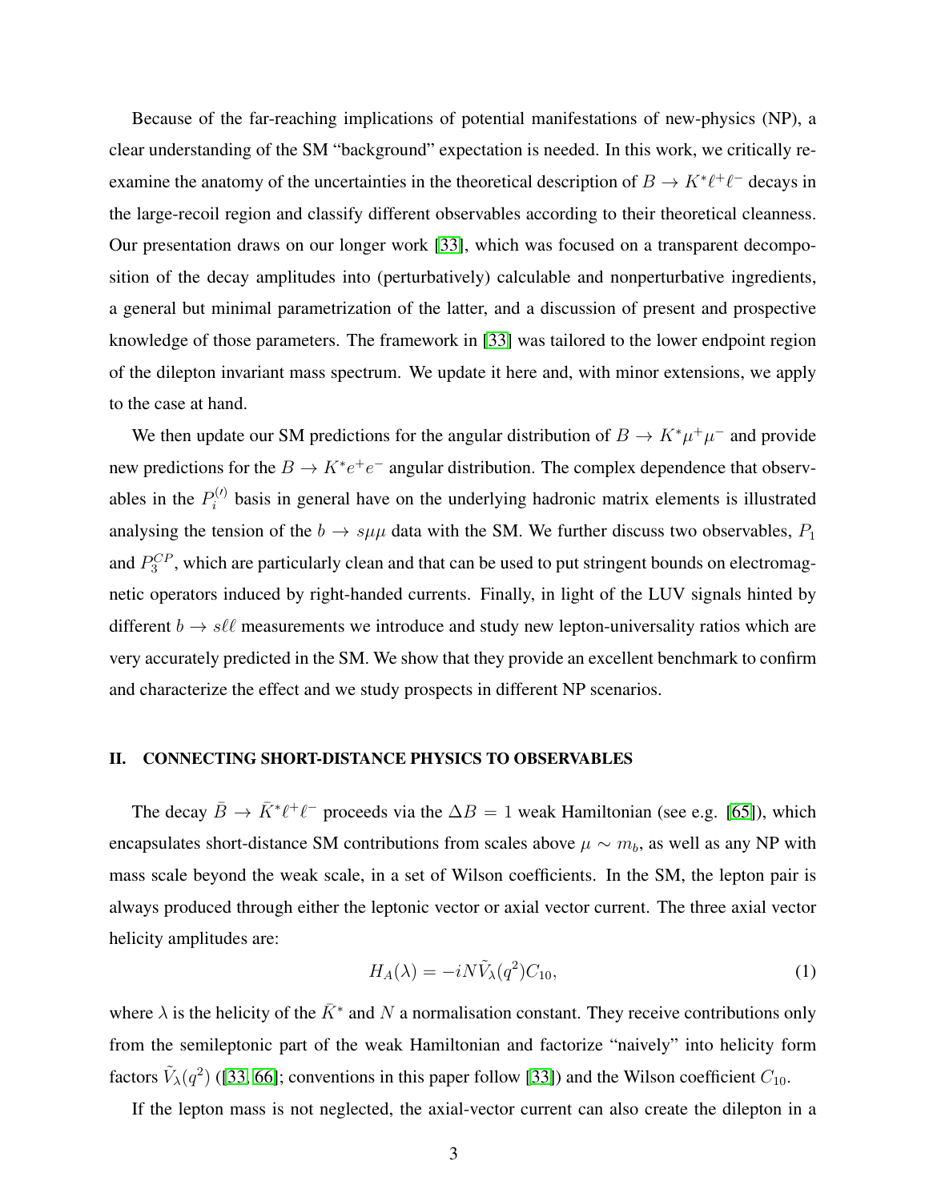Because of the far-reaching implications of potential manifestations of new-physics (NP), a clear understanding of the SM "background" expectation is needed. In this work, we critically re-examine the anatomy of the uncertainties in the theoretical description of $B \to K^* \ell^+ \ell^-$ decays in the large-recoil region and classify different observables according to their theoretical cleanness. Our presentation draws on our longer work [33], which was focused on a transparent decomposition of the decay amplitudes into (perturbatively) calculable and nonperturbative ingredients, a general but minimal parametrization of the latter, and a discussion of present and prospective knowledge of those parameters. The framework in [33] was tailored to the lower endpoint region of the dilepton invariant mass spectrum. We update it here and, with minor extensions, we apply to the case at hand.

We then update our SM predictions for the angular distribution of $B \to K^* \mu^+ \mu^-$ and provide new predictions for the $B \to K^* e^+ e^-$ angular distribution. The complex dependence that observables in the $P_i^{(\prime)}$ basis in general have on the underlying hadronic matrix elements is illustrated analysing the tension of the $b \to s\mu\mu$ data with the SM. We further discuss two observables, $P_1$ and $P_3^{CP}$, which are particularly clean and that can be used to put stringent bounds on electromagnetic operators induced by right-handed currents. Finally, in light of the LUV signals hinted by different $b \to s\ell\ell$ measurements we introduce and study new lepton-universality ratios which are very accurately predicted in the SM. We show that they provide an excellent benchmark to confirm and characterize the effect and we study prospects in different NP scenarios.

## II. CONNECTING SHORT-DISTANCE PHYSICS TO OBSERVABLES

The decay $\bar{B} \to \bar{K}^* \ell^+ \ell^-$ proceeds via the $\Delta B = 1$ weak Hamiltonian (see e.g. [65]), which encapsulates short-distance SM contributions from scales above $\mu \sim m_b$, as well as any NP with mass scale beyond the weak scale, in a set of Wilson coefficients. In the SM, the lepton pair is always produced through either the leptonic vector or axial vector current. The three axial vector helicity amplitudes are:

$$H_A(\lambda) = -iN\tilde{V}_\lambda(q^2)C_{10}, \tag{1}$$

where $\lambda$ is the helicity of the $\bar{K}^*$ and $N$ a normalisation constant. They receive contributions only from the semileptonic part of the weak Hamiltonian and factorize "naively" into helicity form factors $\tilde{V}_\lambda(q^2)$ ([33, 66]; conventions in this paper follow [33]) and the Wilson coefficient $C_{10}$.

If the lepton mass is not neglected, the axial-vector current can also create the dilepton in a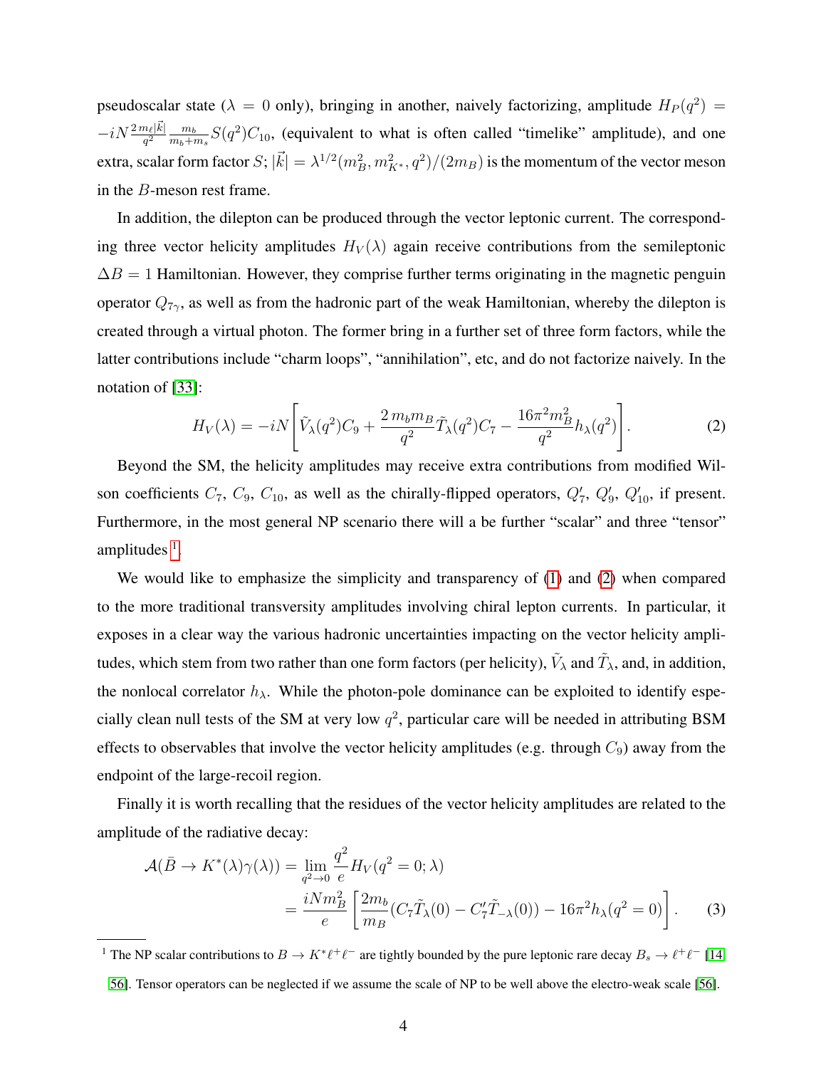pseudoscalar state ($\lambda = 0$ only), bringing in another, naively factorizing, amplitude $H_P(q^2) = -iN\frac{2\,m_\ell|\vec{k}|}{q^2}\frac{m_b}{m_b+m_s}S(q^2)C_{10}$, (equivalent to what is often called "timelike" amplitude), and one extra, scalar form factor $S$; $|\vec{k}| = \lambda^{1/2}(m_B^2, m_{K^*}^2, q^2)/(2m_B)$ is the momentum of the vector meson in the $B$-meson rest frame.

In addition, the dilepton can be produced through the vector leptonic current. The corresponding three vector helicity amplitudes $H_V(\lambda)$ again receive contributions from the semileptonic $\Delta B = 1$ Hamiltonian. However, they comprise further terms originating in the magnetic penguin operator $Q_{7\gamma}$, as well as from the hadronic part of the weak Hamiltonian, whereby the dilepton is created through a virtual photon. The former bring in a further set of three form factors, while the latter contributions include "charm loops", "annihilation", etc, and do not factorize naively. In the notation of [33]:

$$H_V(\lambda) = -iN\left[\tilde{V}_\lambda(q^2)C_9 + \frac{2\,m_b m_B}{q^2}\tilde{T}_\lambda(q^2)C_7 - \frac{16\pi^2 m_B^2}{q^2}h_\lambda(q^2)\right]. \tag{2}$$

Beyond the SM, the helicity amplitudes may receive extra contributions from modified Wilson coefficients $C_7$, $C_9$, $C_{10}$, as well as the chirally-flipped operators, $Q_7'$, $Q_9'$, $Q_{10}'$, if present. Furthermore, in the most general NP scenario there will a be further "scalar" and three "tensor" amplitudes [1].

We would like to emphasize the simplicity and transparency of (1) and (2) when compared to the more traditional transversity amplitudes involving chiral lepton currents. In particular, it exposes in a clear way the various hadronic uncertainties impacting on the vector helicity amplitudes, which stem from two rather than one form factors (per helicity), $\tilde{V}_\lambda$ and $\tilde{T}_\lambda$, and, in addition, the nonlocal correlator $h_\lambda$. While the photon-pole dominance can be exploited to identify especially clean null tests of the SM at very low $q^2$, particular care will be needed in attributing BSM effects to observables that involve the vector helicity amplitudes (e.g. through $C_9$) away from the endpoint of the large-recoil region.

Finally it is worth recalling that the residues of the vector helicity amplitudes are related to the amplitude of the radiative decay:

$$\begin{aligned}
\mathcal{A}(\bar{B} \to K^*(\lambda)\gamma(\lambda)) &= \lim_{q^2\to 0}\frac{q^2}{e}H_V(q^2 = 0;\lambda) \\
&= \frac{iNm_B^2}{e}\left[\frac{2m_b}{m_B}(C_7\tilde{T}_\lambda(0) - C_7'\tilde{T}_{-\lambda}(0)) - 16\pi^2 h_\lambda(q^2 = 0)\right].
\end{aligned} \tag{3}$$

[1] The NP scalar contributions to $B \to K^*\ell^+\ell^-$ are tightly bounded by the pure leptonic rare decay $B_s \to \ell^+\ell^-$ [14, 56]. Tensor operators can be neglected if we assume the scale of NP to be well above the electro-weak scale [56].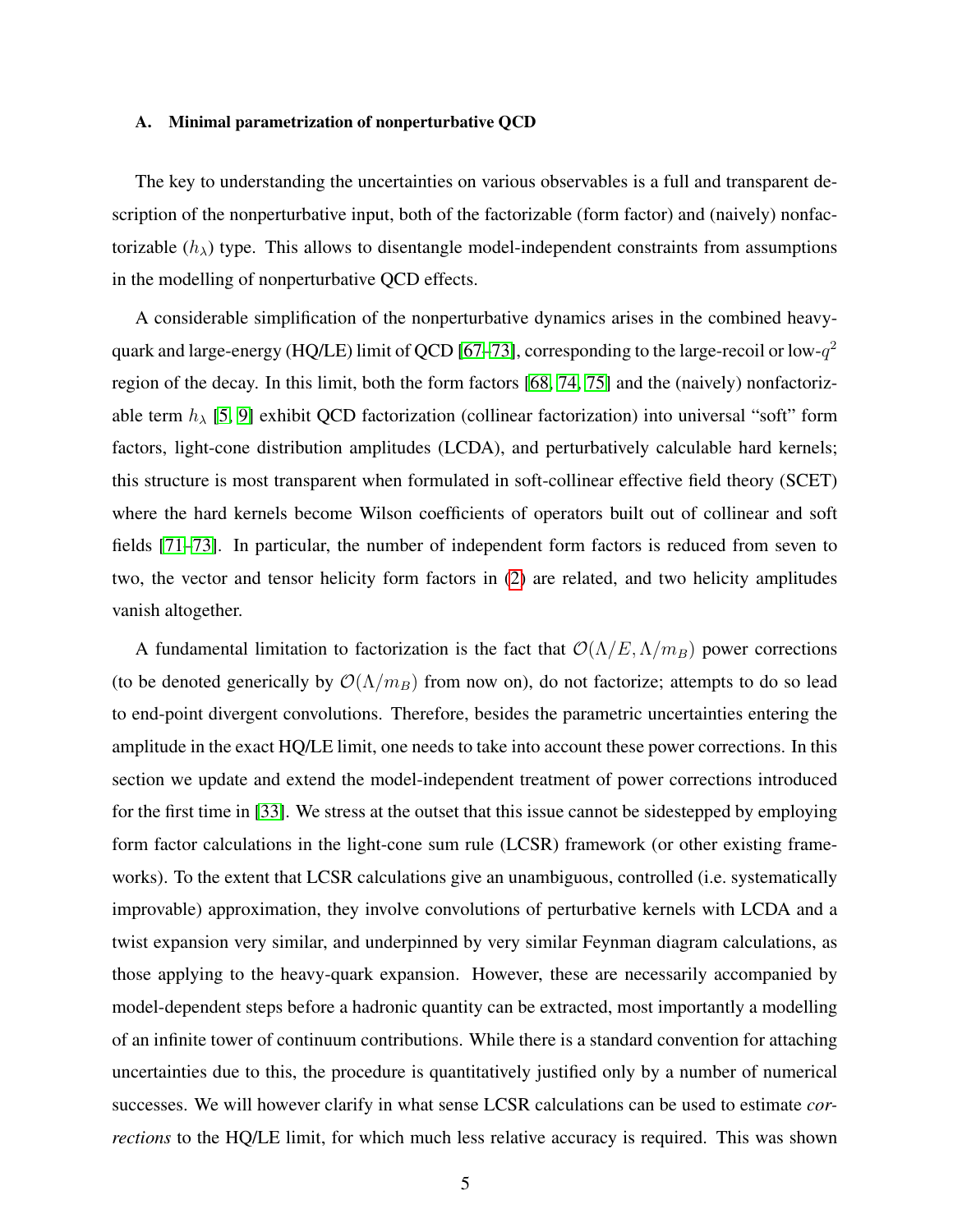### A. Minimal parametrization of nonperturbative QCD

The key to understanding the uncertainties on various observables is a full and transparent description of the nonperturbative input, both of the factorizable (form factor) and (naively) nonfactorizable ($h_\lambda$) type. This allows to disentangle model-independent constraints from assumptions in the modelling of nonperturbative QCD effects.

A considerable simplification of the nonperturbative dynamics arises in the combined heavy-quark and large-energy (HQ/LE) limit of QCD [67–73], corresponding to the large-recoil or low-$q^2$ region of the decay. In this limit, both the form factors [68, 74, 75] and the (naively) nonfactorizable term $h_\lambda$ [5, 9] exhibit QCD factorization (collinear factorization) into universal "soft" form factors, light-cone distribution amplitudes (LCDA), and perturbatively calculable hard kernels; this structure is most transparent when formulated in soft-collinear effective field theory (SCET) where the hard kernels become Wilson coefficients of operators built out of collinear and soft fields [71–73]. In particular, the number of independent form factors is reduced from seven to two, the vector and tensor helicity form factors in (2) are related, and two helicity amplitudes vanish altogether.

A fundamental limitation to factorization is the fact that $\mathcal{O}(\Lambda/E, \Lambda/m_B)$ power corrections (to be denoted generically by $\mathcal{O}(\Lambda/m_B)$ from now on), do not factorize; attempts to do so lead to end-point divergent convolutions. Therefore, besides the parametric uncertainties entering the amplitude in the exact HQ/LE limit, one needs to take into account these power corrections. In this section we update and extend the model-independent treatment of power corrections introduced for the first time in [33]. We stress at the outset that this issue cannot be sidestepped by employing form factor calculations in the light-cone sum rule (LCSR) framework (or other existing frameworks). To the extent that LCSR calculations give an unambiguous, controlled (i.e. systematically improvable) approximation, they involve convolutions of perturbative kernels with LCDA and a twist expansion very similar, and underpinned by very similar Feynman diagram calculations, as those applying to the heavy-quark expansion. However, these are necessarily accompanied by model-dependent steps before a hadronic quantity can be extracted, most importantly a modelling of an infinite tower of continuum contributions. While there is a standard convention for attaching uncertainties due to this, the procedure is quantitatively justified only by a number of numerical successes. We will however clarify in what sense LCSR calculations can be used to estimate *corrections* to the HQ/LE limit, for which much less relative accuracy is required. This was shown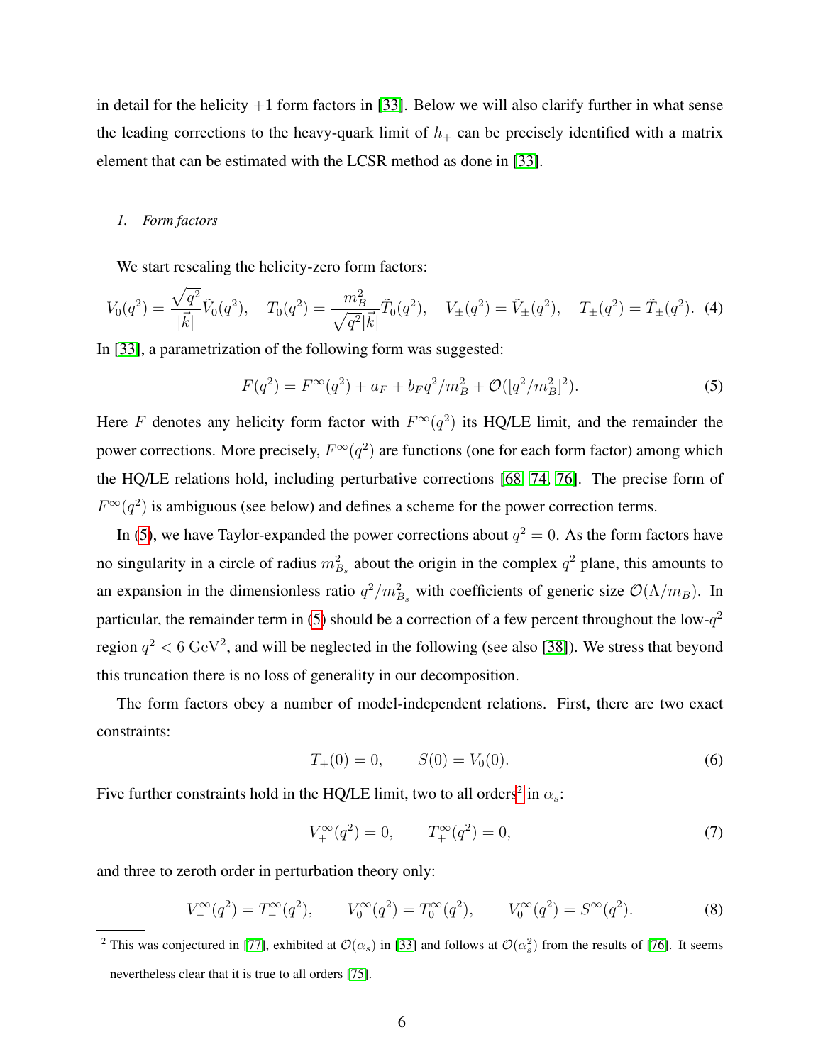in detail for the helicity $+1$ form factors in [33]. Below we will also clarify further in what sense the leading corrections to the heavy-quark limit of $h_+$ can be precisely identified with a matrix element that can be estimated with the LCSR method as done in [33].

### *1. Form factors*

We start rescaling the helicity-zero form factors:

$$V_0(q^2) = \frac{\sqrt{q^2}}{|\vec{k}|}\tilde{V}_0(q^2), \quad T_0(q^2) = \frac{m_B^2}{\sqrt{q^2}|\vec{k}|}\tilde{T}_0(q^2), \quad V_\pm(q^2) = \tilde{V}_\pm(q^2), \quad T_\pm(q^2) = \tilde{T}_\pm(q^2). \tag{4}$$

In [33], a parametrization of the following form was suggested:

$$F(q^2) = F^\infty(q^2) + a_F + b_F q^2/m_B^2 + \mathcal{O}([q^2/m_B^2]^2). \tag{5}$$

Here $F$ denotes any helicity form factor with $F^\infty(q^2)$ its HQ/LE limit, and the remainder the power corrections. More precisely, $F^\infty(q^2)$ are functions (one for each form factor) among which the HQ/LE relations hold, including perturbative corrections [68, 74, 76]. The precise form of $F^\infty(q^2)$ is ambiguous (see below) and defines a scheme for the power correction terms.

In (5), we have Taylor-expanded the power corrections about $q^2 = 0$. As the form factors have no singularity in a circle of radius $m_{B_s}^2$ about the origin in the complex $q^2$ plane, this amounts to an expansion in the dimensionless ratio $q^2/m_{B_s}^2$ with coefficients of generic size $\mathcal{O}(\Lambda/m_B)$. In particular, the remainder term in (5) should be a correction of a few percent throughout the low-$q^2$ region $q^2 < 6\ \mathrm{GeV}^2$, and will be neglected in the following (see also [38]). We stress that beyond this truncation there is no loss of generality in our decomposition.

The form factors obey a number of model-independent relations. First, there are two exact constraints:

$$T_+(0) = 0, \qquad S(0) = V_0(0). \tag{6}$$

Five further constraints hold in the HQ/LE limit, two to all orders[2] in $\alpha_s$:

$$V_+^\infty(q^2) = 0, \qquad T_+^\infty(q^2) = 0, \tag{7}$$

and three to zeroth order in perturbation theory only:

$$V_-^\infty(q^2) = T_-^\infty(q^2), \qquad V_0^\infty(q^2) = T_0^\infty(q^2), \qquad V_0^\infty(q^2) = S^\infty(q^2). \tag{8}$$

[2] This was conjectured in [77], exhibited at $\mathcal{O}(\alpha_s)$ in [33] and follows at $\mathcal{O}(\alpha_s^2)$ from the results of [76]. It seems nevertheless clear that it is true to all orders [75].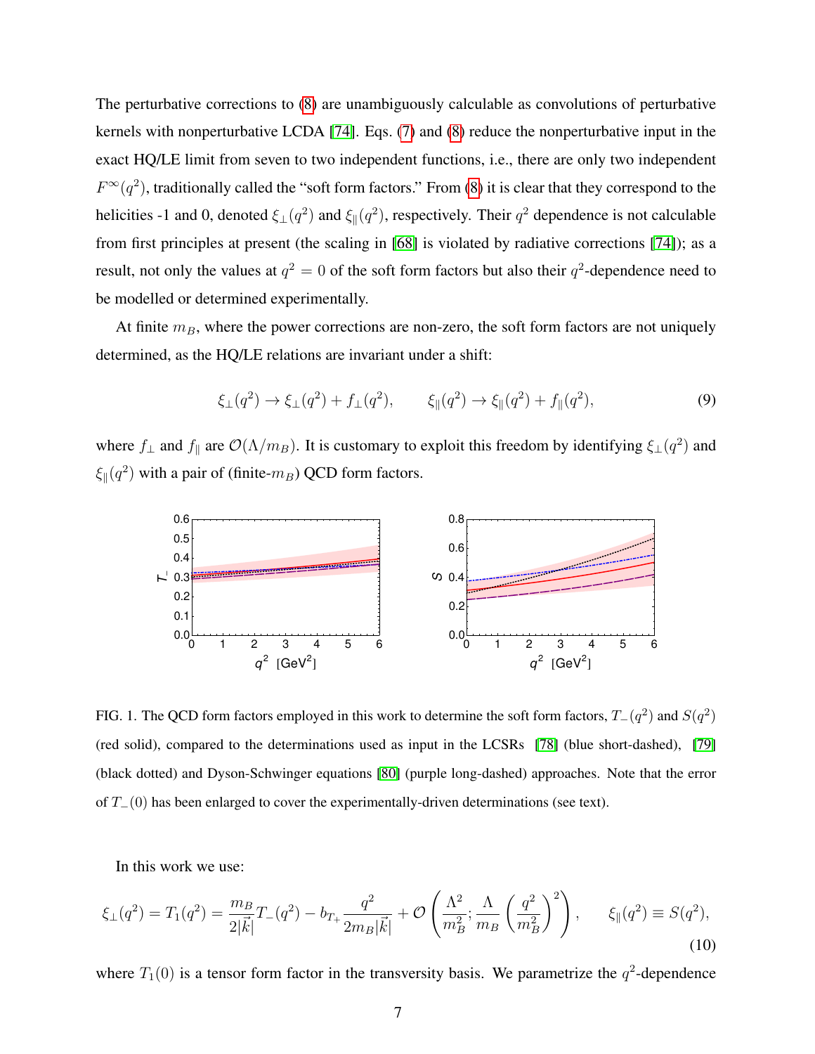The perturbative corrections to (8) are unambiguously calculable as convolutions of perturbative kernels with nonperturbative LCDA [74]. Eqs. (7) and (8) reduce the nonperturbative input in the exact HQ/LE limit from seven to two independent functions, i.e., there are only two independent $F^{\infty}(q^2)$, traditionally called the "soft form factors." From (8) it is clear that they correspond to the helicities -1 and 0, denoted $\xi_{\perp}(q^2)$ and $\xi_{\parallel}(q^2)$, respectively. Their $q^2$ dependence is not calculable from first principles at present (the scaling in [68] is violated by radiative corrections [74]); as a result, not only the values at $q^2 = 0$ of the soft form factors but also their $q^2$-dependence need to be modelled or determined experimentally.

At finite $m_B$, where the power corrections are non-zero, the soft form factors are not uniquely determined, as the HQ/LE relations are invariant under a shift:

$$\xi_{\perp}(q^2) \rightarrow \xi_{\perp}(q^2) + f_{\perp}(q^2), \qquad \xi_{\parallel}(q^2) \rightarrow \xi_{\parallel}(q^2) + f_{\parallel}(q^2), \tag{9}$$

where $f_{\perp}$ and $f_{\parallel}$ are $\mathcal{O}(\Lambda/m_B)$. It is customary to exploit this freedom by identifying $\xi_{\perp}(q^2)$ and $\xi_{\parallel}(q^2)$ with a pair of (finite-$m_B$) QCD form factors.

FIG. 1. The QCD form factors employed in this work to determine the soft form factors, $T_{-}(q^2)$ and $S(q^2)$ (red solid), compared to the determinations used as input in the LCSRs [78] (blue short-dashed), [79] (black dotted) and Dyson-Schwinger equations [80] (purple long-dashed) approaches. Note that the error of $T_{-}(0)$ has been enlarged to cover the experimentally-driven determinations (see text).

In this work we use:

$$\xi_{\perp}(q^2) = T_1(q^2) = \frac{m_B}{2|\vec{k}|} T_{-}(q^2) - b_{T_+} \frac{q^2}{2 m_B |\vec{k}|} + \mathcal{O}\left(\frac{\Lambda^2}{m_B^2}; \frac{\Lambda}{m_B}\left(\frac{q^2}{m_B^2}\right)^2\right), \qquad \xi_{\parallel}(q^2) \equiv S(q^2), \tag{10}$$

where $T_1(0)$ is a tensor form factor in the transversity basis. We parametrize the $q^2$-dependence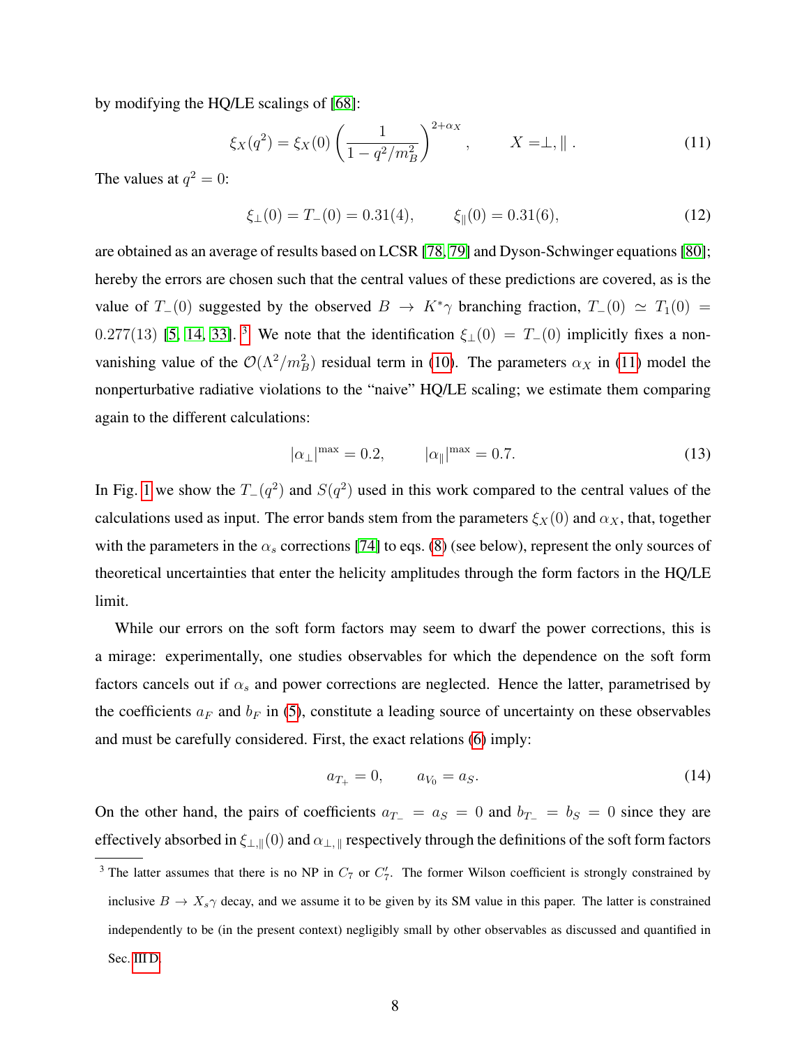by modifying the HQ/LE scalings of [68]:

$$\xi_X(q^2) = \xi_X(0) \left( \frac{1}{1 - q^2/m_B^2} \right)^{2+\alpha_X} , \qquad X = \perp, \parallel . \tag{11}$$

The values at $q^2 = 0$:

$$\xi_\perp(0) = T_-(0) = 0.31(4), \qquad \xi_\parallel(0) = 0.31(6), \tag{12}$$

are obtained as an average of results based on LCSR [78, 79] and Dyson-Schwinger equations [80]; hereby the errors are chosen such that the central values of these predictions are covered, as is the value of $T_-(0)$ suggested by the observed $B \to K^*\gamma$ branching fraction, $T_-(0) \simeq T_1(0) = 0.277(13)$ [5, 14, 33]. [3] We note that the identification $\xi_\perp(0) = T_-(0)$ implicitly fixes a non-vanishing value of the $\mathcal{O}(\Lambda^2/m_B^2)$ residual term in (10). The parameters $\alpha_X$ in (11) model the nonperturbative radiative violations to the "naive" HQ/LE scaling; we estimate them comparing again to the different calculations:

$$|\alpha_\perp|^{\max} = 0.2, \qquad |\alpha_\parallel|^{\max} = 0.7. \tag{13}$$

In Fig. 1 we show the $T_-(q^2)$ and $S(q^2)$ used in this work compared to the central values of the calculations used as input. The error bands stem from the parameters $\xi_X(0)$ and $\alpha_X$, that, together with the parameters in the $\alpha_s$ corrections [74] to eqs. (8) (see below), represent the only sources of theoretical uncertainties that enter the helicity amplitudes through the form factors in the HQ/LE limit.

While our errors on the soft form factors may seem to dwarf the power corrections, this is a mirage: experimentally, one studies observables for which the dependence on the soft form factors cancels out if $\alpha_s$ and power corrections are neglected. Hence the latter, parametrised by the coefficients $a_F$ and $b_F$ in (5), constitute a leading source of uncertainty on these observables and must be carefully considered. First, the exact relations (6) imply:

$$a_{T_+} = 0, \qquad a_{V_0} = a_S. \tag{14}$$

On the other hand, the pairs of coefficients $a_{T_-} = a_S = 0$ and $b_{T_-} = b_S = 0$ since they are effectively absorbed in $\xi_{\perp,\parallel}(0)$ and $\alpha_{\perp,\parallel}$ respectively through the definitions of the soft form factors

[3] The latter assumes that there is no NP in $C_7$ or $C_7'$. The former Wilson coefficient is strongly constrained by inclusive $B \to X_s\gamma$ decay, and we assume it to be given by its SM value in this paper. The latter is constrained independently to be (in the present context) negligibly small by other observables as discussed and quantified in Sec. III D.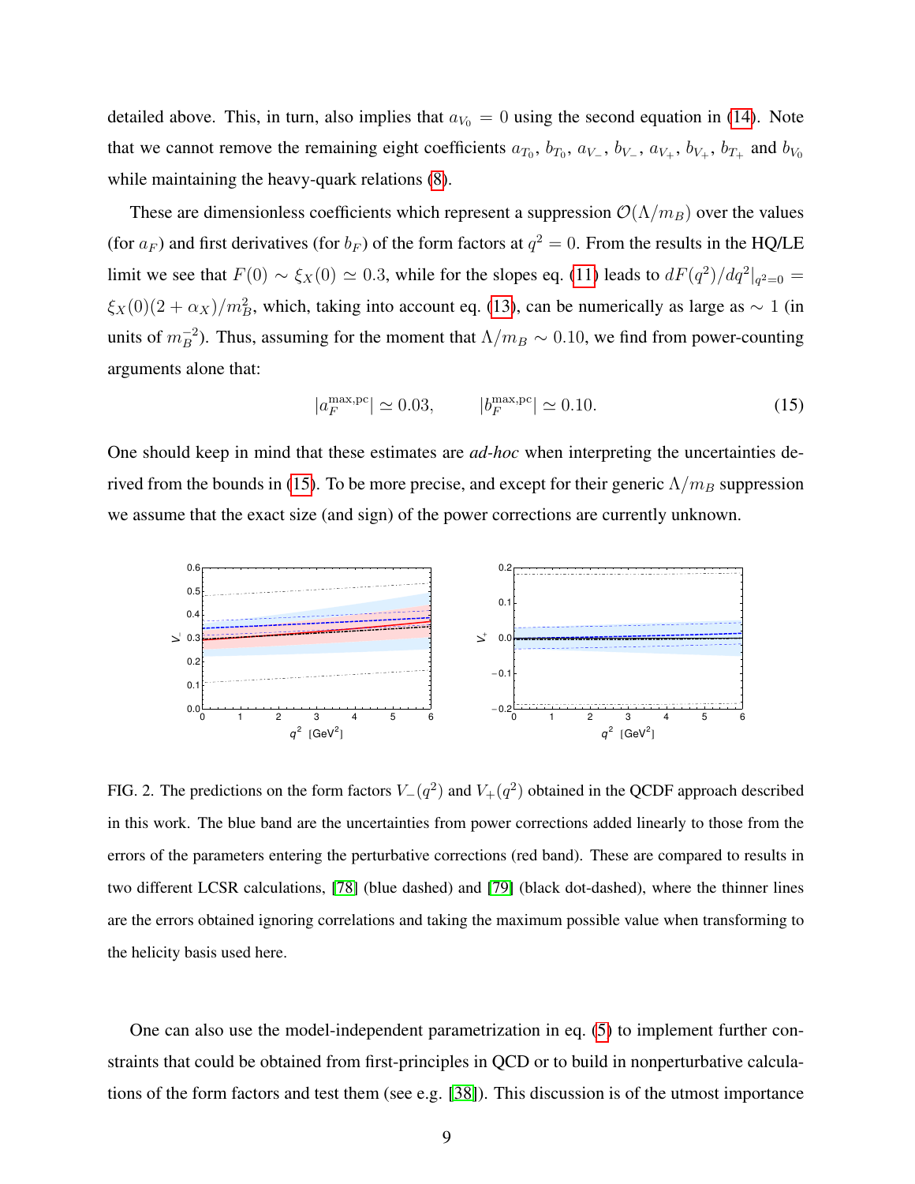detailed above. This, in turn, also implies that $a_{V_0} = 0$ using the second equation in (14). Note that we cannot remove the remaining eight coefficients $a_{T_0}$, $b_{T_0}$, $a_{V_-}$, $b_{V_-}$, $a_{V_+}$, $b_{V_+}$, $b_{T_+}$ and $b_{V_0}$ while maintaining the heavy-quark relations (8).

These are dimensionless coefficients which represent a suppression $\mathcal{O}(\Lambda/m_B)$ over the values (for $a_F$) and first derivatives (for $b_F$) of the form factors at $q^2 = 0$. From the results in the HQ/LE limit we see that $F(0) \sim \xi_X(0) \simeq 0.3$, while for the slopes eq. (11) leads to $dF(q^2)/dq^2|_{q^2=0} = \xi_X(0)(2 + \alpha_X)/m_B^2$, which, taking into account eq. (13), can be numerically as large as $\sim 1$ (in units of $m_B^{-2}$). Thus, assuming for the moment that $\Lambda/m_B \sim 0.10$, we find from power-counting arguments alone that:

$$|a_F^{\mathrm{max,pc}}| \simeq 0.03, \qquad |b_F^{\mathrm{max,pc}}| \simeq 0.10. \tag{15}$$

One should keep in mind that these estimates are *ad-hoc* when interpreting the uncertainties derived from the bounds in (15). To be more precise, and except for their generic $\Lambda/m_B$ suppression we assume that the exact size (and sign) of the power corrections are currently unknown.

FIG. 2. The predictions on the form factors $V_-(q^2)$ and $V_+(q^2)$ obtained in the QCDF approach described in this work. The blue band are the uncertainties from power corrections added linearly to those from the errors of the parameters entering the perturbative corrections (red band). These are compared to results in two different LCSR calculations, [78] (blue dashed) and [79] (black dot-dashed), where the thinner lines are the errors obtained ignoring correlations and taking the maximum possible value when transforming to the helicity basis used here.

One can also use the model-independent parametrization in eq. (5) to implement further constraints that could be obtained from first-principles in QCD or to build in nonperturbative calculations of the form factors and test them (see e.g. [38]). This discussion is of the utmost importance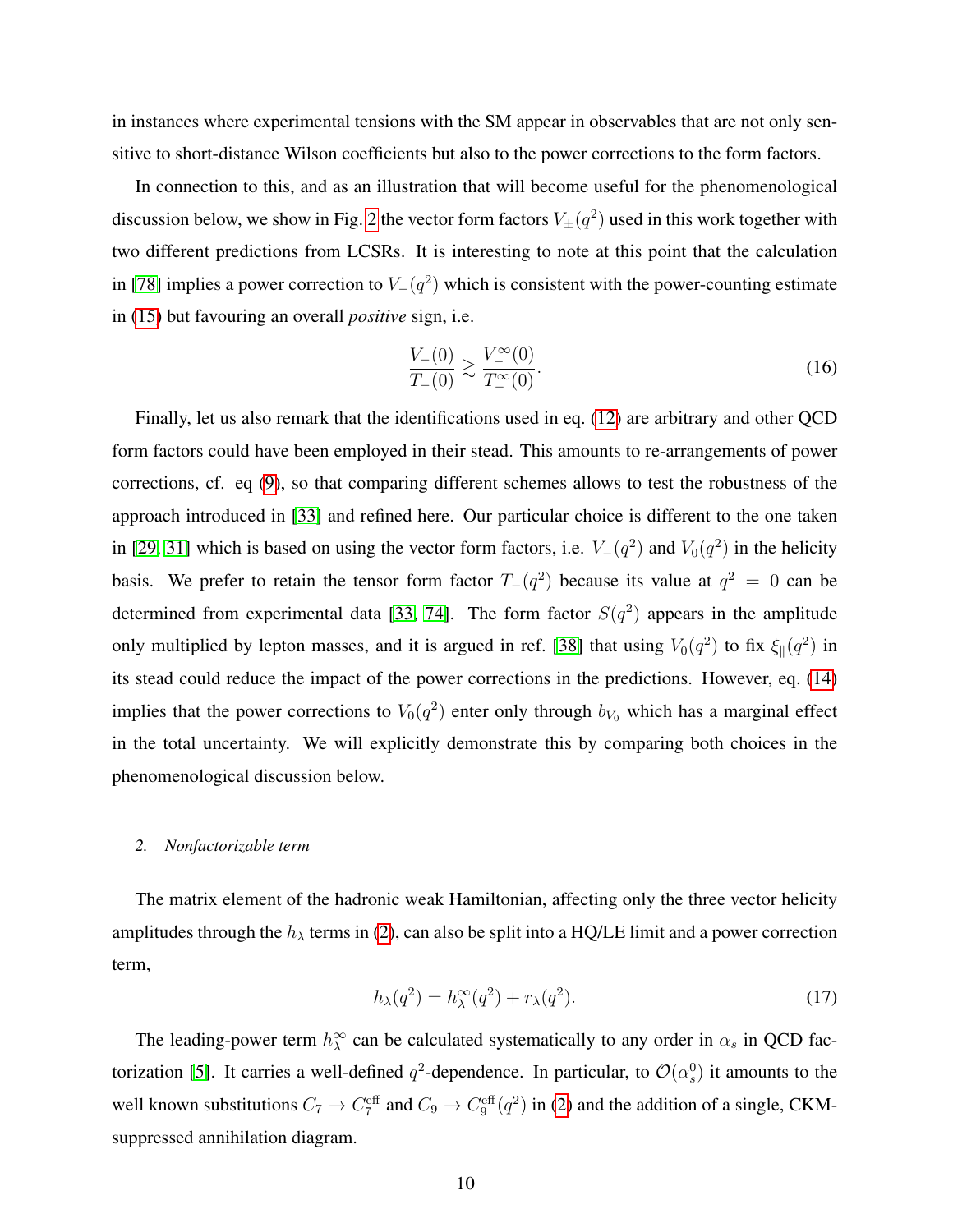in instances where experimental tensions with the SM appear in observables that are not only sensitive to short-distance Wilson coefficients but also to the power corrections to the form factors.

In connection to this, and as an illustration that will become useful for the phenomenological discussion below, we show in Fig. 2 the vector form factors $V_\pm(q^2)$ used in this work together with two different predictions from LCSRs. It is interesting to note at this point that the calculation in [78] implies a power correction to $V_-(q^2)$ which is consistent with the power-counting estimate in (15) but favouring an overall *positive* sign, i.e.

$$\frac{V_-(0)}{T_-(0)} \gtrsim \frac{V_-^\infty(0)}{T_-^\infty(0)}. \tag{16}$$

Finally, let us also remark that the identifications used in eq. (12) are arbitrary and other QCD form factors could have been employed in their stead. This amounts to re-arrangements of power corrections, cf. eq (9), so that comparing different schemes allows to test the robustness of the approach introduced in [33] and refined here. Our particular choice is different to the one taken in [29, 31] which is based on using the vector form factors, i.e. $V_-(q^2)$ and $V_0(q^2)$ in the helicity basis. We prefer to retain the tensor form factor $T_-(q^2)$ because its value at $q^2 = 0$ can be determined from experimental data [33, 74]. The form factor $S(q^2)$ appears in the amplitude only multiplied by lepton masses, and it is argued in ref. [38] that using $V_0(q^2)$ to fix $\xi_\parallel(q^2)$ in its stead could reduce the impact of the power corrections in the predictions. However, eq. (14) implies that the power corrections to $V_0(q^2)$ enter only through $b_{V_0}$ which has a marginal effect in the total uncertainty. We will explicitly demonstrate this by comparing both choices in the phenomenological discussion below.

### 2. *Nonfactorizable term*

The matrix element of the hadronic weak Hamiltonian, affecting only the three vector helicity amplitudes through the $h_\lambda$ terms in (2), can also be split into a HQ/LE limit and a power correction term,

$$h_\lambda(q^2) = h_\lambda^\infty(q^2) + r_\lambda(q^2). \tag{17}$$

The leading-power term $h_\lambda^\infty$ can be calculated systematically to any order in $\alpha_s$ in QCD factorization [5]. It carries a well-defined $q^2$-dependence. In particular, to $\mathcal{O}(\alpha_s^0)$ it amounts to the well known substitutions $C_7 \to C_7^{\rm eff}$ and $C_9 \to C_9^{\rm eff}(q^2)$ in (2) and the addition of a single, CKM-suppressed annihilation diagram.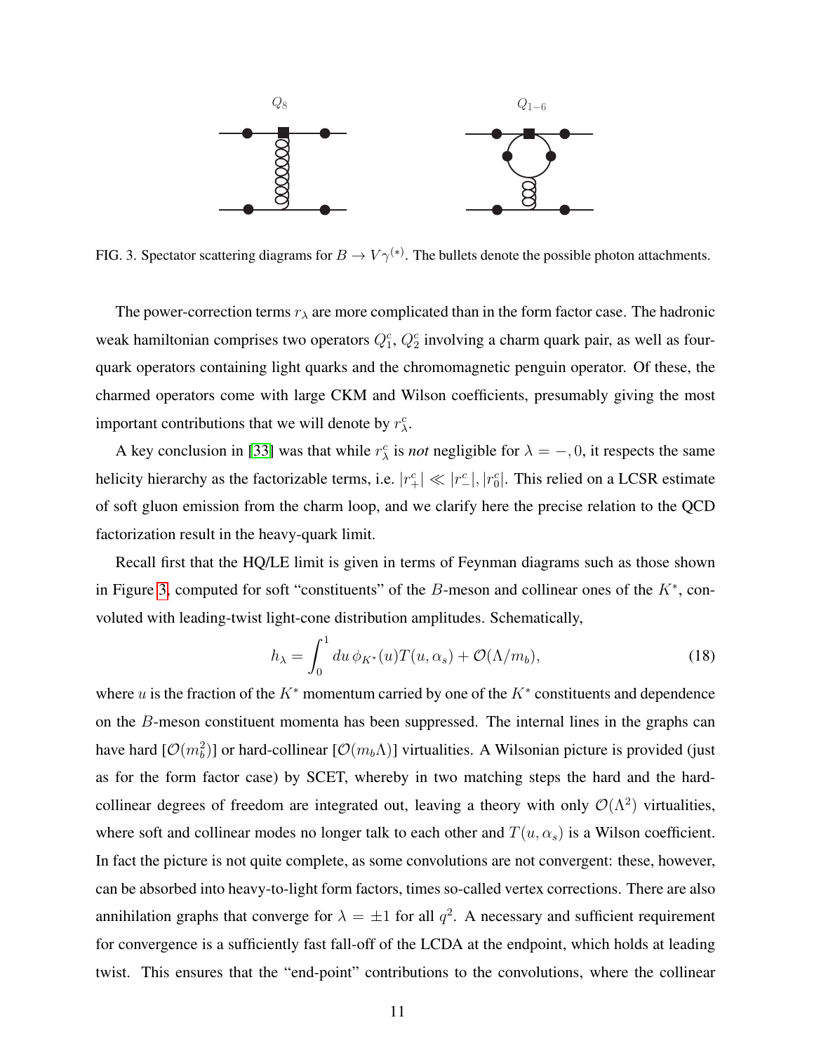FIG. 3. Spectator scattering diagrams for $B \to V\gamma^{(*)}$. The bullets denote the possible photon attachments.

The power-correction terms $r_\lambda$ are more complicated than in the form factor case. The hadronic weak hamiltonian comprises two operators $Q_1^c$, $Q_2^c$ involving a charm quark pair, as well as four-quark operators containing light quarks and the chromomagnetic penguin operator. Of these, the charmed operators come with large CKM and Wilson coefficients, presumably giving the most important contributions that we will denote by $r_\lambda^c$.

A key conclusion in [33] was that while $r_\lambda^c$ is *not* negligible for $\lambda = -, 0$, it respects the same helicity hierarchy as the factorizable terms, i.e. $|r_+^c| \ll |r_-^c|, |r_0^c|$. This relied on a LCSR estimate of soft gluon emission from the charm loop, and we clarify here the precise relation to the QCD factorization result in the heavy-quark limit.

Recall first that the HQ/LE limit is given in terms of Feynman diagrams such as those shown in Figure 3, computed for soft "constituents" of the $B$-meson and collinear ones of the $K^*$, convoluted with leading-twist light-cone distribution amplitudes. Schematically,

$$h_\lambda = \int_0^1 du\, \phi_{K^*}(u) T(u, \alpha_s) + \mathcal{O}(\Lambda/m_b), \tag{18}$$

where $u$ is the fraction of the $K^*$ momentum carried by one of the $K^*$ constituents and dependence on the $B$-meson constituent momenta has been suppressed. The internal lines in the graphs can have hard [$\mathcal{O}(m_b^2)$] or hard-collinear [$\mathcal{O}(m_b\Lambda)$] virtualities. A Wilsonian picture is provided (just as for the form factor case) by SCET, whereby in two matching steps the hard and the hard-collinear degrees of freedom are integrated out, leaving a theory with only $\mathcal{O}(\Lambda^2)$ virtualities, where soft and collinear modes no longer talk to each other and $T(u, \alpha_s)$ is a Wilson coefficient. In fact the picture is not quite complete, as some convolutions are not convergent: these, however, can be absorbed into heavy-to-light form factors, times so-called vertex corrections. There are also annihilation graphs that converge for $\lambda = \pm 1$ for all $q^2$. A necessary and sufficient requirement for convergence is a sufficiently fast fall-off of the LCDA at the endpoint, which holds at leading twist. This ensures that the "end-point" contributions to the convolutions, where the collinear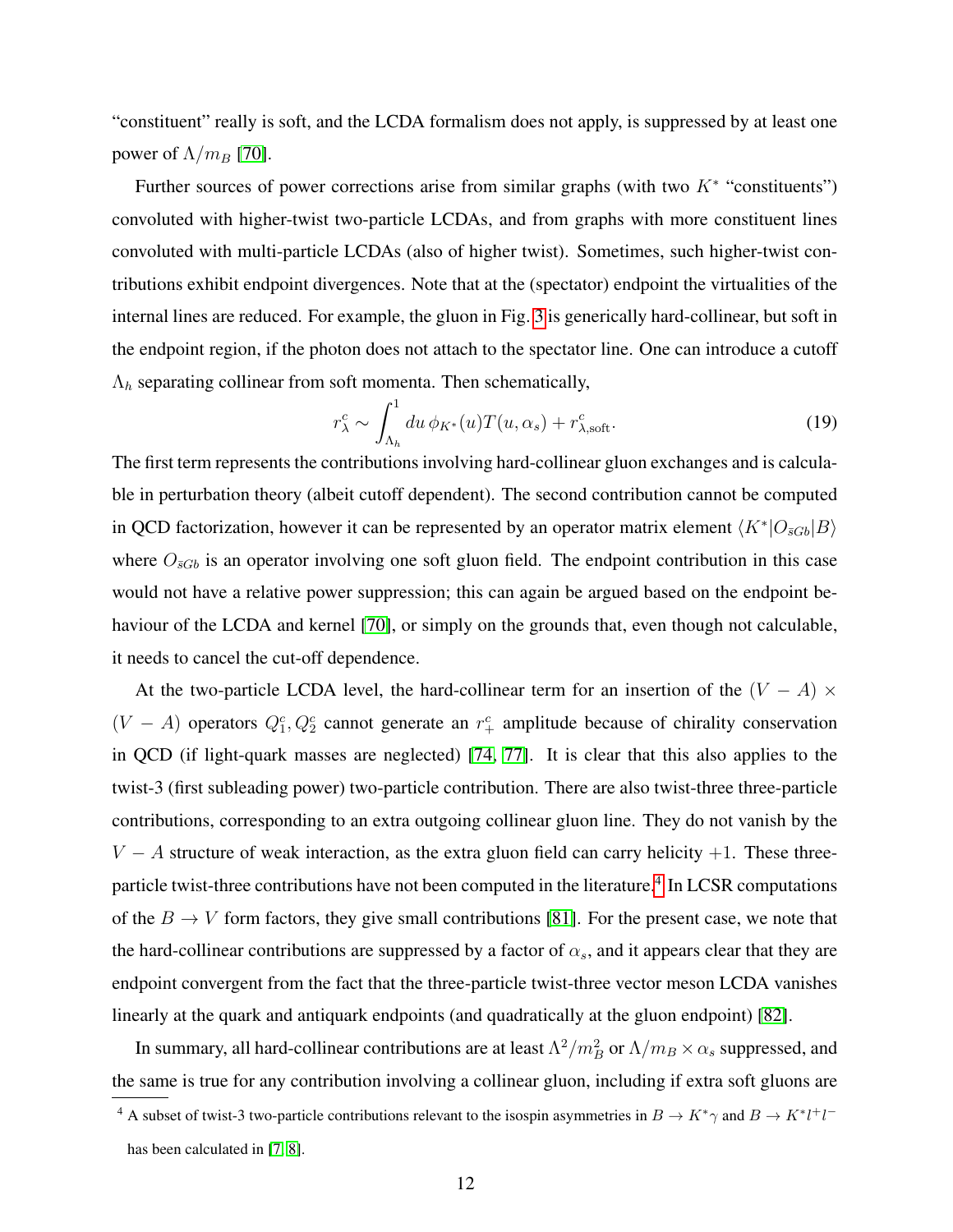"constituent" really is soft, and the LCDA formalism does not apply, is suppressed by at least one power of $\Lambda/m_B$ [70].

Further sources of power corrections arise from similar graphs (with two $K^*$ "constituents") convoluted with higher-twist two-particle LCDAs, and from graphs with more constituent lines convoluted with multi-particle LCDAs (also of higher twist). Sometimes, such higher-twist contributions exhibit endpoint divergences. Note that at the (spectator) endpoint the virtualities of the internal lines are reduced. For example, the gluon in Fig. 3 is generically hard-collinear, but soft in the endpoint region, if the photon does not attach to the spectator line. One can introduce a cutoff $\Lambda_h$ separating collinear from soft momenta. Then schematically,

$$r^c_\lambda \sim \int_{\Lambda_h}^1 du\, \phi_{K^*}(u) T(u, \alpha_s) + r^c_{\lambda,\text{soft}}. \tag{19}$$

The first term represents the contributions involving hard-collinear gluon exchanges and is calculable in perturbation theory (albeit cutoff dependent). The second contribution cannot be computed in QCD factorization, however it can be represented by an operator matrix element $\langle K^*|O_{\bar{s}Gb}|B\rangle$ where $O_{\bar{s}Gb}$ is an operator involving one soft gluon field. The endpoint contribution in this case would not have a relative power suppression; this can again be argued based on the endpoint behaviour of the LCDA and kernel [70], or simply on the grounds that, even though not calculable, it needs to cancel the cut-off dependence.

At the two-particle LCDA level, the hard-collinear term for an insertion of the $(V-A)\times(V-A)$ operators $Q^c_1, Q^c_2$ cannot generate an $r^c_+$ amplitude because of chirality conservation in QCD (if light-quark masses are neglected) [74, 77]. It is clear that this also applies to the twist-3 (first subleading power) two-particle contribution. There are also twist-three three-particle contributions, corresponding to an extra outgoing collinear gluon line. They do not vanish by the $V-A$ structure of weak interaction, as the extra gluon field can carry helicity $+1$. These three-particle twist-three contributions have not been computed in the literature.[4] In LCSR computations of the $B \to V$ form factors, they give small contributions [81]. For the present case, we note that the hard-collinear contributions are suppressed by a factor of $\alpha_s$, and it appears clear that they are endpoint convergent from the fact that the three-particle twist-three vector meson LCDA vanishes linearly at the quark and antiquark endpoints (and quadratically at the gluon endpoint) [82].

In summary, all hard-collinear contributions are at least $\Lambda^2/m_B^2$ or $\Lambda/m_B \times \alpha_s$ suppressed, and the same is true for any contribution involving a collinear gluon, including if extra soft gluons are

[4] A subset of twist-3 two-particle contributions relevant to the isospin asymmetries in $B \to K^*\gamma$ and $B \to K^* l^+ l^-$ has been calculated in [7, 8].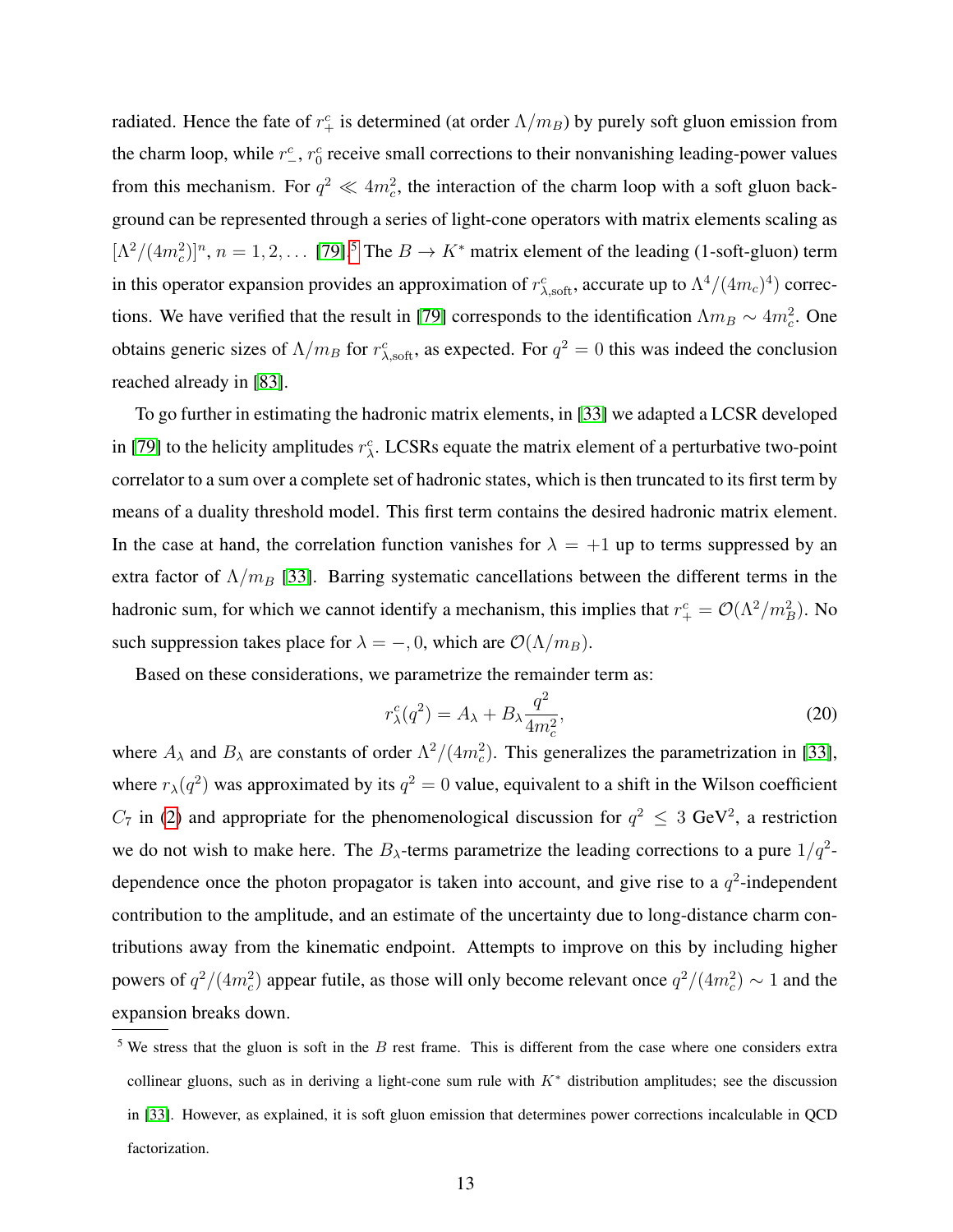radiated. Hence the fate of $r^c_+$ is determined (at order $\Lambda/m_B$) by purely soft gluon emission from the charm loop, while $r^c_-$, $r^c_0$ receive small corrections to their nonvanishing leading-power values from this mechanism. For $q^2 \ll 4m_c^2$, the interaction of the charm loop with a soft gluon background can be represented through a series of light-cone operators with matrix elements scaling as $[\Lambda^2/(4m_c^2)]^n$, $n = 1, 2, \ldots$ [79].[5] The $B \to K^*$ matrix element of the leading (1-soft-gluon) term in this operator expansion provides an approximation of $r^c_{\lambda,\text{soft}}$, accurate up to $\Lambda^4/(4m_c)^4)$ corrections. We have verified that the result in [79] corresponds to the identification $\Lambda m_B \sim 4m_c^2$. One obtains generic sizes of $\Lambda/m_B$ for $r^c_{\lambda,\text{soft}}$, as expected. For $q^2 = 0$ this was indeed the conclusion reached already in [83].

To go further in estimating the hadronic matrix elements, in [33] we adapted a LCSR developed in [79] to the helicity amplitudes $r^c_\lambda$. LCSRs equate the matrix element of a perturbative two-point correlator to a sum over a complete set of hadronic states, which is then truncated to its first term by means of a duality threshold model. This first term contains the desired hadronic matrix element. In the case at hand, the correlation function vanishes for $\lambda = +1$ up to terms suppressed by an extra factor of $\Lambda/m_B$ [33]. Barring systematic cancellations between the different terms in the hadronic sum, for which we cannot identify a mechanism, this implies that $r^c_+ = \mathcal{O}(\Lambda^2/m_B^2)$. No such suppression takes place for $\lambda = -, 0$, which are $\mathcal{O}(\Lambda/m_B)$.

Based on these considerations, we parametrize the remainder term as:

$$r^c_\lambda(q^2) = A_\lambda + B_\lambda \frac{q^2}{4m_c^2}, \tag{20}$$

where $A_\lambda$ and $B_\lambda$ are constants of order $\Lambda^2/(4m_c^2)$. This generalizes the parametrization in [33], where $r_\lambda(q^2)$ was approximated by its $q^2 = 0$ value, equivalent to a shift in the Wilson coefficient $C_7$ in (2) and appropriate for the phenomenological discussion for $q^2 \leq 3$ GeV$^2$, a restriction we do not wish to make here. The $B_\lambda$-terms parametrize the leading corrections to a pure $1/q^2$-dependence once the photon propagator is taken into account, and give rise to a $q^2$-independent contribution to the amplitude, and an estimate of the uncertainty due to long-distance charm contributions away from the kinematic endpoint. Attempts to improve on this by including higher powers of $q^2/(4m_c^2)$ appear futile, as those will only become relevant once $q^2/(4m_c^2) \sim 1$ and the expansion breaks down.

[5] We stress that the gluon is soft in the $B$ rest frame. This is different from the case where one considers extra collinear gluons, such as in deriving a light-cone sum rule with $K^*$ distribution amplitudes; see the discussion in [33]. However, as explained, it is soft gluon emission that determines power corrections incalculable in QCD factorization.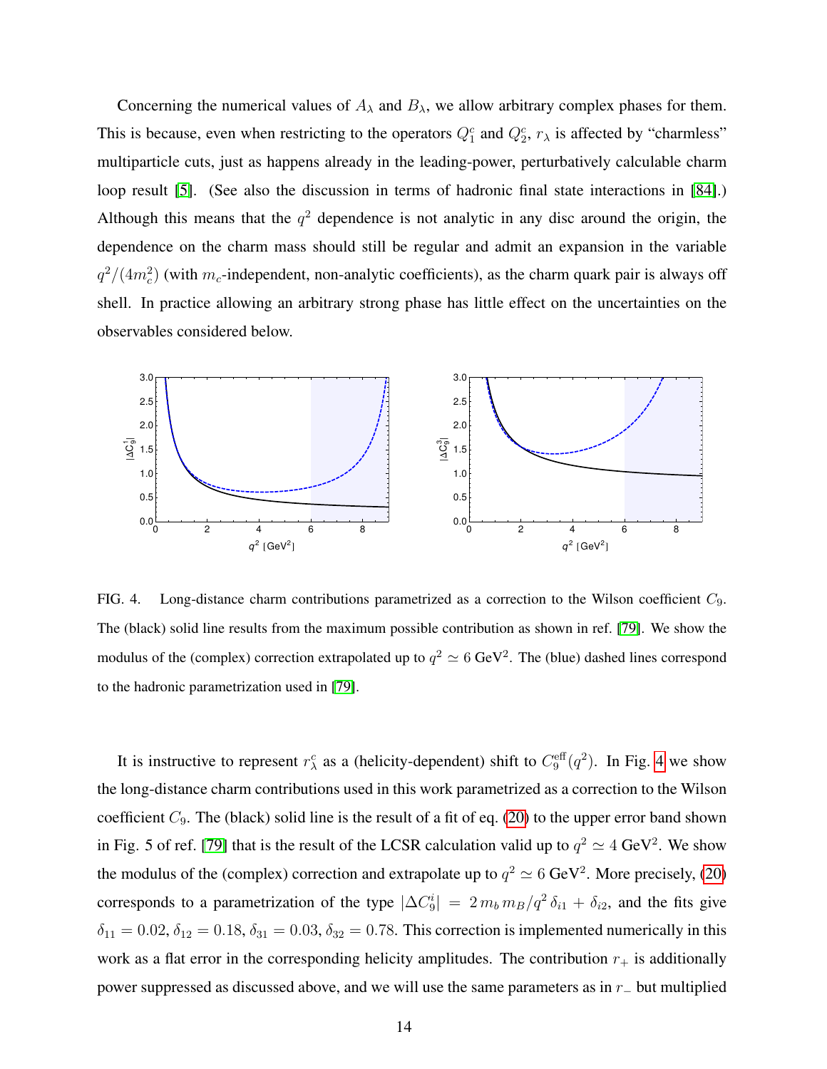Concerning the numerical values of $A_\lambda$ and $B_\lambda$, we allow arbitrary complex phases for them. This is because, even when restricting to the operators $Q_1^c$ and $Q_2^c$, $r_\lambda$ is affected by "charmless" multiparticle cuts, just as happens already in the leading-power, perturbatively calculable charm loop result [5]. (See also the discussion in terms of hadronic final state interactions in [84].) Although this means that the $q^2$ dependence is not analytic in any disc around the origin, the dependence on the charm mass should still be regular and admit an expansion in the variable $q^2/(4m_c^2)$ (with $m_c$-independent, non-analytic coefficients), as the charm quark pair is always off shell. In practice allowing an arbitrary strong phase has little effect on the uncertainties on the observables considered below.

FIG. 4. Long-distance charm contributions parametrized as a correction to the Wilson coefficient $C_9$. The (black) solid line results from the maximum possible contribution as shown in ref. [79]. We show the modulus of the (complex) correction extrapolated up to $q^2 \simeq 6$ GeV$^2$. The (blue) dashed lines correspond to the hadronic parametrization used in [79].

It is instructive to represent $r_\lambda^c$ as a (helicity-dependent) shift to $C_9^{\rm eff}(q^2)$. In Fig. 4 we show the long-distance charm contributions used in this work parametrized as a correction to the Wilson coefficient $C_9$. The (black) solid line is the result of a fit of eq. (20) to the upper error band shown in Fig. 5 of ref. [79] that is the result of the LCSR calculation valid up to $q^2 \simeq 4$ GeV$^2$. We show the modulus of the (complex) correction and extrapolate up to $q^2 \simeq 6$ GeV$^2$. More precisely, (20) corresponds to a parametrization of the type $|\Delta C_9^i| = 2\, m_b\, m_B/q^2\, \delta_{i1} + \delta_{i2}$, and the fits give $\delta_{11} = 0.02$, $\delta_{12} = 0.18$, $\delta_{31} = 0.03$, $\delta_{32} = 0.78$. This correction is implemented numerically in this work as a flat error in the corresponding helicity amplitudes. The contribution $r_+$ is additionally power suppressed as discussed above, and we will use the same parameters as in $r_-$ but multiplied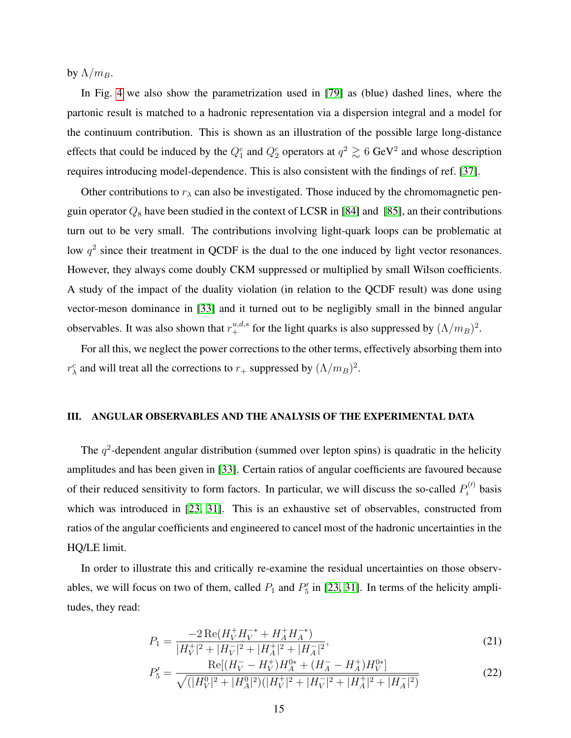by $\Lambda/m_B$.

In Fig. 4 we also show the parametrization used in [79] as (blue) dashed lines, where the partonic result is matched to a hadronic representation via a dispersion integral and a model for the continuum contribution. This is shown as an illustration of the possible large long-distance effects that could be induced by the $Q_1^c$ and $Q_2^c$ operators at $q^2 \gtrsim 6$ GeV$^2$ and whose description requires introducing model-dependence. This is also consistent with the findings of ref. [37].

Other contributions to $r_\lambda$ can also be investigated. Those induced by the chromomagnetic penguin operator $Q_8$ have been studied in the context of LCSR in [84] and [85], an their contributions turn out to be very small. The contributions involving light-quark loops can be problematic at low $q^2$ since their treatment in QCDF is the dual to the one induced by light vector resonances. However, they always come doubly CKM suppressed or multiplied by small Wilson coefficients. A study of the impact of the duality violation (in relation to the QCDF result) was done using vector-meson dominance in [33] and it turned out to be negligibly small in the binned angular observables. It was also shown that $r_+^{u,d,s}$ for the light quarks is also suppressed by $(\Lambda/m_B)^2$.

For all this, we neglect the power corrections to the other terms, effectively absorbing them into $r_\lambda^c$ and will treat all the corrections to $r_+$ suppressed by $(\Lambda/m_B)^2$.

## III. ANGULAR OBSERVABLES AND THE ANALYSIS OF THE EXPERIMENTAL DATA

The $q^2$-dependent angular distribution (summed over lepton spins) is quadratic in the helicity amplitudes and has been given in [33]. Certain ratios of angular coefficients are favoured because of their reduced sensitivity to form factors. In particular, we will discuss the so-called $P_i^{(\prime)}$ basis which was introduced in [23, 31]. This is an exhaustive set of observables, constructed from ratios of the angular coefficients and engineered to cancel most of the hadronic uncertainties in the HQ/LE limit.

In order to illustrate this and critically re-examine the residual uncertainties on those observables, we will focus on two of them, called $P_1$ and $P_5'$ in [23, 31]. In terms of the helicity amplitudes, they read:

$$P_1 = \frac{-2\,\mathrm{Re}(H_V^+ H_V^{-*} + H_A^+ H_A^{-*})}{|H_V^+|^2 + |H_V^-|^2 + |H_A^+|^2 + |H_A^-|^2}, \tag{21}$$

$$P_5' = \frac{\mathrm{Re}[(H_V^- - H_V^+)H_A^{0*} + (H_A^- - H_A^+)H_V^{0*}]}{\sqrt{(|H_V^0|^2 + |H_A^0|^2)(|H_V^+|^2 + |H_V^-|^2 + |H_A^+|^2 + |H_A^-|^2)}} \tag{22}$$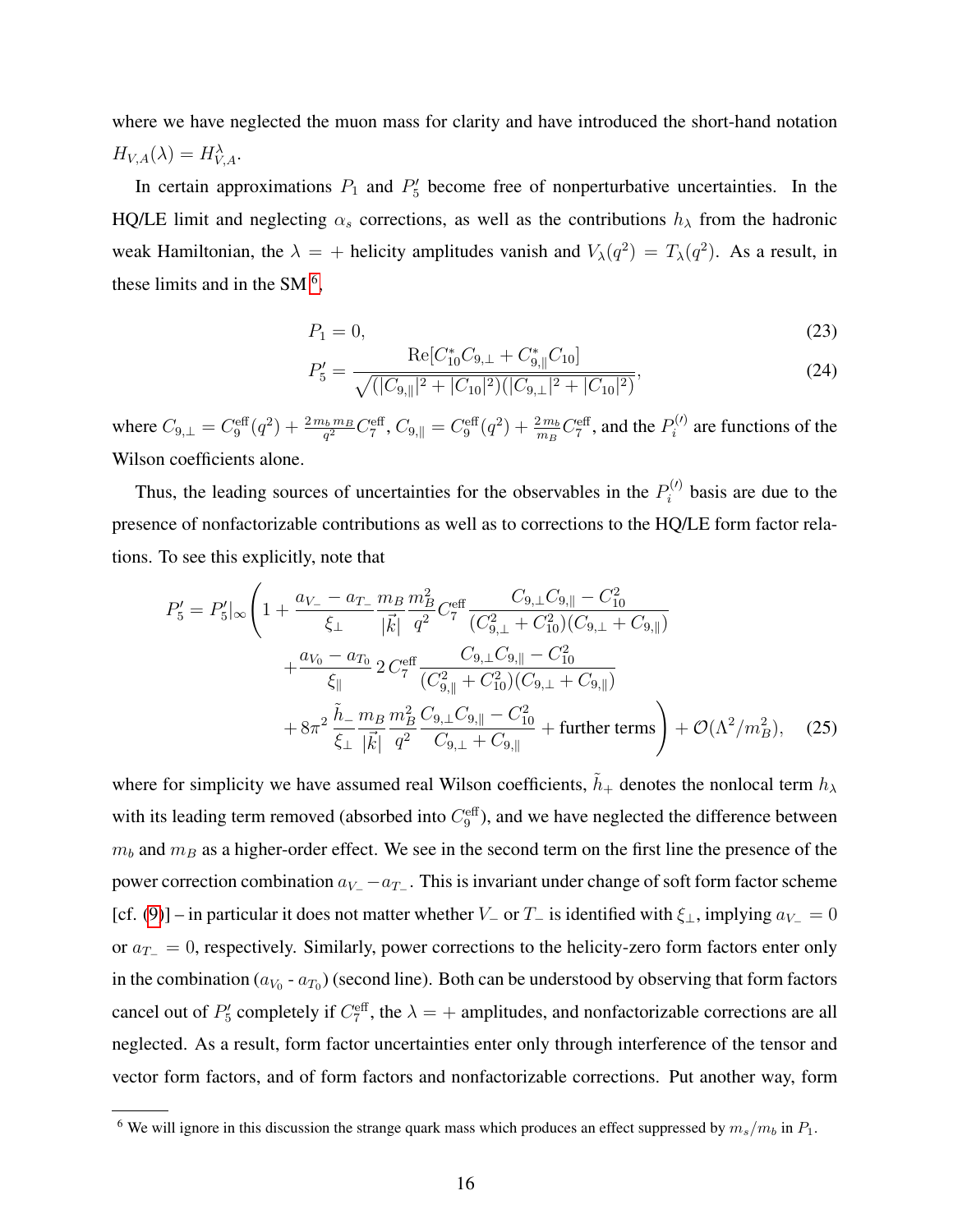where we have neglected the muon mass for clarity and have introduced the short-hand notation $H_{V,A}(\lambda) = H^{\lambda}_{V,A}$.

In certain approximations $P_1$ and $P_5'$ become free of nonperturbative uncertainties. In the HQ/LE limit and neglecting $\alpha_s$ corrections, as well as the contributions $h_\lambda$ from the hadronic weak Hamiltonian, the $\lambda = +$ helicity amplitudes vanish and $V_\lambda(q^2) = T_\lambda(q^2)$. As a result, in these limits and in the SM [6],

$$P_1 = 0, \tag{23}$$

$$P_5' = \frac{\mathrm{Re}[C_{10}^* C_{9,\perp} + C_{9,\parallel}^* C_{10}]}{\sqrt{(|C_{9,\parallel}|^2 + |C_{10}|^2)(|C_{9,\perp}|^2 + |C_{10}|^2)}}, \tag{24}$$

where $C_{9,\perp} = C_9^{\rm eff}(q^2) + \frac{2 m_b m_B}{q^2} C_7^{\rm eff}$, $C_{9,\parallel} = C_9^{\rm eff}(q^2) + \frac{2 m_b}{m_B} C_7^{\rm eff}$, and the $P_i^{(\prime)}$ are functions of the Wilson coefficients alone.

Thus, the leading sources of uncertainties for the observables in the $P_i^{(\prime)}$ basis are due to the presence of nonfactorizable contributions as well as to corrections to the HQ/LE form factor relations. To see this explicitly, note that

$$\begin{aligned} P_5' = P_5'|_\infty \Bigg( 1 &+ \frac{a_{V_-} - a_{T_-}}{\xi_\perp} \frac{m_B}{|\vec{k}|} \frac{m_B^2}{q^2} C_7^{\rm eff} \frac{C_{9,\perp} C_{9,\parallel} - C_{10}^2}{(C_{9,\perp}^2 + C_{10}^2)(C_{9,\perp} + C_{9,\parallel})} \\ &+ \frac{a_{V_0} - a_{T_0}}{\xi_\parallel} \, 2\, C_7^{\rm eff} \frac{C_{9,\perp} C_{9,\parallel} - C_{10}^2}{(C_{9,\parallel}^2 + C_{10}^2)(C_{9,\perp} + C_{9,\parallel})} \\ &+ 8\pi^2 \frac{\tilde{h}_-}{\xi_\perp} \frac{m_B}{|\vec{k}|} \frac{m_B^2}{q^2} \frac{C_{9,\perp} C_{9,\parallel} - C_{10}^2}{C_{9,\perp} + C_{9,\parallel}} + \text{further terms} \Bigg) + \mathcal{O}(\Lambda^2/m_B^2), \end{aligned} \tag{25}$$

where for simplicity we have assumed real Wilson coefficients, $\tilde{h}_+$ denotes the nonlocal term $h_\lambda$ with its leading term removed (absorbed into $C_9^{\rm eff}$), and we have neglected the difference between $m_b$ and $m_B$ as a higher-order effect. We see in the second term on the first line the presence of the power correction combination $a_{V_-} - a_{T_-}$. This is invariant under change of soft form factor scheme [cf. (9)] – in particular it does not matter whether $V_-$ or $T_-$ is identified with $\xi_\perp$, implying $a_{V_-} = 0$ or $a_{T_-} = 0$, respectively. Similarly, power corrections to the helicity-zero form factors enter only in the combination ($a_{V_0}$ - $a_{T_0}$) (second line). Both can be understood by observing that form factors cancel out of $P_5'$ completely if $C_7^{\rm eff}$, the $\lambda = +$ amplitudes, and nonfactorizable corrections are all neglected. As a result, form factor uncertainties enter only through interference of the tensor and vector form factors, and of form factors and nonfactorizable corrections. Put another way, form

[6] We will ignore in this discussion the strange quark mass which produces an effect suppressed by $m_s/m_b$ in $P_1$.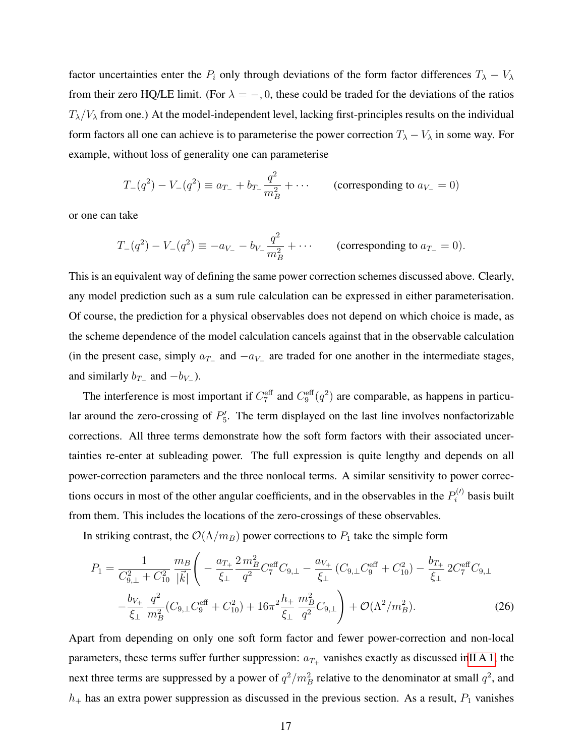factor uncertainties enter the $P_i$ only through deviations of the form factor differences $T_\lambda - V_\lambda$ from their zero HQ/LE limit. (For $\lambda = -, 0$, these could be traded for the deviations of the ratios $T_\lambda/V_\lambda$ from one.) At the model-independent level, lacking first-principles results on the individual form factors all one can achieve is to parameterise the power correction $T_\lambda - V_\lambda$ in some way. For example, without loss of generality one can parameterise

$$T_-(q^2) - V_-(q^2) \equiv a_{T_-} + b_{T_-}\frac{q^2}{m_B^2} + \cdots \qquad \text{(corresponding to } a_{V_-} = 0\text{)}$$

or one can take

$$T_-(q^2) - V_-(q^2) \equiv -a_{V_-} - b_{V_-}\frac{q^2}{m_B^2} + \cdots \qquad \text{(corresponding to } a_{T_-} = 0\text{)}.$$

This is an equivalent way of defining the same power correction schemes discussed above. Clearly, any model prediction such as a sum rule calculation can be expressed in either parameterisation. Of course, the prediction for a physical observables does not depend on which choice is made, as the scheme dependence of the model calculation cancels against that in the observable calculation (in the present case, simply $a_{T_-}$ and $-a_{V_-}$ are traded for one another in the intermediate stages, and similarly $b_{T_-}$ and $-b_{V_-}$).

The interference is most important if $C_7^{\rm eff}$ and $C_9^{\rm eff}(q^2)$ are comparable, as happens in particular around the zero-crossing of $P_5'$. The term displayed on the last line involves nonfactorizable corrections. All three terms demonstrate how the soft form factors with their associated uncertainties re-enter at subleading power. The full expression is quite lengthy and depends on all power-correction parameters and the three nonlocal terms. A similar sensitivity to power corrections occurs in most of the other angular coefficients, and in the observables in the $P_i^{(\prime)}$ basis built from them. This includes the locations of the zero-crossings of these observables.

In striking contrast, the $\mathcal{O}(\Lambda/m_B)$ power corrections to $P_1$ take the simple form

$$P_1 = \frac{1}{C_{9,\perp}^2 + C_{10}^2}\,\frac{m_B}{|\vec{k}|}\Bigg( - \frac{a_{T_+}}{\xi_\perp}\frac{2\, m_B^2}{q^2} C_7^{\rm eff} C_{9,\perp} - \frac{a_{V_+}}{\xi_\perp}\left(C_{9,\perp} C_9^{\rm eff} + C_{10}^2\right) - \frac{b_{T_+}}{\xi_\perp}\, 2 C_7^{\rm eff} C_{9,\perp}$$
$$ - \frac{b_{V_+}}{\xi_\perp}\,\frac{q^2}{m_B^2}\left(C_{9,\perp} C_9^{\rm eff} + C_{10}^2\right) + 16\pi^2 \frac{h_+}{\xi_\perp}\,\frac{m_B^2}{q^2} C_{9,\perp}\Bigg) + \mathcal{O}(\Lambda^2/m_B^2). \qquad (26)$$

Apart from depending on only one soft form factor and fewer power-correction and non-local parameters, these terms suffer further suppression: $a_{T_+}$ vanishes exactly as discussed in II A 1, the next three terms are suppressed by a power of $q^2/m_B^2$ relative to the denominator at small $q^2$, and $h_+$ has an extra power suppression as discussed in the previous section. As a result, $P_1$ vanishes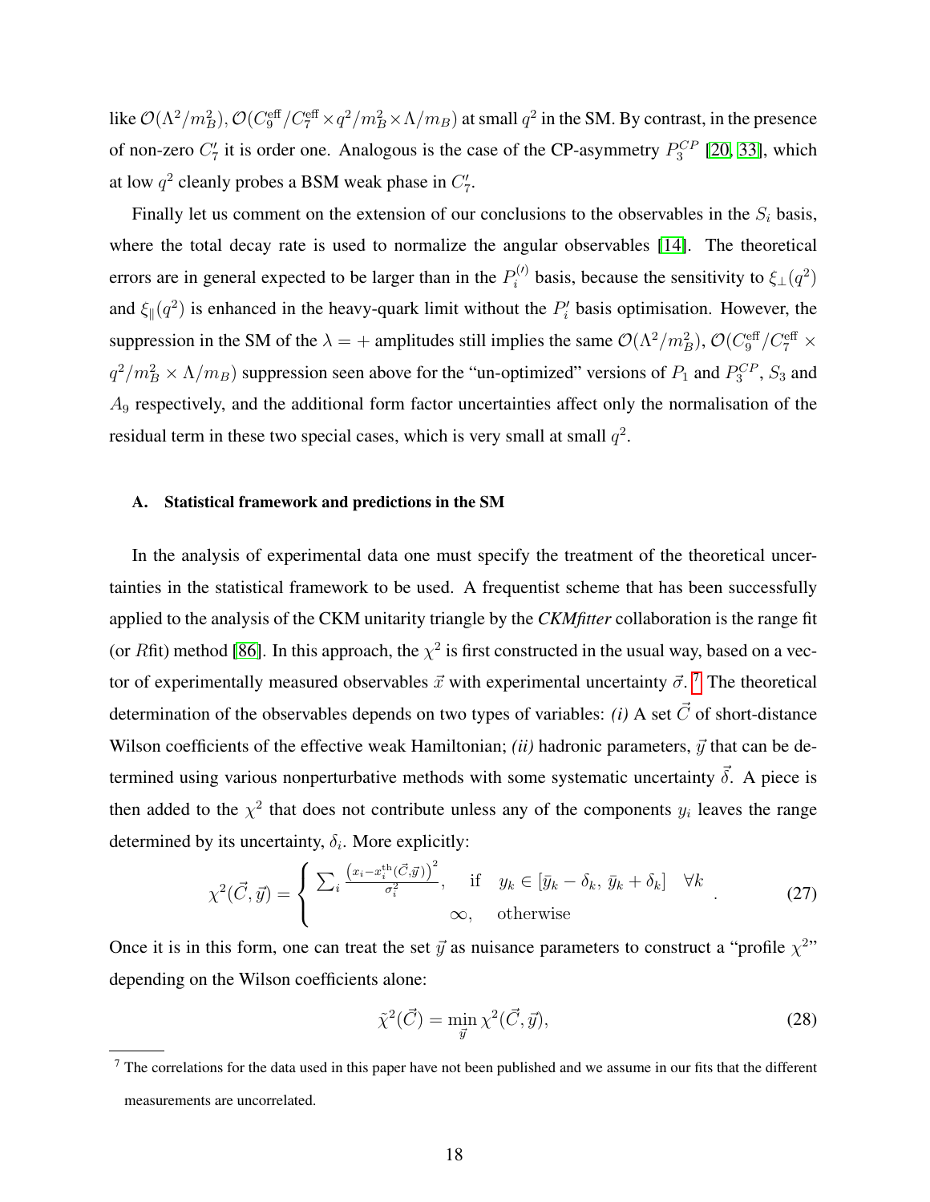like $\mathcal{O}(\Lambda^2/m_B^2)$, $\mathcal{O}(C_9^{\rm eff}/C_7^{\rm eff} \times q^2/m_B^2 \times \Lambda/m_B)$ at small $q^2$ in the SM. By contrast, in the presence of non-zero $C_7'$ it is order one. Analogous is the case of the CP-asymmetry $P_3^{CP}$ [20, 33], which at low $q^2$ cleanly probes a BSM weak phase in $C_7'$.

Finally let us comment on the extension of our conclusions to the observables in the $S_i$ basis, where the total decay rate is used to normalize the angular observables [14]. The theoretical errors are in general expected to be larger than in the $P_i^{(\prime)}$ basis, because the sensitivity to $\xi_\perp(q^2)$ and $\xi_\parallel(q^2)$ is enhanced in the heavy-quark limit without the $P_i'$ basis optimisation. However, the suppression in the SM of the $\lambda = +$ amplitudes still implies the same $\mathcal{O}(\Lambda^2/m_B^2)$, $\mathcal{O}(C_9^{\rm eff}/C_7^{\rm eff} \times q^2/m_B^2 \times \Lambda/m_B)$ suppression seen above for the "un-optimized" versions of $P_1$ and $P_3^{CP}$, $S_3$ and $A_9$ respectively, and the additional form factor uncertainties affect only the normalisation of the residual term in these two special cases, which is very small at small $q^2$.

### A. Statistical framework and predictions in the SM

In the analysis of experimental data one must specify the treatment of the theoretical uncertainties in the statistical framework to be used. A frequentist scheme that has been successfully applied to the analysis of the CKM unitarity triangle by the ***CKMfitter*** collaboration is the range fit (or $R$fit) method [86]. In this approach, the $\chi^2$ is first constructed in the usual way, based on a vector of experimentally measured observables $\vec{x}$ with experimental uncertainty $\vec{\sigma}$. [7] The theoretical determination of the observables depends on two types of variables: *(i)* A set $\vec{C}$ of short-distance Wilson coefficients of the effective weak Hamiltonian; *(ii)* hadronic parameters, $\vec{y}$ that can be determined using various nonperturbative methods with some systematic uncertainty $\vec{\delta}$. A piece is then added to the $\chi^2$ that does not contribute unless any of the components $y_i$ leaves the range determined by its uncertainty, $\delta_i$. More explicitly:

$$\chi^2(\vec{C},\vec{y}) = \left\{ \begin{array}{ll} \sum_i \frac{\left(x_i - x_i^{\rm th}(\vec{C},\vec{y})\right)^2}{\sigma_i^2}, & \text{if} \quad y_k \in [\bar{y}_k - \delta_k,\, \bar{y}_k + \delta_k] \quad \forall k \\ \infty, & \text{otherwise} \end{array} \right. . \tag{27}$$

Once it is in this form, one can treat the set $\vec{y}$ as nuisance parameters to construct a "profile $\chi^2$" depending on the Wilson coefficients alone:

$$\tilde{\chi}^2(\vec{C}) = \min_{\vec{y}} \chi^2(\vec{C},\vec{y}), \tag{28}$$

---

[7] The correlations for the data used in this paper have not been published and we assume in our fits that the different measurements are uncorrelated.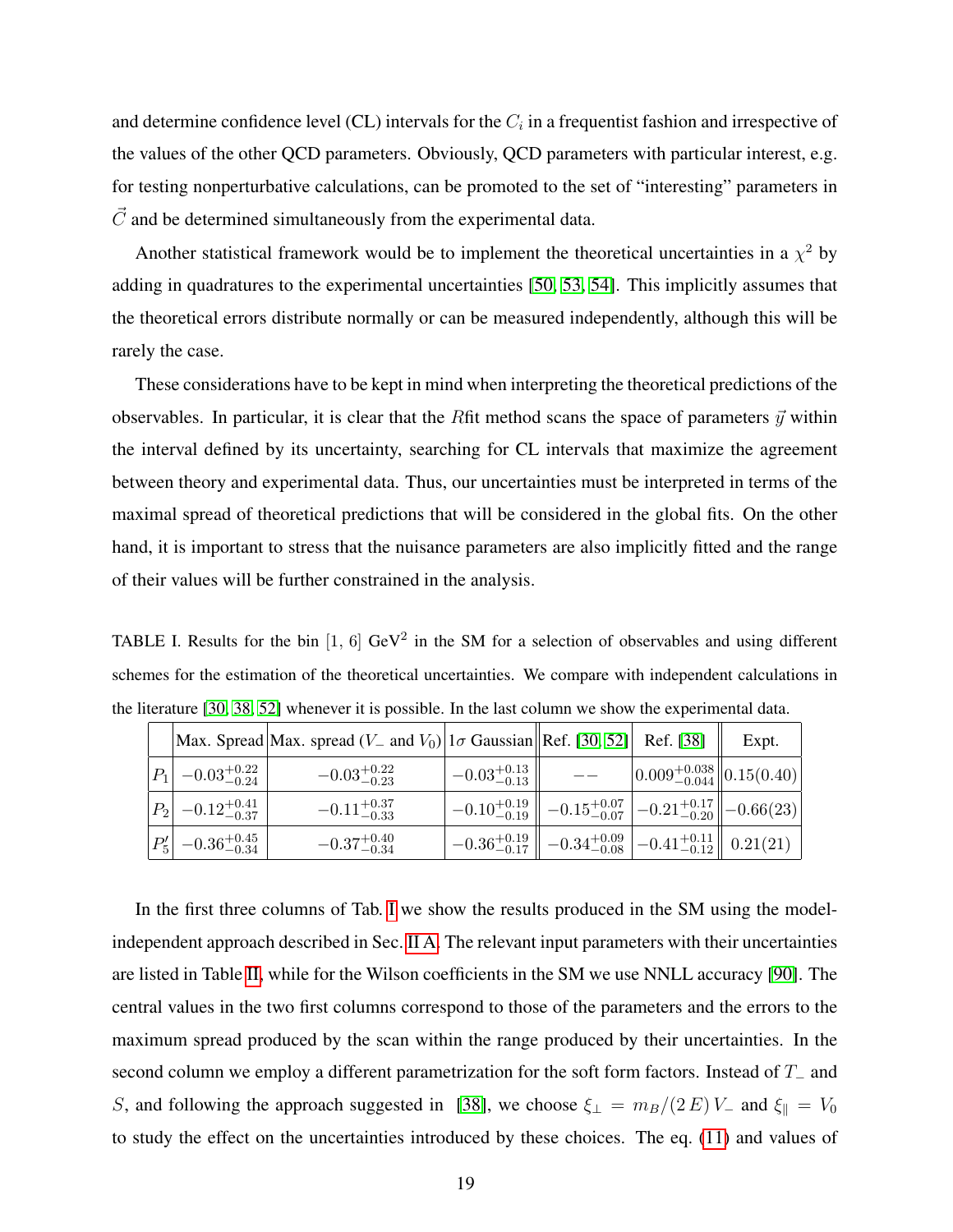and determine confidence level (CL) intervals for the $C_i$ in a frequentist fashion and irrespective of the values of the other QCD parameters. Obviously, QCD parameters with particular interest, e.g. for testing nonperturbative calculations, can be promoted to the set of "interesting" parameters in $\vec{C}$ and be determined simultaneously from the experimental data.

Another statistical framework would be to implement the theoretical uncertainties in a $\chi^2$ by adding in quadratures to the experimental uncertainties [50, 53, 54]. This implicitly assumes that the theoretical errors distribute normally or can be measured independently, although this will be rarely the case.

These considerations have to be kept in mind when interpreting the theoretical predictions of the observables. In particular, it is clear that the $R$fit method scans the space of parameters $\vec{y}$ within the interval defined by its uncertainty, searching for CL intervals that maximize the agreement between theory and experimental data. Thus, our uncertainties must be interpreted in terms of the maximal spread of theoretical predictions that will be considered in the global fits. On the other hand, it is important to stress that the nuisance parameters are also implicitly fitted and the range of their values will be further constrained in the analysis.

TABLE I. Results for the bin $[1,\, 6]$ GeV$^2$ in the SM for a selection of observables and using different schemes for the estimation of the theoretical uncertainties. We compare with independent calculations in the literature [30, 38, 52] whenever it is possible. In the last column we show the experimental data.

| | Max. Spread | Max. spread ($V_-$ and $V_0$) | $1\sigma$ Gaussian | Ref. [30, 52] | Ref. [38] | Expt. |
|---|---|---|---|---|---|---|
| $P_1$ | $-0.03^{+0.22}_{-0.24}$ | $-0.03^{+0.22}_{-0.23}$ | $-0.03^{+0.13}_{-0.13}$ | $--$ | $0.009^{+0.038}_{-0.044}$ | $0.15(0.40)$ |
| $P_2$ | $-0.12^{+0.41}_{-0.37}$ | $-0.11^{+0.37}_{-0.33}$ | $-0.10^{+0.19}_{-0.19}$ | $-0.15^{+0.07}_{-0.07}$ | $-0.21^{+0.17}_{-0.20}$ | $-0.66(23)$ |
| $P_5'$ | $-0.36^{+0.45}_{-0.34}$ | $-0.37^{+0.40}_{-0.34}$ | $-0.36^{+0.19}_{-0.17}$ | $-0.34^{+0.09}_{-0.08}$ | $-0.41^{+0.11}_{-0.12}$ | $0.21(21)$ |

In the first three columns of Tab. I we show the results produced in the SM using the model-independent approach described in Sec. II A. The relevant input parameters with their uncertainties are listed in Table II, while for the Wilson coefficients in the SM we use NNLL accuracy [90]. The central values in the two first columns correspond to those of the parameters and the errors to the maximum spread produced by the scan within the range produced by their uncertainties. In the second column we employ a different parametrization for the soft form factors. Instead of $T_-$ and $S$, and following the approach suggested in [38], we choose $\xi_\perp = m_B/(2\,E)\,V_-$ and $\xi_\parallel = V_0$ to study the effect on the uncertainties introduced by these choices. The eq. (11) and values of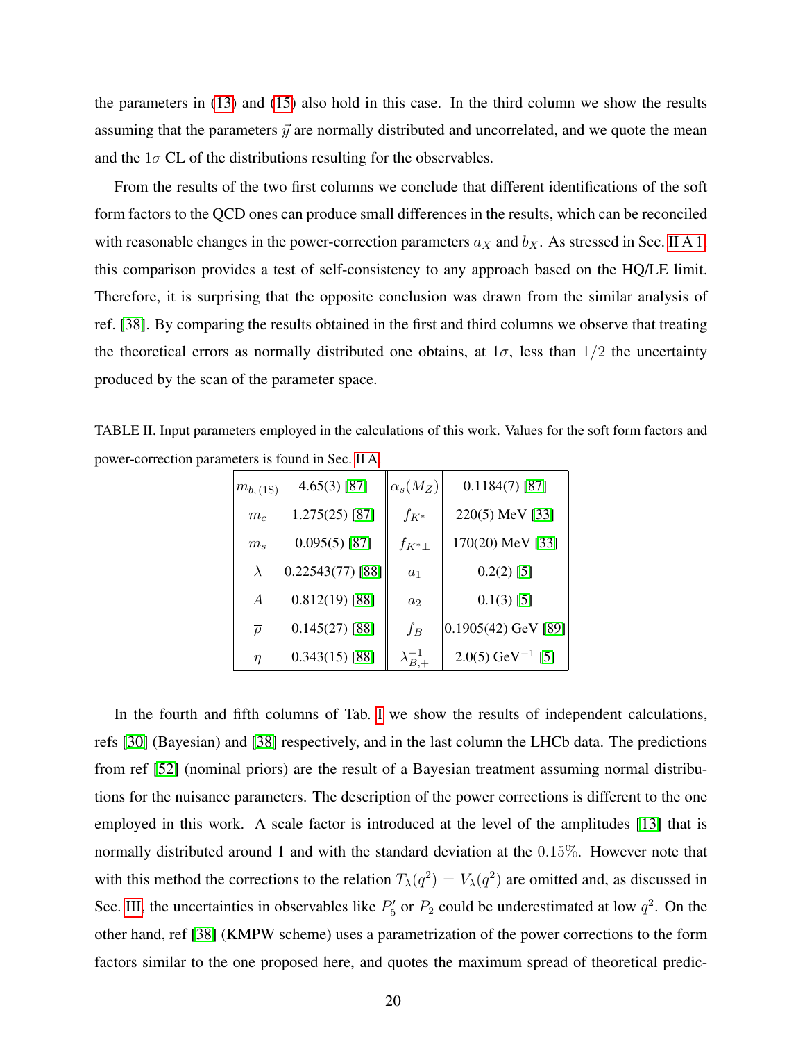the parameters in (13) and (15) also hold in this case. In the third column we show the results assuming that the parameters $\vec{y}$ are normally distributed and uncorrelated, and we quote the mean and the $1\sigma$ CL of the distributions resulting for the observables.

From the results of the two first columns we conclude that different identifications of the soft form factors to the QCD ones can produce small differences in the results, which can be reconciled with reasonable changes in the power-correction parameters $a_X$ and $b_X$. As stressed in Sec. II A 1, this comparison provides a test of self-consistency to any approach based on the HQ/LE limit. Therefore, it is surprising that the opposite conclusion was drawn from the similar analysis of ref. [38]. By comparing the results obtained in the first and third columns we observe that treating the theoretical errors as normally distributed one obtains, at $1\sigma$, less than $1/2$ the uncertainty produced by the scan of the parameter space.

TABLE II. Input parameters employed in the calculations of this work. Values for the soft form factors and power-correction parameters is found in Sec. II A.

| | | | |
|---|---|---|---|
| $m_{b,(1S)}$ | 4.65(3) [87] | $\alpha_s(M_Z)$ | 0.1184(7) [87] |
| $m_c$ | 1.275(25) [87] | $f_{K^*}$ | 220(5) MeV [33] |
| $m_s$ | 0.095(5) [87] | $f_{K^*\perp}$ | 170(20) MeV [33] |
| $\lambda$ | 0.22543(77) [88] | $a_1$ | 0.2(2) [5] |
| $A$ | 0.812(19) [88] | $a_2$ | 0.1(3) [5] |
| $\overline{\rho}$ | 0.145(27) [88] | $f_B$ | 0.1905(42) GeV [89] |
| $\overline{\eta}$ | 0.343(15) [88] | $\lambda_{B,+}^{-1}$ | 2.0(5) GeV$^{-1}$ [5] |

In the fourth and fifth columns of Tab. I we show the results of independent calculations, refs [30] (Bayesian) and [38] respectively, and in the last column the LHCb data. The predictions from ref [52] (nominal priors) are the result of a Bayesian treatment assuming normal distributions for the nuisance parameters. The description of the power corrections is different to the one employed in this work. A scale factor is introduced at the level of the amplitudes [13] that is normally distributed around 1 and with the standard deviation at the $0.15\%$. However note that with this method the corrections to the relation $T_\lambda(q^2) = V_\lambda(q^2)$ are omitted and, as discussed in Sec. III, the uncertainties in observables like $P_5'$ or $P_2$ could be underestimated at low $q^2$. On the other hand, ref [38] (KMPW scheme) uses a parametrization of the power corrections to the form factors similar to the one proposed here, and quotes the maximum spread of theoretical predic-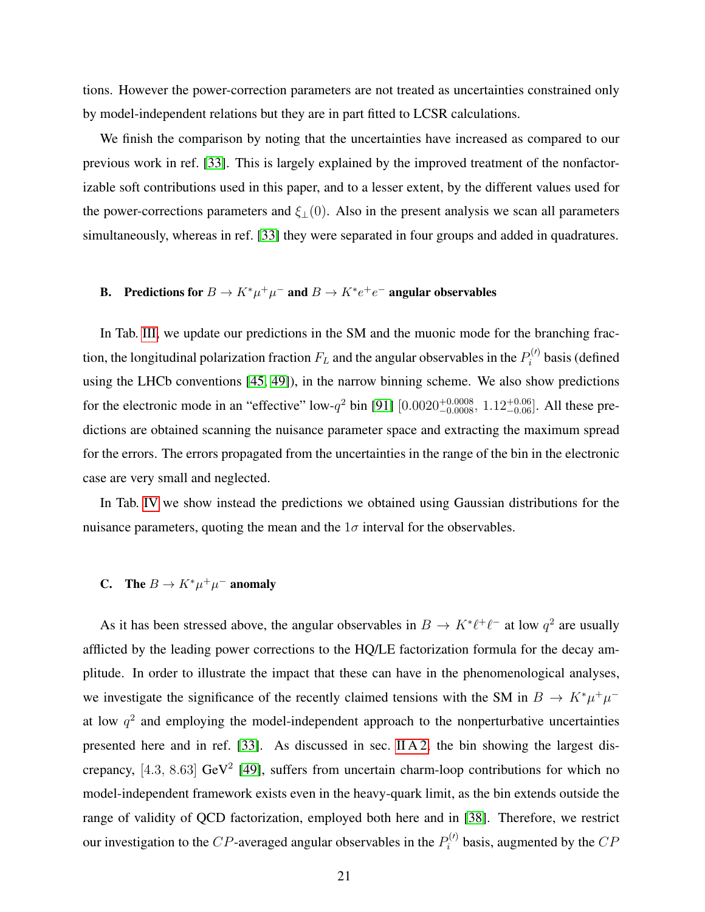tions. However the power-correction parameters are not treated as uncertainties constrained only by model-independent relations but they are in part fitted to LCSR calculations.

We finish the comparison by noting that the uncertainties have increased as compared to our previous work in ref. [33]. This is largely explained by the improved treatment of the nonfactorizable soft contributions used in this paper, and to a lesser extent, by the different values used for the power-corrections parameters and $\xi_\perp(0)$. Also in the present analysis we scan all parameters simultaneously, whereas in ref. [33] they were separated in four groups and added in quadratures.

### B. Predictions for $B \to K^*\mu^+\mu^-$ and $B \to K^*e^+e^-$ angular observables

In Tab. III, we update our predictions in the SM and the muonic mode for the branching fraction, the longitudinal polarization fraction $F_L$ and the angular observables in the $P_i^{(\prime)}$ basis (defined using the LHCb conventions [45, 49]), in the narrow binning scheme. We also show predictions for the electronic mode in an "effective" low-$q^2$ bin [91] $[0.0020^{+0.0008}_{-0.0008},\, 1.12^{+0.06}_{-0.06}]$. All these predictions are obtained scanning the nuisance parameter space and extracting the maximum spread for the errors. The errors propagated from the uncertainties in the range of the bin in the electronic case are very small and neglected.

In Tab. IV we show instead the predictions we obtained using Gaussian distributions for the nuisance parameters, quoting the mean and the $1\sigma$ interval for the observables.

### C. The $B \to K^*\mu^+\mu^-$ anomaly

As it has been stressed above, the angular observables in $B \to K^*\ell^+\ell^-$ at low $q^2$ are usually afflicted by the leading power corrections to the HQ/LE factorization formula for the decay amplitude. In order to illustrate the impact that these can have in the phenomenological analyses, we investigate the significance of the recently claimed tensions with the SM in $B \to K^*\mu^+\mu^-$ at low $q^2$ and employing the model-independent approach to the nonperturbative uncertainties presented here and in ref. [33]. As discussed in sec. II A 2, the bin showing the largest discrepancy, $[4.3,\, 8.63]$ GeV$^2$ [49], suffers from uncertain charm-loop contributions for which no model-independent framework exists even in the heavy-quark limit, as the bin extends outside the range of validity of QCD factorization, employed both here and in [38]. Therefore, we restrict our investigation to the $CP$-averaged angular observables in the $P_i^{(\prime)}$ basis, augmented by the $CP$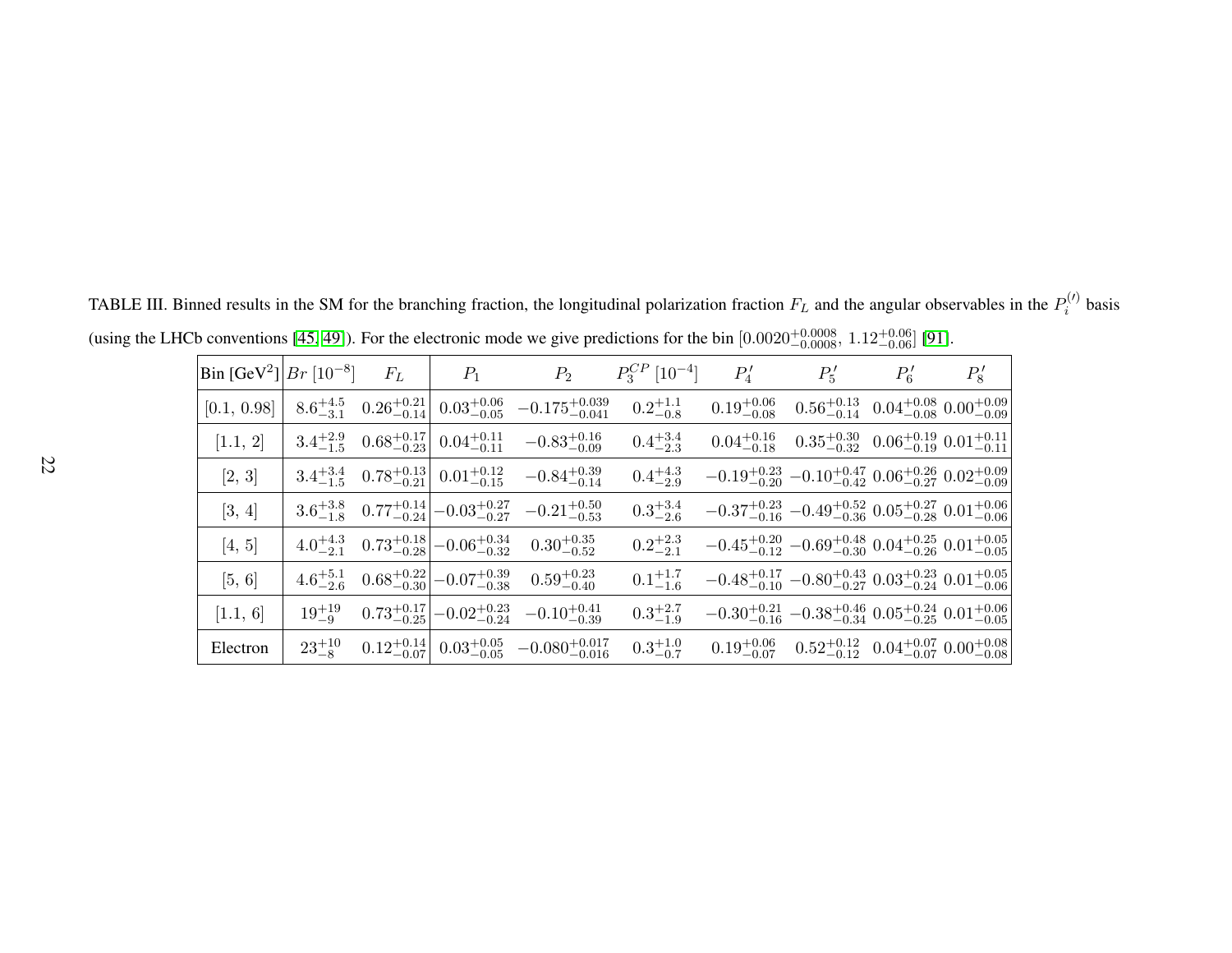TABLE III. Binned results in the SM for the branching fraction, the longitudinal polarization fraction $F_L$ and the angular observables in the $P_i^{(\prime)}$ basis (using the LHCb conventions [45, 49]). For the electronic mode we give predictions for the bin $[0.0020^{+0.0008}_{-0.0008},\ 1.12^{+0.06}_{-0.06}]$ [91].

| Bin [GeV$^2$] | $Br$ $[10^{-8}]$ | $F_L$ | $P_1$ | $P_2$ | $P_3^{CP}$ $[10^{-4}]$ | $P_4'$ | $P_5'$ | $P_6'$ | $P_8'$ |
|---|---|---|---|---|---|---|---|---|---|
| [0.1, 0.98] | $8.6^{+4.5}_{-3.1}$ | $0.26^{+0.21}_{-0.14}$ | $0.03^{+0.06}_{-0.05}$ | $-0.175^{+0.039}_{-0.041}$ | $0.2^{+1.1}_{-0.8}$ | $0.19^{+0.06}_{-0.08}$ | $0.56^{+0.13}_{-0.14}$ | $0.04^{+0.08}_{-0.08}$ | $0.00^{+0.09}_{-0.09}$ |
| [1.1, 2] | $3.4^{+2.9}_{-1.5}$ | $0.68^{+0.17}_{-0.23}$ | $0.04^{+0.11}_{-0.11}$ | $-0.83^{+0.16}_{-0.09}$ | $0.4^{+3.4}_{-2.3}$ | $0.04^{+0.16}_{-0.18}$ | $0.35^{+0.30}_{-0.32}$ | $0.06^{+0.19}_{-0.19}$ | $0.01^{+0.11}_{-0.11}$ |
| [2, 3] | $3.4^{+3.4}_{-1.5}$ | $0.78^{+0.13}_{-0.21}$ | $0.01^{+0.12}_{-0.15}$ | $-0.84^{+0.39}_{-0.14}$ | $0.4^{+4.3}_{-2.9}$ | $-0.19^{+0.23}_{-0.20}$ | $-0.10^{+0.47}_{-0.42}$ | $0.06^{+0.26}_{-0.27}$ | $0.02^{+0.09}_{-0.09}$ |
| [3, 4] | $3.6^{+3.8}_{-1.8}$ | $0.77^{+0.14}_{-0.24}$ | $-0.03^{+0.27}_{-0.27}$ | $-0.21^{+0.50}_{-0.53}$ | $0.3^{+3.4}_{-2.6}$ | $-0.37^{+0.23}_{-0.16}$ | $-0.49^{+0.52}_{-0.36}$ | $0.05^{+0.27}_{-0.28}$ | $0.01^{+0.06}_{-0.06}$ |
| [4, 5] | $4.0^{+4.3}_{-2.1}$ | $0.73^{+0.18}_{-0.28}$ | $-0.06^{+0.34}_{-0.32}$ | $0.30^{+0.35}_{-0.52}$ | $0.2^{+2.3}_{-2.1}$ | $-0.45^{+0.20}_{-0.12}$ | $-0.69^{+0.48}_{-0.30}$ | $0.04^{+0.25}_{-0.26}$ | $0.01^{+0.05}_{-0.05}$ |
| [5, 6] | $4.6^{+5.1}_{-2.6}$ | $0.68^{+0.22}_{-0.30}$ | $-0.07^{+0.39}_{-0.38}$ | $0.59^{+0.23}_{-0.40}$ | $0.1^{+1.7}_{-1.6}$ | $-0.48^{+0.17}_{-0.10}$ | $-0.80^{+0.43}_{-0.27}$ | $0.03^{+0.23}_{-0.24}$ | $0.01^{+0.05}_{-0.06}$ |
| [1.1, 6] | $19^{+19}_{-9}$ | $0.73^{+0.17}_{-0.25}$ | $-0.02^{+0.23}_{-0.24}$ | $-0.10^{+0.41}_{-0.39}$ | $0.3^{+2.7}_{-1.9}$ | $-0.30^{+0.21}_{-0.16}$ | $-0.38^{+0.46}_{-0.34}$ | $0.05^{+0.24}_{-0.25}$ | $0.01^{+0.06}_{-0.05}$ |
| Electron | $23^{+10}_{-8}$ | $0.12^{+0.14}_{-0.07}$ | $0.03^{+0.05}_{-0.05}$ | $-0.080^{+0.017}_{-0.016}$ | $0.3^{+1.0}_{-0.7}$ | $0.19^{+0.06}_{-0.07}$ | $0.52^{+0.12}_{-0.12}$ | $0.04^{+0.07}_{-0.07}$ | $0.00^{+0.08}_{-0.08}$ |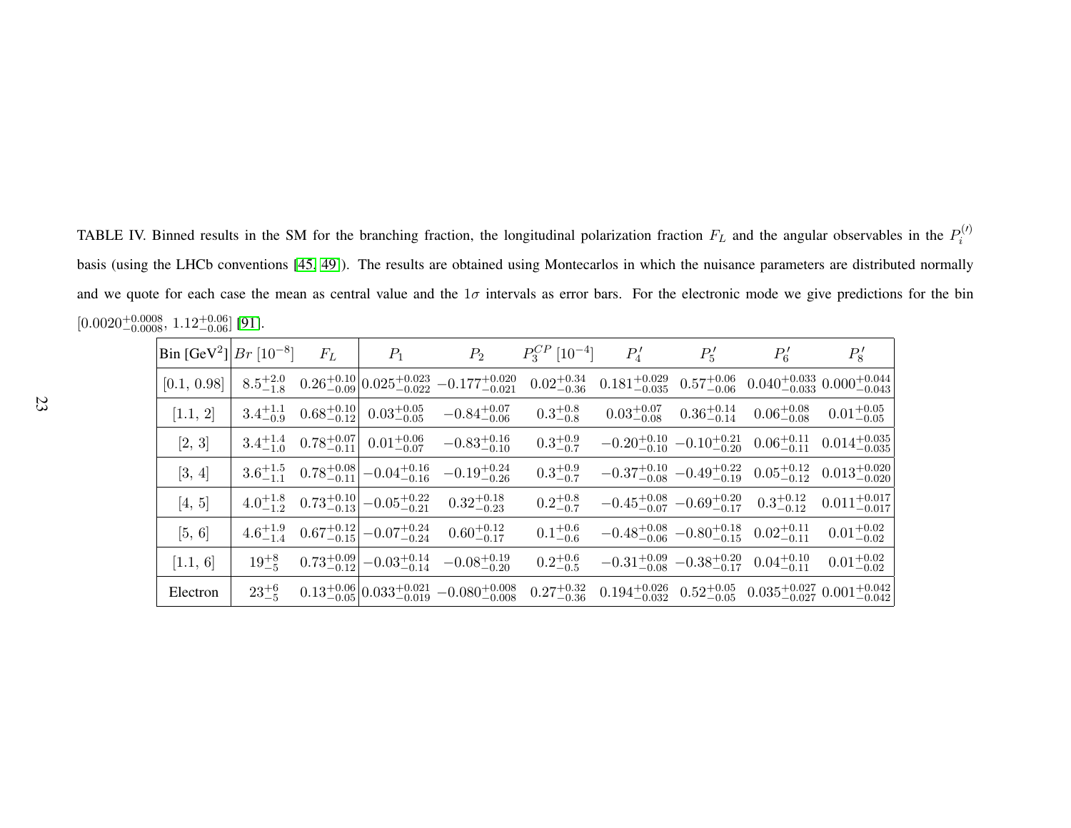TABLE IV. Binned results in the SM for the branching fraction, the longitudinal polarization fraction $F_L$ and the angular observables in the $P_i^{(\prime)}$ basis (using the LHCb conventions [45, 49]). The results are obtained using Montecarlos in which the nuisance parameters are distributed normally and we quote for each case the mean as central value and the $1\sigma$ intervals as error bars. For the electronic mode we give predictions for the bin $[0.0020^{+0.0008}_{-0.0008},\ 1.12^{+0.06}_{-0.06}]$ [91].

| Bin [GeV$^2$] | $Br$ [$10^{-8}$] | $F_L$ | $P_1$ | $P_2$ | $P_3^{CP}$ [$10^{-4}$] | $P_4'$ | $P_5'$ | $P_6'$ | $P_8'$ |
|---|---|---|---|---|---|---|---|---|---|
| [0.1, 0.98] | $8.5^{+2.0}_{-1.8}$ | $0.26^{+0.10}_{-0.09}$ | $0.025^{+0.023}_{-0.022}$ | $-0.177^{+0.020}_{-0.021}$ | $0.02^{+0.34}_{-0.36}$ | $0.181^{+0.029}_{-0.035}$ | $0.57^{+0.06}_{-0.06}$ | $0.040^{+0.033}_{-0.033}$ | $0.000^{+0.044}_{-0.043}$ |
| [1.1, 2] | $3.4^{+1.1}_{-0.9}$ | $0.68^{+0.10}_{-0.12}$ | $0.03^{+0.05}_{-0.05}$ | $-0.84^{+0.07}_{-0.06}$ | $0.3^{+0.8}_{-0.8}$ | $0.03^{+0.07}_{-0.08}$ | $0.36^{+0.14}_{-0.14}$ | $0.06^{+0.08}_{-0.08}$ | $0.01^{+0.05}_{-0.05}$ |
| [2, 3] | $3.4^{+1.4}_{-1.0}$ | $0.78^{+0.07}_{-0.11}$ | $0.01^{+0.06}_{-0.07}$ | $-0.83^{+0.16}_{-0.10}$ | $0.3^{+0.9}_{-0.7}$ | $-0.20^{+0.10}_{-0.10}$ | $-0.10^{+0.21}_{-0.20}$ | $0.06^{+0.11}_{-0.11}$ | $0.014^{+0.035}_{-0.035}$ |
| [3, 4] | $3.6^{+1.5}_{-1.1}$ | $0.78^{+0.08}_{-0.11}$ | $-0.04^{+0.16}_{-0.16}$ | $-0.19^{+0.24}_{-0.26}$ | $0.3^{+0.9}_{-0.7}$ | $-0.37^{+0.10}_{-0.08}$ | $-0.49^{+0.22}_{-0.19}$ | $0.05^{+0.12}_{-0.12}$ | $0.013^{+0.020}_{-0.020}$ |
| [4, 5] | $4.0^{+1.8}_{-1.2}$ | $0.73^{+0.10}_{-0.13}$ | $-0.05^{+0.22}_{-0.21}$ | $0.32^{+0.18}_{-0.23}$ | $0.2^{+0.8}_{-0.7}$ | $-0.45^{+0.08}_{-0.07}$ | $-0.69^{+0.20}_{-0.17}$ | $0.3^{+0.12}_{-0.12}$ | $0.011^{+0.017}_{-0.017}$ |
| [5, 6] | $4.6^{+1.9}_{-1.4}$ | $0.67^{+0.12}_{-0.15}$ | $-0.07^{+0.24}_{-0.24}$ | $0.60^{+0.12}_{-0.17}$ | $0.1^{+0.6}_{-0.6}$ | $-0.48^{+0.08}_{-0.06}$ | $-0.80^{+0.18}_{-0.15}$ | $0.02^{+0.11}_{-0.11}$ | $0.01^{+0.02}_{-0.02}$ |
| [1.1, 6] | $19^{+8}_{-5}$ | $0.73^{+0.09}_{-0.12}$ | $-0.03^{+0.14}_{-0.14}$ | $-0.08^{+0.19}_{-0.20}$ | $0.2^{+0.6}_{-0.5}$ | $-0.31^{+0.09}_{-0.08}$ | $-0.38^{+0.20}_{-0.17}$ | $0.04^{+0.10}_{-0.11}$ | $0.01^{+0.02}_{-0.02}$ |
| Electron | $23^{+6}_{-5}$ | $0.13^{+0.06}_{-0.05}$ | $0.033^{+0.021}_{-0.019}$ | $-0.080^{+0.008}_{-0.008}$ | $0.27^{+0.32}_{-0.36}$ | $0.194^{+0.026}_{-0.032}$ | $0.52^{+0.05}_{-0.05}$ | $0.035^{+0.027}_{-0.027}$ | $0.001^{+0.042}_{-0.042}$ |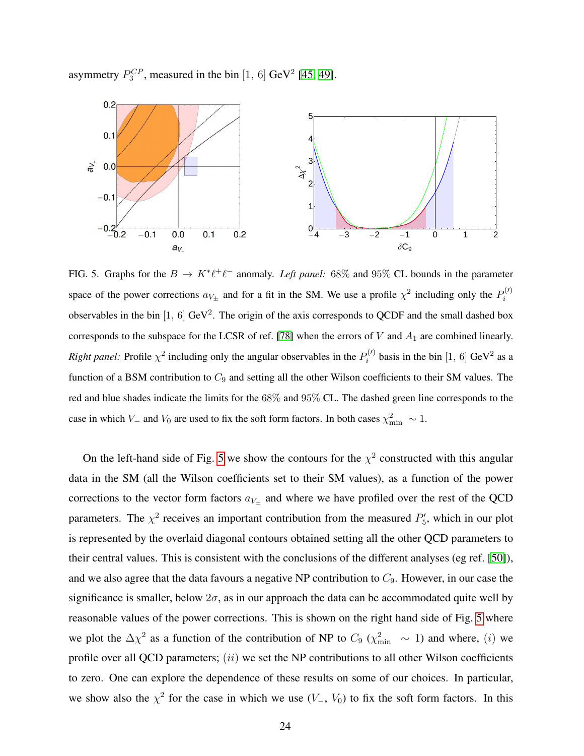asymmetry $P_3^{CP}$, measured in the bin $[1,\,6]$ GeV$^2$ [45, 49].

FIG. 5. Graphs for the $B \to K^*\ell^+\ell^-$ anomaly. *Left panel:* 68% and 95% CL bounds in the parameter space of the power corrections $a_{V_\pm}$ and for a fit in the SM. We use a profile $\chi^2$ including only the $P_i^{(\prime)}$ observables in the bin $[1,\,6]$ GeV$^2$. The origin of the axis corresponds to QCDF and the small dashed box corresponds to the subspace for the LCSR of ref. [78] when the errors of $V$ and $A_1$ are combined linearly. *Right panel:* Profile $\chi^2$ including only the angular observables in the $P_i^{(\prime)}$ basis in the bin $[1,\,6]$ GeV$^2$ as a function of a BSM contribution to $C_9$ and setting all the other Wilson coefficients to their SM values. The red and blue shades indicate the limits for the 68% and 95% CL. The dashed green line corresponds to the case in which $V_-$ and $V_0$ are used to fix the soft form factors. In both cases $\chi^2_{\rm min} \sim 1$.

On the left-hand side of Fig. 5 we show the contours for the $\chi^2$ constructed with this angular data in the SM (all the Wilson coefficients set to their SM values), as a function of the power corrections to the vector form factors $a_{V_\pm}$ and where we have profiled over the rest of the QCD parameters. The $\chi^2$ receives an important contribution from the measured $P_5'$, which in our plot is represented by the overlaid diagonal contours obtained setting all the other QCD parameters to their central values. This is consistent with the conclusions of the different analyses (eg ref. [50]), and we also agree that the data favours a negative NP contribution to $C_9$. However, in our case the significance is smaller, below $2\sigma$, as in our approach the data can be accommodated quite well by reasonable values of the power corrections. This is shown on the right hand side of Fig. 5 where we plot the $\Delta\chi^2$ as a function of the contribution of NP to $C_9$ ($\chi^2_{\rm min} \sim 1$) and where, $(i)$ we profile over all QCD parameters; $(ii)$ we set the NP contributions to all other Wilson coefficients to zero. One can explore the dependence of these results on some of our choices. In particular, we show also the $\chi^2$ for the case in which we use ($V_-$, $V_0$) to fix the soft form factors. In this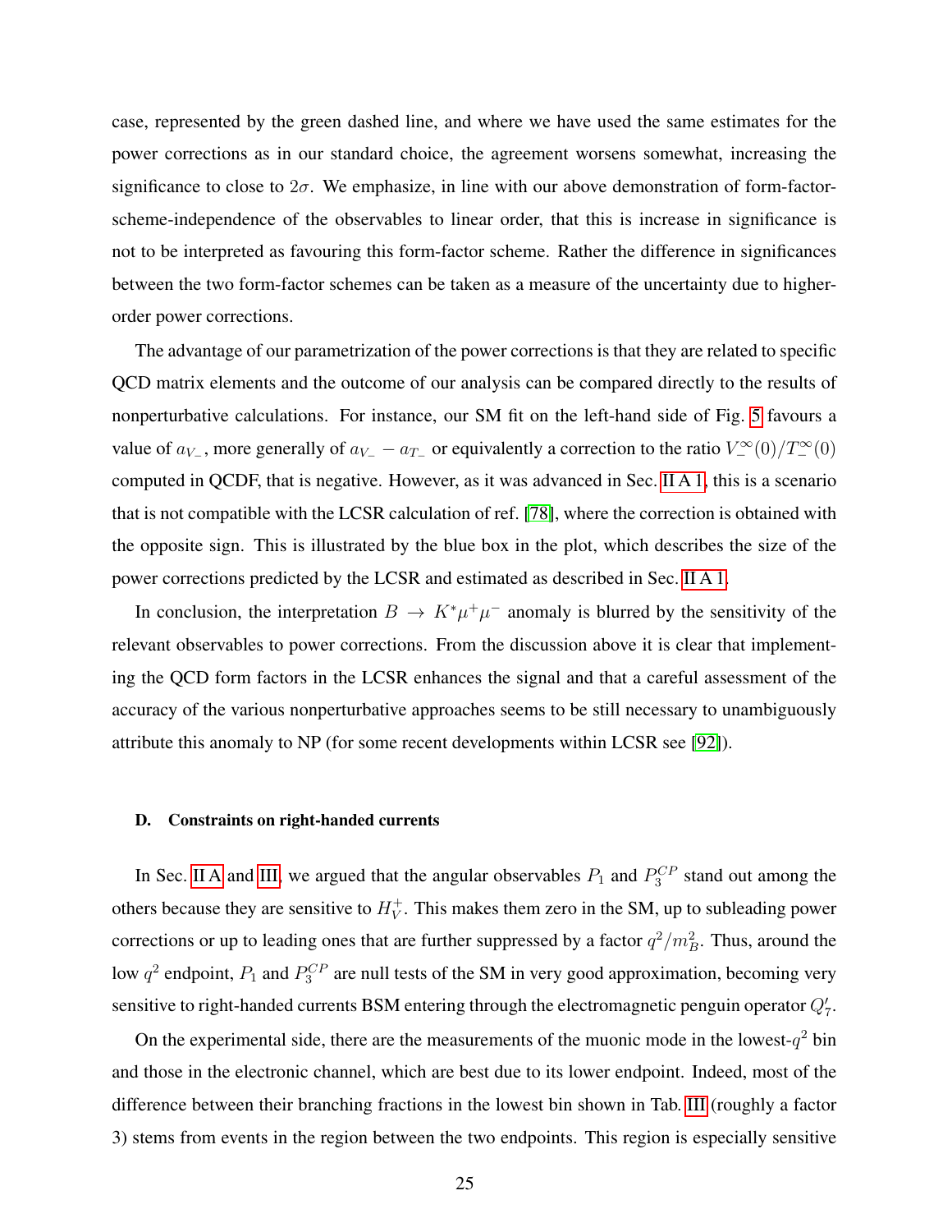case, represented by the green dashed line, and where we have used the same estimates for the power corrections as in our standard choice, the agreement worsens somewhat, increasing the significance to close to $2\sigma$. We emphasize, in line with our above demonstration of form-factor-scheme-independence of the observables to linear order, that this is increase in significance is not to be interpreted as favouring this form-factor scheme. Rather the difference in significances between the two form-factor schemes can be taken as a measure of the uncertainty due to higher-order power corrections.

The advantage of our parametrization of the power corrections is that they are related to specific QCD matrix elements and the outcome of our analysis can be compared directly to the results of nonperturbative calculations. For instance, our SM fit on the left-hand side of Fig. 5 favours a value of $a_{V_-}$, more generally of $a_{V_-} - a_{T_-}$ or equivalently a correction to the ratio $V_-^\infty(0)/T_-^\infty(0)$ computed in QCDF, that is negative. However, as it was advanced in Sec. II A 1, this is a scenario that is not compatible with the LCSR calculation of ref. [78], where the correction is obtained with the opposite sign. This is illustrated by the blue box in the plot, which describes the size of the power corrections predicted by the LCSR and estimated as described in Sec. II A 1.

In conclusion, the interpretation $B \to K^*\mu^+\mu^-$ anomaly is blurred by the sensitivity of the relevant observables to power corrections. From the discussion above it is clear that implementing the QCD form factors in the LCSR enhances the signal and that a careful assessment of the accuracy of the various nonperturbative approaches seems to be still necessary to unambiguously attribute this anomaly to NP (for some recent developments within LCSR see [92]).

### D. Constraints on right-handed currents

In Sec. II A and III, we argued that the angular observables $P_1$ and $P_3^{CP}$ stand out among the others because they are sensitive to $H_V^+$. This makes them zero in the SM, up to subleading power corrections or up to leading ones that are further suppressed by a factor $q^2/m_B^2$. Thus, around the low $q^2$ endpoint, $P_1$ and $P_3^{CP}$ are null tests of the SM in very good approximation, becoming very sensitive to right-handed currents BSM entering through the electromagnetic penguin operator $Q_7'$.

On the experimental side, there are the measurements of the muonic mode in the lowest-$q^2$ bin and those in the electronic channel, which are best due to its lower endpoint. Indeed, most of the difference between their branching fractions in the lowest bin shown in Tab. III (roughly a factor 3) stems from events in the region between the two endpoints. This region is especially sensitive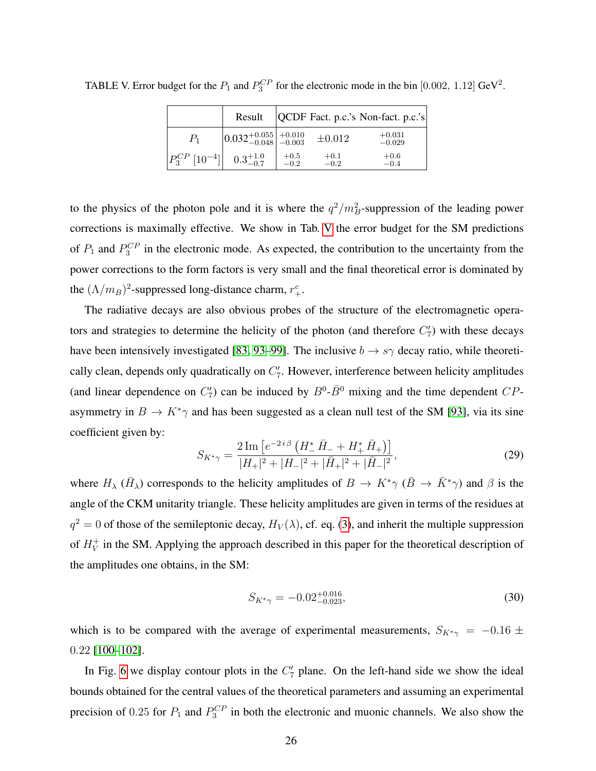TABLE V. Error budget for the $P_1$ and $P_3^{CP}$ for the electronic mode in the bin $[0.002,\ 1.12]$ GeV$^2$.

| | Result | QCDF | Fact. p.c.'s | Non-fact. p.c.'s |
|---|---|---|---|---|
| $P_1$ | $0.032^{+0.055}_{-0.048}$ | $^{+0.010}_{-0.003}$ | $\pm 0.012$ | $^{+0.031}_{-0.029}$ |
| $P_3^{CP}$ $[10^{-4}]$ | $0.3^{+1.0}_{-0.7}$ | $^{+0.5}_{-0.2}$ | $^{+0.1}_{-0.2}$ | $^{+0.6}_{-0.4}$ |

to the physics of the photon pole and it is where the $q^2/m_B^2$-suppression of the leading power corrections is maximally effective. We show in Tab. V the error budget for the SM predictions of $P_1$ and $P_3^{CP}$ in the electronic mode. As expected, the contribution to the uncertainty from the power corrections to the form factors is very small and the final theoretical error is dominated by the $(\Lambda/m_B)^2$-suppressed long-distance charm, $r_+^c$.

The radiative decays are also obvious probes of the structure of the electromagnetic operators and strategies to determine the helicity of the photon (and therefore $C_7'$) with these decays have been intensively investigated [83, 93–99]. The inclusive $b \to s\gamma$ decay ratio, while theoretically clean, depends only quadratically on $C_7'$. However, interference between helicity amplitudes (and linear dependence on $C_7'$) can be induced by $B^0$-$\bar{B}^0$ mixing and the time dependent $CP$-asymmetry in $B \to K^*\gamma$ and has been suggested as a clean null test of the SM [93], via its sine coefficient given by:

$$S_{K^*\gamma} = \frac{2\,\mathrm{Im}\left[e^{-2\,i\,\beta}\left(H_-^*\,\bar{H}_- + H_+^*\,\bar{H}_+\right)\right]}{|H_+|^2 + |H_-|^2 + |\bar{H}_+|^2 + |\bar{H}_-|^2}, \tag{29}$$

where $H_\lambda$ ($\bar{H}_\lambda$) corresponds to the helicity amplitudes of $B \to K^*\gamma$ ($\bar{B} \to \bar{K}^*\gamma$) and $\beta$ is the angle of the CKM unitarity triangle. These helicity amplitudes are given in terms of the residues at $q^2 = 0$ of those of the semileptonic decay, $H_V(\lambda)$, cf. eq. (3), and inherit the multiple suppression of $H_V^+$ in the SM. Applying the approach described in this paper for the theoretical description of the amplitudes one obtains, in the SM:

$$S_{K^*\gamma} = -0.02^{+0.016}_{-0.023}, \tag{30}$$

which is to be compared with the average of experimental measurements, $S_{K^*\gamma} = -0.16 \pm 0.22$ [100–102].

In Fig. 6 we display contour plots in the $C_7'$ plane. On the left-hand side we show the ideal bounds obtained for the central values of the theoretical parameters and assuming an experimental precision of $0.25$ for $P_1$ and $P_3^{CP}$ in both the electronic and muonic channels. We also show the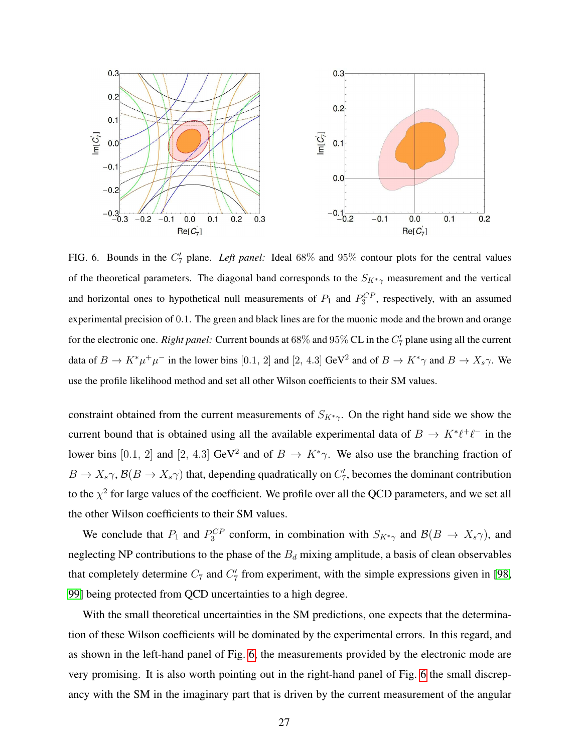FIG. 6. Bounds in the $C_7'$ plane. *Left panel:* Ideal 68% and 95% contour plots for the central values of the theoretical parameters. The diagonal band corresponds to the $S_{K^*\gamma}$ measurement and the vertical and horizontal ones to hypothetical null measurements of $P_1$ and $P_3^{CP}$, respectively, with an assumed experimental precision of 0.1. The green and black lines are for the muonic mode and the brown and orange for the electronic one. *Right panel:* Current bounds at 68% and 95% CL in the $C_7'$ plane using all the current data of $B \to K^*\mu^+\mu^-$ in the lower bins $[0.1, 2]$ and $[2, 4.3]$ GeV$^2$ and of $B \to K^*\gamma$ and $B \to X_s\gamma$. We use the profile likelihood method and set all other Wilson coefficients to their SM values.

constraint obtained from the current measurements of $S_{K^*\gamma}$. On the right hand side we show the current bound that is obtained using all the available experimental data of $B \to K^*\ell^+\ell^-$ in the lower bins $[0.1, 2]$ and $[2, 4.3]$ GeV$^2$ and of $B \to K^*\gamma$. We also use the branching fraction of $B \to X_s\gamma$, $\mathcal{B}(B \to X_s\gamma)$ that, depending quadratically on $C_7'$, becomes the dominant contribution to the $\chi^2$ for large values of the coefficient. We profile over all the QCD parameters, and we set all the other Wilson coefficients to their SM values.

We conclude that $P_1$ and $P_3^{CP}$ conform, in combination with $S_{K^*\gamma}$ and $\mathcal{B}(B \to X_s\gamma)$, and neglecting NP contributions to the phase of the $B_d$ mixing amplitude, a basis of clean observables that completely determine $C_7$ and $C_7'$ from experiment, with the simple expressions given in [98, 99] being protected from QCD uncertainties to a high degree.

With the small theoretical uncertainties in the SM predictions, one expects that the determination of these Wilson coefficients will be dominated by the experimental errors. In this regard, and as shown in the left-hand panel of Fig. 6, the measurements provided by the electronic mode are very promising. It is also worth pointing out in the right-hand panel of Fig. 6 the small discrepancy with the SM in the imaginary part that is driven by the current measurement of the angular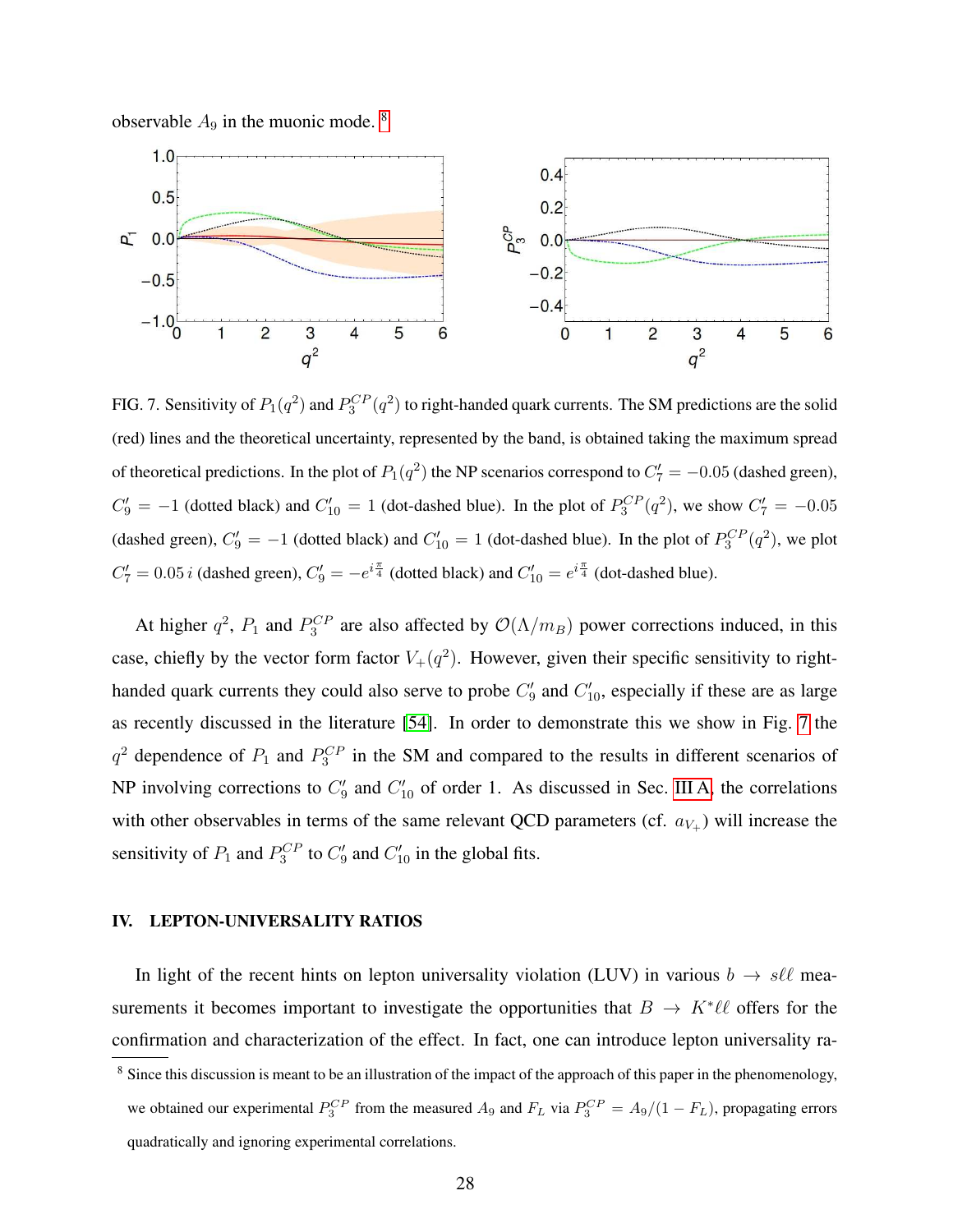observable $A_9$ in the muonic mode. [8]

FIG. 7. Sensitivity of $P_1(q^2)$ and $P_3^{CP}(q^2)$ to right-handed quark currents. The SM predictions are the solid (red) lines and the theoretical uncertainty, represented by the band, is obtained taking the maximum spread of theoretical predictions. In the plot of $P_1(q^2)$ the NP scenarios correspond to $C_7' = -0.05$ (dashed green), $C_9' = -1$ (dotted black) and $C_{10}' = 1$ (dot-dashed blue). In the plot of $P_3^{CP}(q^2)$, we show $C_7' = -0.05$ (dashed green), $C_9' = -1$ (dotted black) and $C_{10}' = 1$ (dot-dashed blue). In the plot of $P_3^{CP}(q^2)$, we plot $C_7' = 0.05\,i$ (dashed green), $C_9' = -e^{i\frac{\pi}{4}}$ (dotted black) and $C_{10}' = e^{i\frac{\pi}{4}}$ (dot-dashed blue).

At higher $q^2$, $P_1$ and $P_3^{CP}$ are also affected by $\mathcal{O}(\Lambda/m_B)$ power corrections induced, in this case, chiefly by the vector form factor $V_+(q^2)$. However, given their specific sensitivity to right-handed quark currents they could also serve to probe $C_9'$ and $C_{10}'$, especially if these are as large as recently discussed in the literature [54]. In order to demonstrate this we show in Fig. 7 the $q^2$ dependence of $P_1$ and $P_3^{CP}$ in the SM and compared to the results in different scenarios of NP involving corrections to $C_9'$ and $C_{10}'$ of order 1. As discussed in Sec. III A, the correlations with other observables in terms of the same relevant QCD parameters (cf. $a_{V_+}$) will increase the sensitivity of $P_1$ and $P_3^{CP}$ to $C_9'$ and $C_{10}'$ in the global fits.

## IV. LEPTON-UNIVERSALITY RATIOS

In light of the recent hints on lepton universality violation (LUV) in various $b \to s\ell\ell$ measurements it becomes important to investigate the opportunities that $B \to K^*\ell\ell$ offers for the confirmation and characterization of the effect. In fact, one can introduce lepton universality ra-

[8] Since this discussion is meant to be an illustration of the impact of the approach of this paper in the phenomenology, we obtained our experimental $P_3^{CP}$ from the measured $A_9$ and $F_L$ via $P_3^{CP} = A_9/(1 - F_L)$, propagating errors quadratically and ignoring experimental correlations.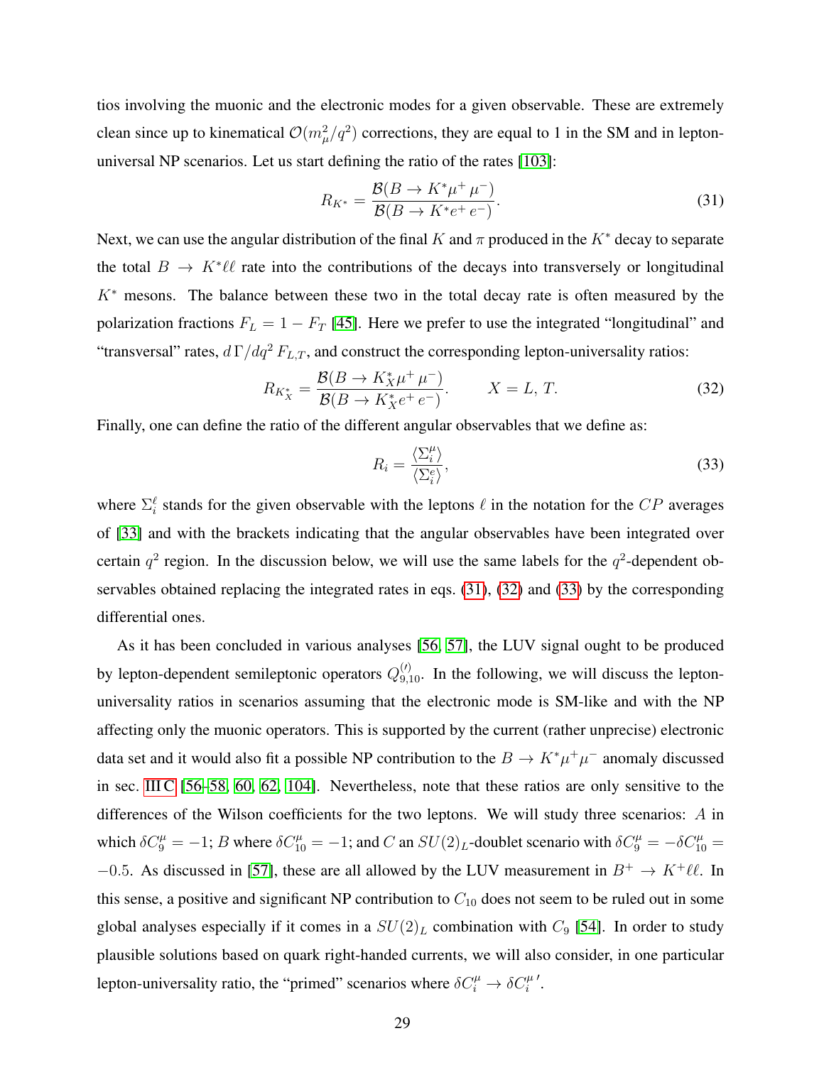tios involving the muonic and the electronic modes for a given observable. These are extremely clean since up to kinematical $\mathcal{O}(m_\mu^2/q^2)$ corrections, they are equal to 1 in the SM and in lepton-universal NP scenarios. Let us start defining the ratio of the rates [103]:

$$R_{K^*} = \frac{\mathcal{B}(B \to K^* \mu^+ \mu^-)}{\mathcal{B}(B \to K^* e^+ e^-)}. \tag{31}$$

Next, we can use the angular distribution of the final $K$ and $\pi$ produced in the $K^*$ decay to separate the total $B \to K^* \ell\ell$ rate into the contributions of the decays into transversely or longitudinal $K^*$ mesons. The balance between these two in the total decay rate is often measured by the polarization fractions $F_L = 1 - F_T$ [45]. Here we prefer to use the integrated "longitudinal" and "transversal" rates, $d\,\Gamma/dq^2\, F_{L,T}$, and construct the corresponding lepton-universality ratios:

$$R_{K^*_X} = \frac{\mathcal{B}(B \to K^*_X \mu^+ \mu^-)}{\mathcal{B}(B \to K^*_X e^+ e^-)}. \qquad X = L,\, T. \tag{32}$$

Finally, one can define the ratio of the different angular observables that we define as:

$$R_i = \frac{\langle \Sigma_i^\mu \rangle}{\langle \Sigma_i^e \rangle}, \tag{33}$$

where $\Sigma_i^\ell$ stands for the given observable with the leptons $\ell$ in the notation for the $CP$ averages of [33] and with the brackets indicating that the angular observables have been integrated over certain $q^2$ region. In the discussion below, we will use the same labels for the $q^2$-dependent observables obtained replacing the integrated rates in eqs. (31), (32) and (33) by the corresponding differential ones.

As it has been concluded in various analyses [56, 57], the LUV signal ought to be produced by lepton-dependent semileptonic operators $Q_{9,10}^{(\prime)}$. In the following, we will discuss the lepton-universality ratios in scenarios assuming that the electronic mode is SM-like and with the NP affecting only the muonic operators. This is supported by the current (rather unprecise) electronic data set and it would also fit a possible NP contribution to the $B \to K^* \mu^+ \mu^-$ anomaly discussed in sec. III C [56–58, 60, 62, 104]. Nevertheless, note that these ratios are only sensitive to the differences of the Wilson coefficients for the two leptons. We will study three scenarios: $A$ in which $\delta C_9^\mu = -1$; $B$ where $\delta C_{10}^\mu = -1$; and $C$ an $SU(2)_L$-doublet scenario with $\delta C_9^\mu = -\delta C_{10}^\mu = -0.5$. As discussed in [57], these are all allowed by the LUV measurement in $B^+ \to K^+ \ell\ell$. In this sense, a positive and significant NP contribution to $C_{10}$ does not seem to be ruled out in some global analyses especially if it comes in a $SU(2)_L$ combination with $C_9$ [54]. In order to study plausible solutions based on quark right-handed currents, we will also consider, in one particular lepton-universality ratio, the "primed" scenarios where $\delta C_i^\mu \to \delta C_i^{\mu\,\prime}$.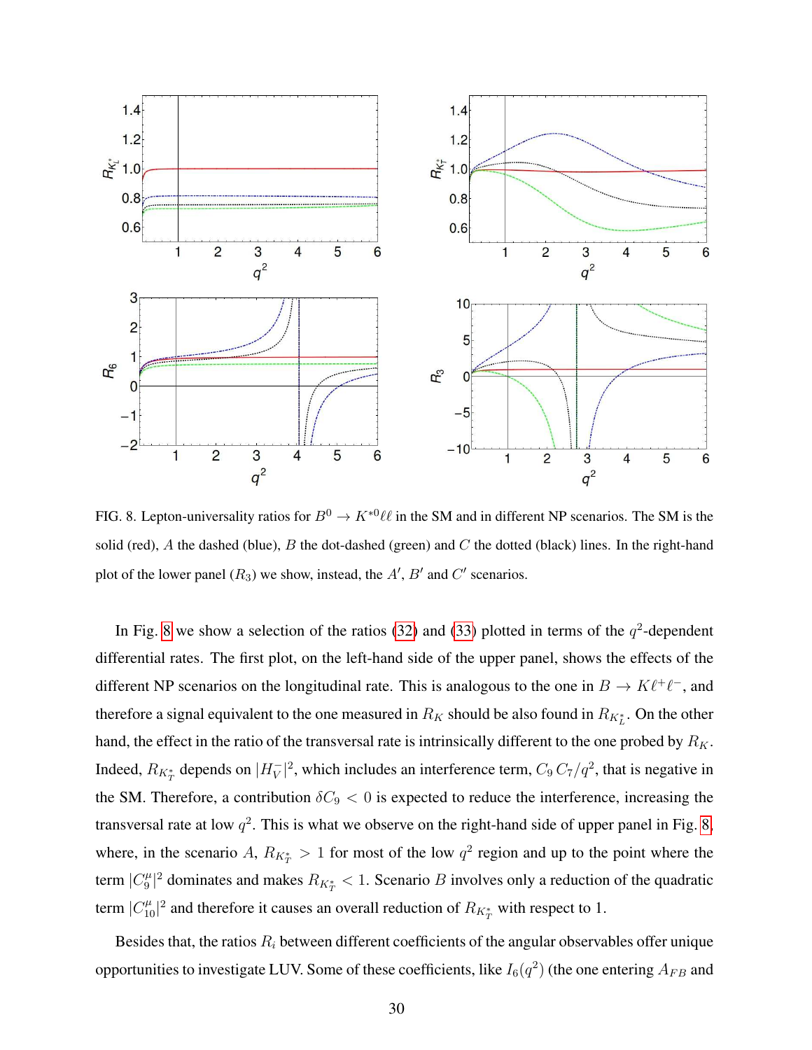FIG. 8. Lepton-universality ratios for $B^0 \to K^{*0}\ell\ell$ in the SM and in different NP scenarios. The SM is the solid (red), $A$ the dashed (blue), $B$ the dot-dashed (green) and $C$ the dotted (black) lines. In the right-hand plot of the lower panel ($R_3$) we show, instead, the $A'$, $B'$ and $C'$ scenarios.

In Fig. 8 we show a selection of the ratios (32) and (33) plotted in terms of the $q^2$-dependent differential rates. The first plot, on the left-hand side of the upper panel, shows the effects of the different NP scenarios on the longitudinal rate. This is analogous to the one in $B \to K\ell^+\ell^-$, and therefore a signal equivalent to the one measured in $R_K$ should be also found in $R_{K_L^*}$. On the other hand, the effect in the ratio of the transversal rate is intrinsically different to the one probed by $R_K$. Indeed, $R_{K_T^*}$ depends on $|H_V^-|^2$, which includes an interference term, $C_9\, C_7/q^2$, that is negative in the SM. Therefore, a contribution $\delta C_9 < 0$ is expected to reduce the interference, increasing the transversal rate at low $q^2$. This is what we observe on the right-hand side of upper panel in Fig. 8, where, in the scenario $A$, $R_{K_T^*} > 1$ for most of the low $q^2$ region and up to the point where the term $|C_9^\mu|^2$ dominates and makes $R_{K_T^*} < 1$. Scenario $B$ involves only a reduction of the quadratic term $|C_{10}^\mu|^2$ and therefore it causes an overall reduction of $R_{K_T^*}$ with respect to 1.

Besides that, the ratios $R_i$ between different coefficients of the angular observables offer unique opportunities to investigate LUV. Some of these coefficients, like $I_6(q^2)$ (the one entering $A_{FB}$ and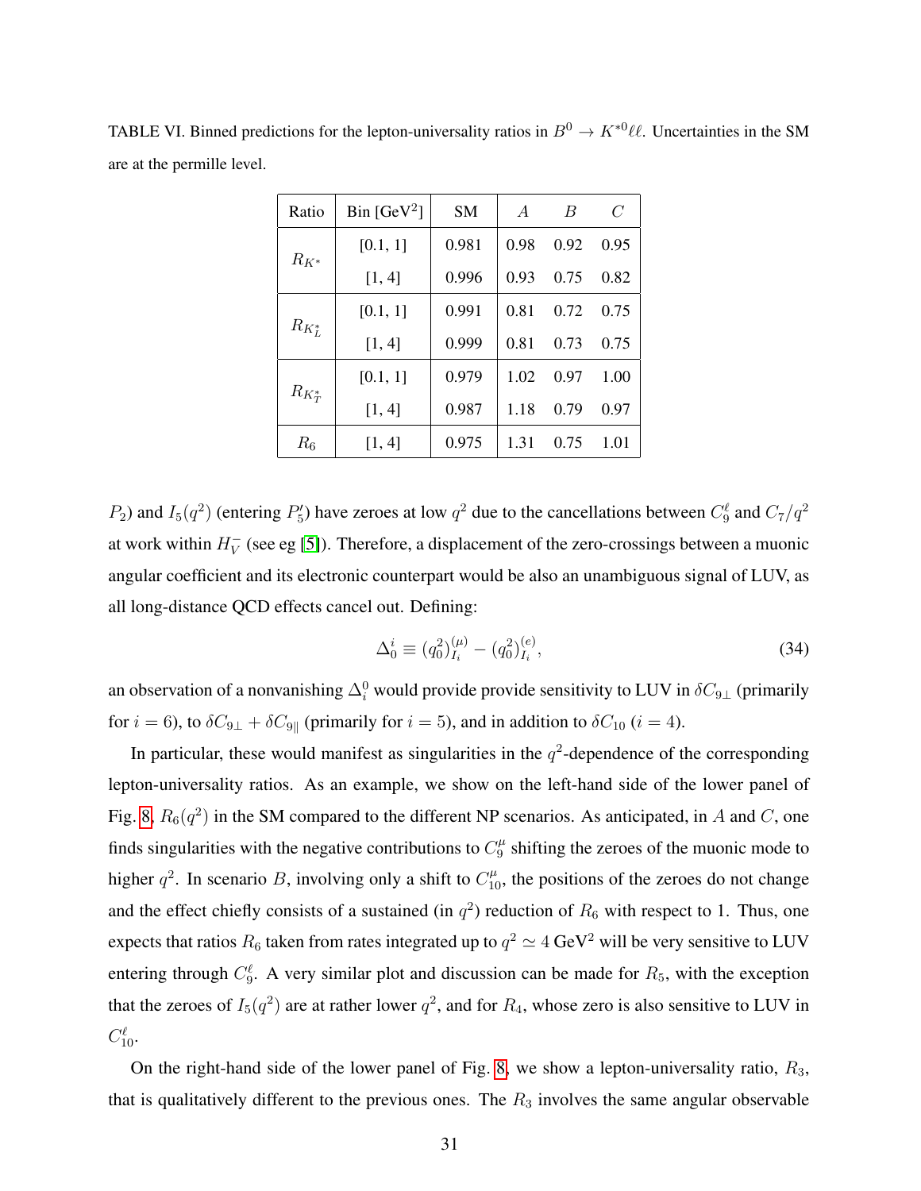TABLE VI. Binned predictions for the lepton-universality ratios in $B^0 \to K^{*0}\ell\ell$. Uncertainties in the SM are at the permille level.

| Ratio | Bin [GeV$^2$] | SM | $A$ | $B$ | $C$ |
|---|---|---|---|---|---|
| $R_{K^*}$ | [0.1, 1] | 0.981 | 0.98 | 0.92 | 0.95 |
| | [1, 4] | 0.996 | 0.93 | 0.75 | 0.82 |
| $R_{K^*_L}$ | [0.1, 1] | 0.991 | 0.81 | 0.72 | 0.75 |
| | [1, 4] | 0.999 | 0.81 | 0.73 | 0.75 |
| $R_{K^*_T}$ | [0.1, 1] | 0.979 | 1.02 | 0.97 | 1.00 |
| | [1, 4] | 0.987 | 1.18 | 0.79 | 0.97 |
| $R_6$ | [1, 4] | 0.975 | 1.31 | 0.75 | 1.01 |

$P_2$) and $I_5(q^2)$ (entering $P_5'$) have zeroes at low $q^2$ due to the cancellations between $C_9^\ell$ and $C_7/q^2$ at work within $H_V^-$ (see eg [5]). Therefore, a displacement of the zero-crossings between a muonic angular coefficient and its electronic counterpart would be also an unambiguous signal of LUV, as all long-distance QCD effects cancel out. Defining:

$$\Delta_0^i \equiv (q_0^2)_{I_i}^{(\mu)} - (q_0^2)_{I_i}^{(e)}, \tag{34}$$

an observation of a nonvanishing $\Delta_i^0$ would provide provide sensitivity to LUV in $\delta C_{9\perp}$ (primarily for $i = 6$), to $\delta C_{9\perp} + \delta C_{9\|}$ (primarily for $i = 5$), and in addition to $\delta C_{10}$ ($i = 4$).

In particular, these would manifest as singularities in the $q^2$-dependence of the corresponding lepton-universality ratios. As an example, we show on the left-hand side of the lower panel of Fig. 8, $R_6(q^2)$ in the SM compared to the different NP scenarios. As anticipated, in $A$ and $C$, one finds singularities with the negative contributions to $C_9^\mu$ shifting the zeroes of the muonic mode to higher $q^2$. In scenario $B$, involving only a shift to $C_{10}^\mu$, the positions of the zeroes do not change and the effect chiefly consists of a sustained (in $q^2$) reduction of $R_6$ with respect to 1. Thus, one expects that ratios $R_6$ taken from rates integrated up to $q^2 \simeq 4$ GeV$^2$ will be very sensitive to LUV entering through $C_9^\ell$. A very similar plot and discussion can be made for $R_5$, with the exception that the zeroes of $I_5(q^2)$ are at rather lower $q^2$, and for $R_4$, whose zero is also sensitive to LUV in $C_{10}^\ell$.

On the right-hand side of the lower panel of Fig. 8, we show a lepton-universality ratio, $R_3$, that is qualitatively different to the previous ones. The $R_3$ involves the same angular observable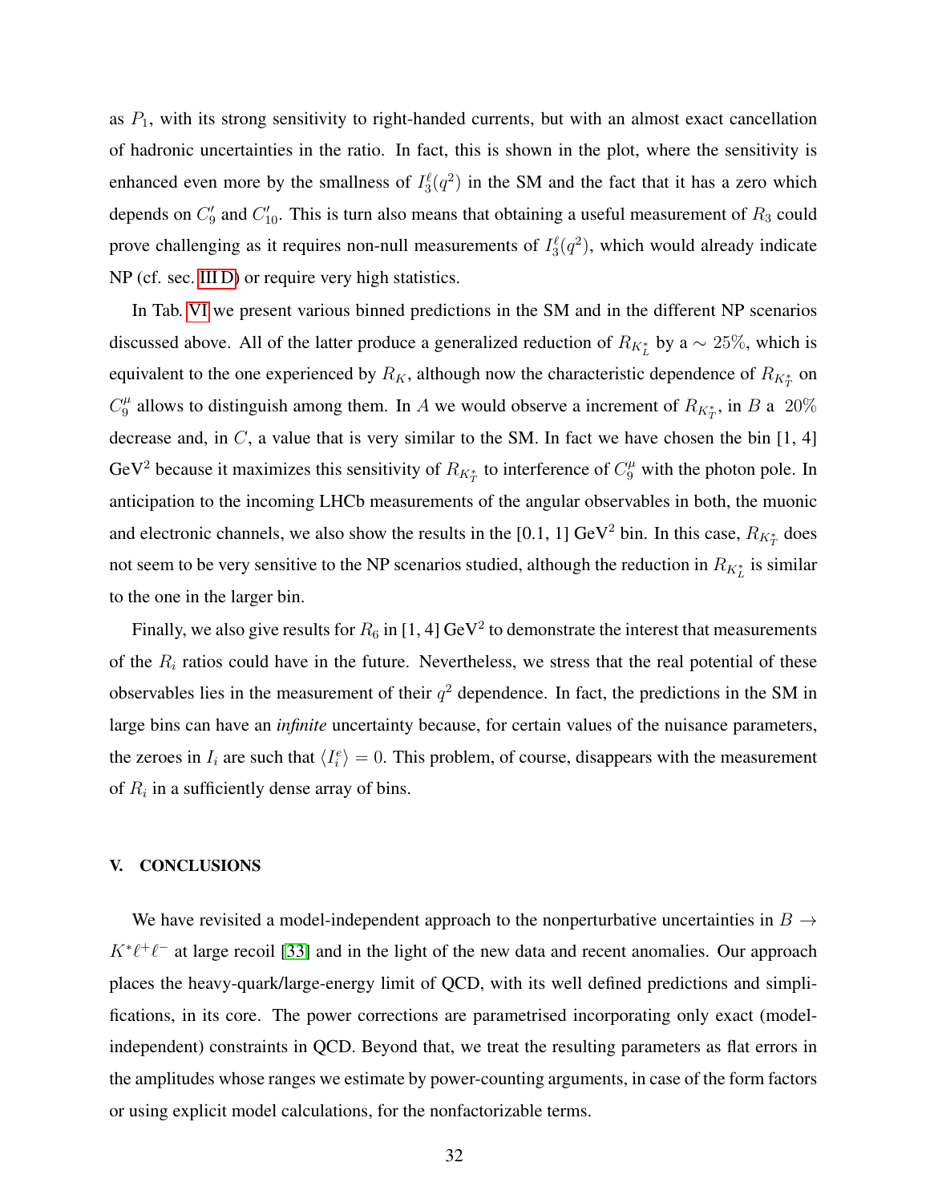as $P_1$, with its strong sensitivity to right-handed currents, but with an almost exact cancellation of hadronic uncertainties in the ratio. In fact, this is shown in the plot, where the sensitivity is enhanced even more by the smallness of $I_3^\ell(q^2)$ in the SM and the fact that it has a zero which depends on $C_9'$ and $C_{10}'$. This is turn also means that obtaining a useful measurement of $R_3$ could prove challenging as it requires non-null measurements of $I_3^\ell(q^2)$, which would already indicate NP (cf. sec. III D) or require very high statistics.

In Tab. VI we present various binned predictions in the SM and in the different NP scenarios discussed above. All of the latter produce a generalized reduction of $R_{K_L^*}$ by a $\sim 25\%$, which is equivalent to the one experienced by $R_K$, although now the characteristic dependence of $R_{K_T^*}$ on $C_9^\mu$ allows to distinguish among them. In $A$ we would observe a increment of $R_{K_T^*}$, in $B$ a $20\%$ decrease and, in $C$, a value that is very similar to the SM. In fact we have chosen the bin [1, 4] GeV$^2$ because it maximizes this sensitivity of $R_{K_T^*}$ to interference of $C_9^\mu$ with the photon pole. In anticipation to the incoming LHCb measurements of the angular observables in both, the muonic and electronic channels, we also show the results in the [0.1, 1] GeV$^2$ bin. In this case, $R_{K_T^*}$ does not seem to be very sensitive to the NP scenarios studied, although the reduction in $R_{K_L^*}$ is similar to the one in the larger bin.

Finally, we also give results for $R_6$ in [1, 4] GeV$^2$ to demonstrate the interest that measurements of the $R_i$ ratios could have in the future. Nevertheless, we stress that the real potential of these observables lies in the measurement of their $q^2$ dependence. In fact, the predictions in the SM in large bins can have an *infinite* uncertainty because, for certain values of the nuisance parameters, the zeroes in $I_i$ are such that $\langle I_i^e \rangle = 0$. This problem, of course, disappears with the measurement of $R_i$ in a sufficiently dense array of bins.

## V. CONCLUSIONS

We have revisited a model-independent approach to the nonperturbative uncertainties in $B \to K^*\ell^+\ell^-$ at large recoil [33] and in the light of the new data and recent anomalies. Our approach places the heavy-quark/large-energy limit of QCD, with its well defined predictions and simplifications, in its core. The power corrections are parametrised incorporating only exact (model-independent) constraints in QCD. Beyond that, we treat the resulting parameters as flat errors in the amplitudes whose ranges we estimate by power-counting arguments, in case of the form factors or using explicit model calculations, for the nonfactorizable terms.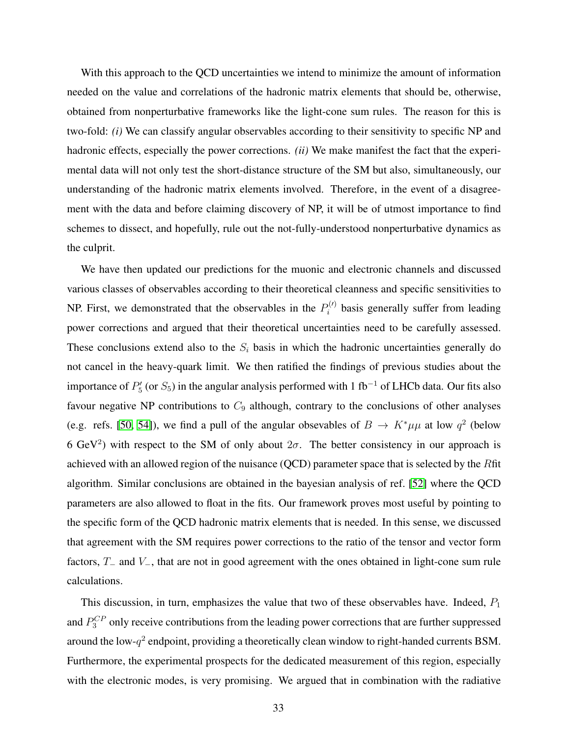With this approach to the QCD uncertainties we intend to minimize the amount of information needed on the value and correlations of the hadronic matrix elements that should be, otherwise, obtained from nonperturbative frameworks like the light-cone sum rules. The reason for this is two-fold: *(i)* We can classify angular observables according to their sensitivity to specific NP and hadronic effects, especially the power corrections. *(ii)* We make manifest the fact that the experimental data will not only test the short-distance structure of the SM but also, simultaneously, our understanding of the hadronic matrix elements involved. Therefore, in the event of a disagreement with the data and before claiming discovery of NP, it will be of utmost importance to find schemes to dissect, and hopefully, rule out the not-fully-understood nonperturbative dynamics as the culprit.

We have then updated our predictions for the muonic and electronic channels and discussed various classes of observables according to their theoretical cleanness and specific sensitivities to NP. First, we demonstrated that the observables in the $P_i^{(\prime)}$ basis generally suffer from leading power corrections and argued that their theoretical uncertainties need to be carefully assessed. These conclusions extend also to the $S_i$ basis in which the hadronic uncertainties generally do not cancel in the heavy-quark limit. We then ratified the findings of previous studies about the importance of $P_5'$ (or $S_5$) in the angular analysis performed with 1 fb$^{-1}$ of LHCb data. Our fits also favour negative NP contributions to $C_9$ although, contrary to the conclusions of other analyses (e.g. refs. [50, 54]), we find a pull of the angular obsevables of $B \to K^*\mu\mu$ at low $q^2$ (below 6 GeV$^2$) with respect to the SM of only about $2\sigma$. The better consistency in our approach is achieved with an allowed region of the nuisance (QCD) parameter space that is selected by the $R$fit algorithm. Similar conclusions are obtained in the bayesian analysis of ref. [52] where the QCD parameters are also allowed to float in the fits. Our framework proves most useful by pointing to the specific form of the QCD hadronic matrix elements that is needed. In this sense, we discussed that agreement with the SM requires power corrections to the ratio of the tensor and vector form factors, $T_-$ and $V_-$, that are not in good agreement with the ones obtained in light-cone sum rule calculations.

This discussion, in turn, emphasizes the value that two of these observables have. Indeed, $P_1$ and $P_3^{CP}$ only receive contributions from the leading power corrections that are further suppressed around the low-$q^2$ endpoint, providing a theoretically clean window to right-handed currents BSM. Furthermore, the experimental prospects for the dedicated measurement of this region, especially with the electronic modes, is very promising. We argued that in combination with the radiative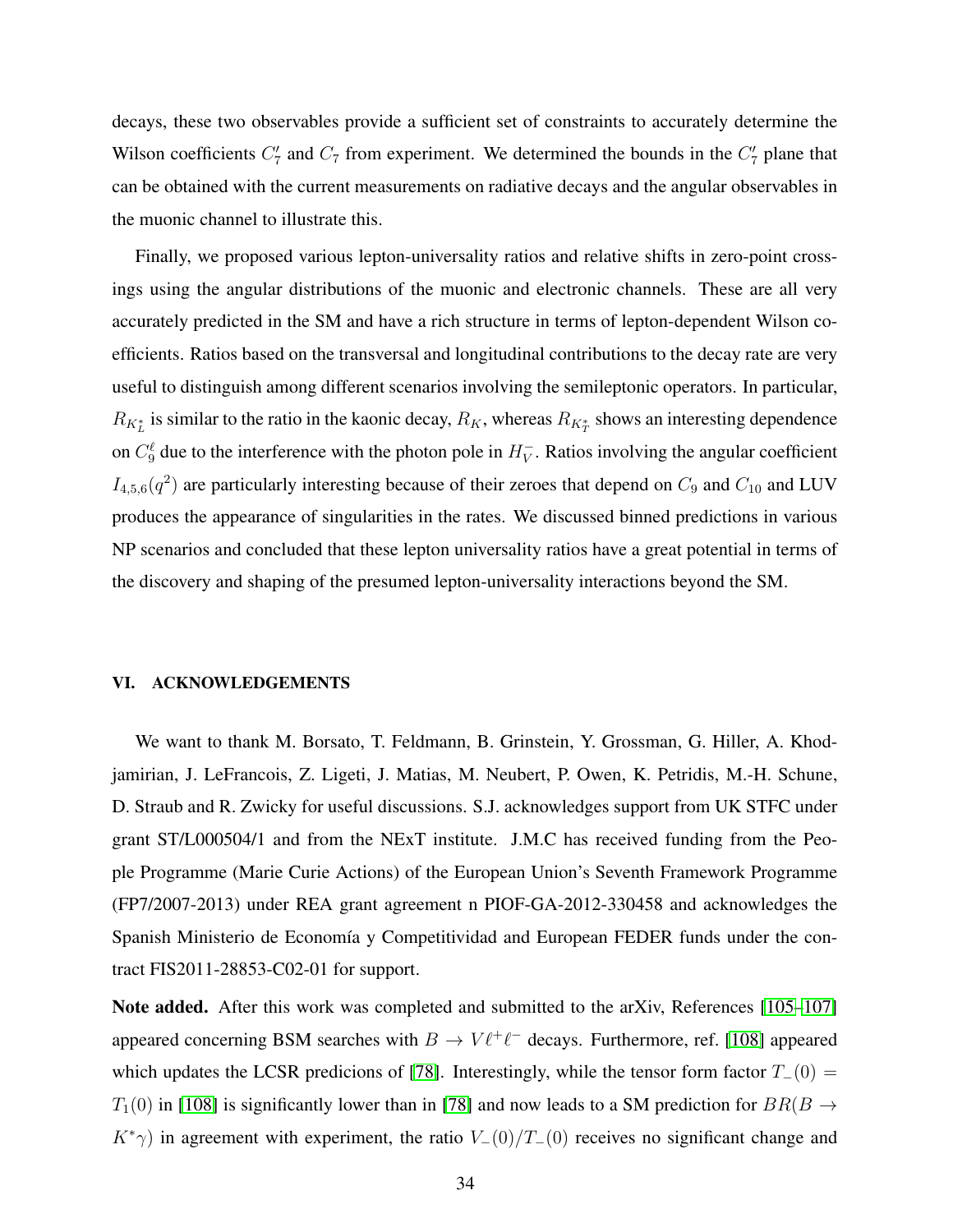decays, these two observables provide a sufficient set of constraints to accurately determine the Wilson coefficients $C_7'$ and $C_7$ from experiment. We determined the bounds in the $C_7'$ plane that can be obtained with the current measurements on radiative decays and the angular observables in the muonic channel to illustrate this.

Finally, we proposed various lepton-universality ratios and relative shifts in zero-point crossings using the angular distributions of the muonic and electronic channels. These are all very accurately predicted in the SM and have a rich structure in terms of lepton-dependent Wilson coefficients. Ratios based on the transversal and longitudinal contributions to the decay rate are very useful to distinguish among different scenarios involving the semileptonic operators. In particular, $R_{K_L^*}$ is similar to the ratio in the kaonic decay, $R_K$, whereas $R_{K_T^*}$ shows an interesting dependence on $C_9^\ell$ due to the interference with the photon pole in $H_V^-$. Ratios involving the angular coefficient $I_{4,5,6}(q^2)$ are particularly interesting because of their zeroes that depend on $C_9$ and $C_{10}$ and LUV produces the appearance of singularities in the rates. We discussed binned predictions in various NP scenarios and concluded that these lepton universality ratios have a great potential in terms of the discovery and shaping of the presumed lepton-universality interactions beyond the SM.

## VI. ACKNOWLEDGEMENTS

We want to thank M. Borsato, T. Feldmann, B. Grinstein, Y. Grossman, G. Hiller, A. Khodjamirian, J. LeFrancois, Z. Ligeti, J. Matias, M. Neubert, P. Owen, K. Petridis, M.-H. Schune, D. Straub and R. Zwicky for useful discussions. S.J. acknowledges support from UK STFC under grant ST/L000504/1 and from the NExT institute. J.M.C has received funding from the People Programme (Marie Curie Actions) of the European Union's Seventh Framework Programme (FP7/2007-2013) under REA grant agreement n PIOF-GA-2012-330458 and acknowledges the Spanish Ministerio de Economía y Competitividad and European FEDER funds under the contract FIS2011-28853-C02-01 for support.

**Note added.** After this work was completed and submitted to the arXiv, References [105–107] appeared concerning BSM searches with $B \to V\ell^+\ell^-$ decays. Furthermore, ref. [108] appeared which updates the LCSR predicions of [78]. Interestingly, while the tensor form factor $T_-(0) = T_1(0)$ in [108] is significantly lower than in [78] and now leads to a SM prediction for $BR(B \to K^*\gamma)$ in agreement with experiment, the ratio $V_-(0)/T_-(0)$ receives no significant change and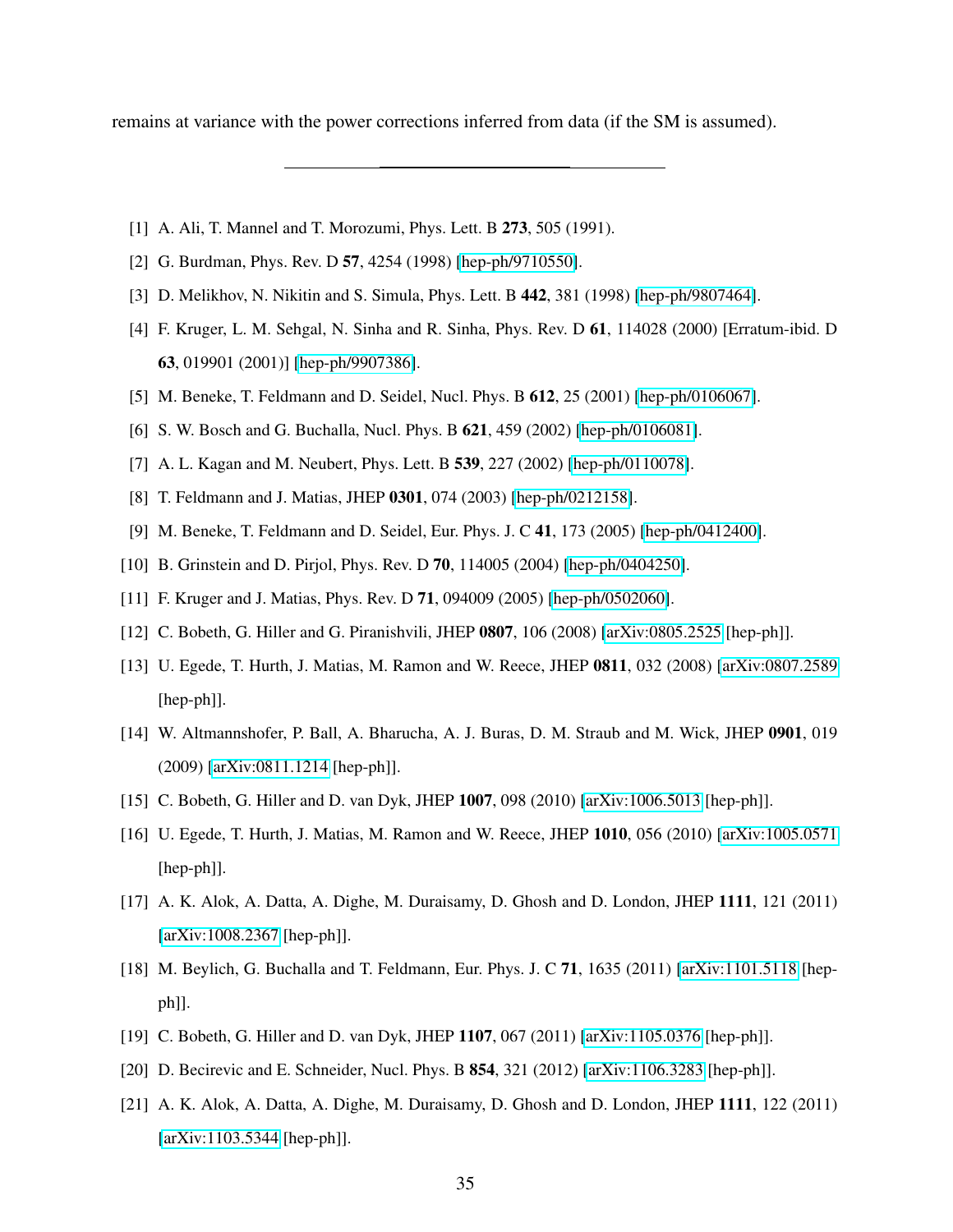remains at variance with the power corrections inferred from data (if the SM is assumed).

---

[1] A. Ali, T. Mannel and T. Morozumi, Phys. Lett. B **273**, 505 (1991).

[2] G. Burdman, Phys. Rev. D **57**, 4254 (1998) [hep-ph/9710550].

[3] D. Melikhov, N. Nikitin and S. Simula, Phys. Lett. B **442**, 381 (1998) [hep-ph/9807464].

[4] F. Kruger, L. M. Sehgal, N. Sinha and R. Sinha, Phys. Rev. D **61**, 114028 (2000) [Erratum-ibid. D **63**, 019901 (2001)] [hep-ph/9907386].

[5] M. Beneke, T. Feldmann and D. Seidel, Nucl. Phys. B **612**, 25 (2001) [hep-ph/0106067].

[6] S. W. Bosch and G. Buchalla, Nucl. Phys. B **621**, 459 (2002) [hep-ph/0106081].

[7] A. L. Kagan and M. Neubert, Phys. Lett. B **539**, 227 (2002) [hep-ph/0110078].

[8] T. Feldmann and J. Matias, JHEP **0301**, 074 (2003) [hep-ph/0212158].

[9] M. Beneke, T. Feldmann and D. Seidel, Eur. Phys. J. C **41**, 173 (2005) [hep-ph/0412400].

[10] B. Grinstein and D. Pirjol, Phys. Rev. D **70**, 114005 (2004) [hep-ph/0404250].

[11] F. Kruger and J. Matias, Phys. Rev. D **71**, 094009 (2005) [hep-ph/0502060].

[12] C. Bobeth, G. Hiller and G. Piranishvili, JHEP **0807**, 106 (2008) [arXiv:0805.2525 [hep-ph]].

[13] U. Egede, T. Hurth, J. Matias, M. Ramon and W. Reece, JHEP **0811**, 032 (2008) [arXiv:0807.2589 [hep-ph]].

[14] W. Altmannshofer, P. Ball, A. Bharucha, A. J. Buras, D. M. Straub and M. Wick, JHEP **0901**, 019 (2009) [arXiv:0811.1214 [hep-ph]].

[15] C. Bobeth, G. Hiller and D. van Dyk, JHEP **1007**, 098 (2010) [arXiv:1006.5013 [hep-ph]].

[16] U. Egede, T. Hurth, J. Matias, M. Ramon and W. Reece, JHEP **1010**, 056 (2010) [arXiv:1005.0571 [hep-ph]].

[17] A. K. Alok, A. Datta, A. Dighe, M. Duraisamy, D. Ghosh and D. London, JHEP **1111**, 121 (2011) [arXiv:1008.2367 [hep-ph]].

[18] M. Beylich, G. Buchalla and T. Feldmann, Eur. Phys. J. C **71**, 1635 (2011) [arXiv:1101.5118 [hep-ph]].

[19] C. Bobeth, G. Hiller and D. van Dyk, JHEP **1107**, 067 (2011) [arXiv:1105.0376 [hep-ph]].

[20] D. Becirevic and E. Schneider, Nucl. Phys. B **854**, 321 (2012) [arXiv:1106.3283 [hep-ph]].

[21] A. K. Alok, A. Datta, A. Dighe, M. Duraisamy, D. Ghosh and D. London, JHEP **1111**, 122 (2011) [arXiv:1103.5344 [hep-ph]].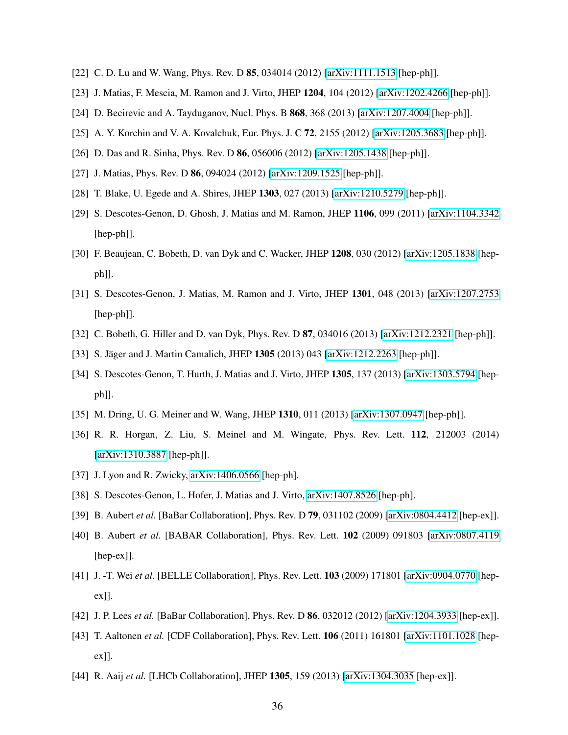[22] C. D. Lu and W. Wang, Phys. Rev. D **85**, 034014 (2012) [arXiv:1111.1513 [hep-ph]].

[23] J. Matias, F. Mescia, M. Ramon and J. Virto, JHEP **1204**, 104 (2012) [arXiv:1202.4266 [hep-ph]].

[24] D. Becirevic and A. Tayduganov, Nucl. Phys. B **868**, 368 (2013) [arXiv:1207.4004 [hep-ph]].

[25] A. Y. Korchin and V. A. Kovalchuk, Eur. Phys. J. C **72**, 2155 (2012) [arXiv:1205.3683 [hep-ph]].

[26] D. Das and R. Sinha, Phys. Rev. D **86**, 056006 (2012) [arXiv:1205.1438 [hep-ph]].

[27] J. Matias, Phys. Rev. D **86**, 094024 (2012) [arXiv:1209.1525 [hep-ph]].

[28] T. Blake, U. Egede and A. Shires, JHEP **1303**, 027 (2013) [arXiv:1210.5279 [hep-ph]].

[29] S. Descotes-Genon, D. Ghosh, J. Matias and M. Ramon, JHEP **1106**, 099 (2011) [arXiv:1104.3342 [hep-ph]].

[30] F. Beaujean, C. Bobeth, D. van Dyk and C. Wacker, JHEP **1208**, 030 (2012) [arXiv:1205.1838 [hep-ph]].

[31] S. Descotes-Genon, J. Matias, M. Ramon and J. Virto, JHEP **1301**, 048 (2013) [arXiv:1207.2753 [hep-ph]].

[32] C. Bobeth, G. Hiller and D. van Dyk, Phys. Rev. D **87**, 034016 (2013) [arXiv:1212.2321 [hep-ph]].

[33] S. Jäger and J. Martin Camalich, JHEP **1305** (2013) 043 [arXiv:1212.2263 [hep-ph]].

[34] S. Descotes-Genon, T. Hurth, J. Matias and J. Virto, JHEP **1305**, 137 (2013) [arXiv:1303.5794 [hep-ph]].

[35] M. Dring, U. G. Meiner and W. Wang, JHEP **1310**, 011 (2013) [arXiv:1307.0947 [hep-ph]].

[36] R. R. Horgan, Z. Liu, S. Meinel and M. Wingate, Phys. Rev. Lett. **112**, 212003 (2014) [arXiv:1310.3887 [hep-ph]].

[37] J. Lyon and R. Zwicky, arXiv:1406.0566 [hep-ph].

[38] S. Descotes-Genon, L. Hofer, J. Matias and J. Virto, arXiv:1407.8526 [hep-ph].

[39] B. Aubert *et al.* [BaBar Collaboration], Phys. Rev. D **79**, 031102 (2009) [arXiv:0804.4412 [hep-ex]].

[40] B. Aubert *et al.* [BABAR Collaboration], Phys. Rev. Lett. **102** (2009) 091803 [arXiv:0807.4119 [hep-ex]].

[41] J. -T. Wei *et al.* [BELLE Collaboration], Phys. Rev. Lett. **103** (2009) 171801 [arXiv:0904.0770 [hep-ex]].

[42] J. P. Lees *et al.* [BaBar Collaboration], Phys. Rev. D **86**, 032012 (2012) [arXiv:1204.3933 [hep-ex]].

[43] T. Aaltonen *et al.* [CDF Collaboration], Phys. Rev. Lett. **106** (2011) 161801 [arXiv:1101.1028 [hep-ex]].

[44] R. Aaij *et al.* [LHCb Collaboration], JHEP **1305**, 159 (2013) [arXiv:1304.3035 [hep-ex]].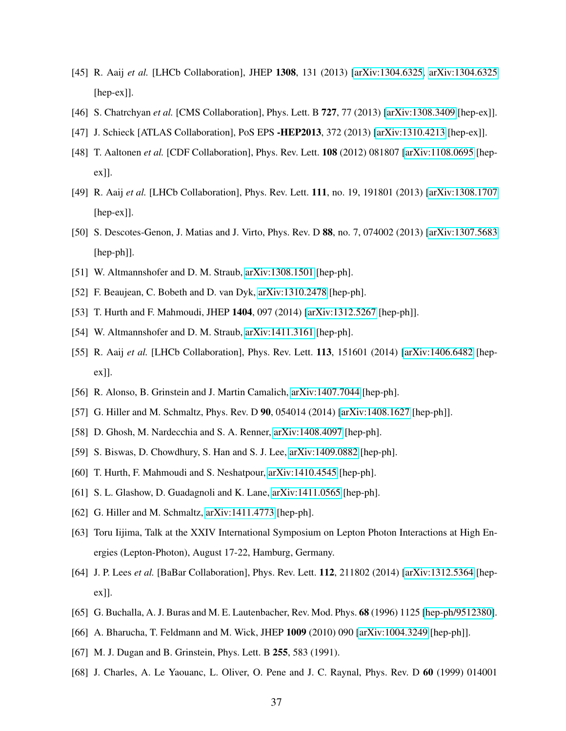[45] R. Aaij *et al.* [LHCb Collaboration], JHEP **1308**, 131 (2013) [arXiv:1304.6325, arXiv:1304.6325 [hep-ex]].

[46] S. Chatrchyan *et al.* [CMS Collaboration], Phys. Lett. B **727**, 77 (2013) [arXiv:1308.3409 [hep-ex]].

[47] J. Schieck [ATLAS Collaboration], PoS EPS **-HEP2013**, 372 (2013) [arXiv:1310.4213 [hep-ex]].

[48] T. Aaltonen *et al.* [CDF Collaboration], Phys. Rev. Lett. **108** (2012) 081807 [arXiv:1108.0695 [hep-ex]].

[49] R. Aaij *et al.* [LHCb Collaboration], Phys. Rev. Lett. **111**, no. 19, 191801 (2013) [arXiv:1308.1707 [hep-ex]].

[50] S. Descotes-Genon, J. Matias and J. Virto, Phys. Rev. D **88**, no. 7, 074002 (2013) [arXiv:1307.5683 [hep-ph]].

[51] W. Altmannshofer and D. M. Straub, arXiv:1308.1501 [hep-ph].

[52] F. Beaujean, C. Bobeth and D. van Dyk, arXiv:1310.2478 [hep-ph].

[53] T. Hurth and F. Mahmoudi, JHEP **1404**, 097 (2014) [arXiv:1312.5267 [hep-ph]].

[54] W. Altmannshofer and D. M. Straub, arXiv:1411.3161 [hep-ph].

[55] R. Aaij *et al.* [LHCb Collaboration], Phys. Rev. Lett. **113**, 151601 (2014) [arXiv:1406.6482 [hep-ex]].

[56] R. Alonso, B. Grinstein and J. Martin Camalich, arXiv:1407.7044 [hep-ph].

[57] G. Hiller and M. Schmaltz, Phys. Rev. D **90**, 054014 (2014) [arXiv:1408.1627 [hep-ph]].

[58] D. Ghosh, M. Nardecchia and S. A. Renner, arXiv:1408.4097 [hep-ph].

[59] S. Biswas, D. Chowdhury, S. Han and S. J. Lee, arXiv:1409.0882 [hep-ph].

[60] T. Hurth, F. Mahmoudi and S. Neshatpour, arXiv:1410.4545 [hep-ph].

[61] S. L. Glashow, D. Guadagnoli and K. Lane, arXiv:1411.0565 [hep-ph].

[62] G. Hiller and M. Schmaltz, arXiv:1411.4773 [hep-ph].

[63] Toru Iijima, Talk at the XXIV International Symposium on Lepton Photon Interactions at High Energies (Lepton-Photon), August 17-22, Hamburg, Germany.

[64] J. P. Lees *et al.* [BaBar Collaboration], Phys. Rev. Lett. **112**, 211802 (2014) [arXiv:1312.5364 [hep-ex]].

[65] G. Buchalla, A. J. Buras and M. E. Lautenbacher, Rev. Mod. Phys. **68** (1996) 1125 [hep-ph/9512380].

[66] A. Bharucha, T. Feldmann and M. Wick, JHEP **1009** (2010) 090 [arXiv:1004.3249 [hep-ph]].

[67] M. J. Dugan and B. Grinstein, Phys. Lett. B **255**, 583 (1991).

[68] J. Charles, A. Le Yaouanc, L. Oliver, O. Pene and J. C. Raynal, Phys. Rev. D **60** (1999) 014001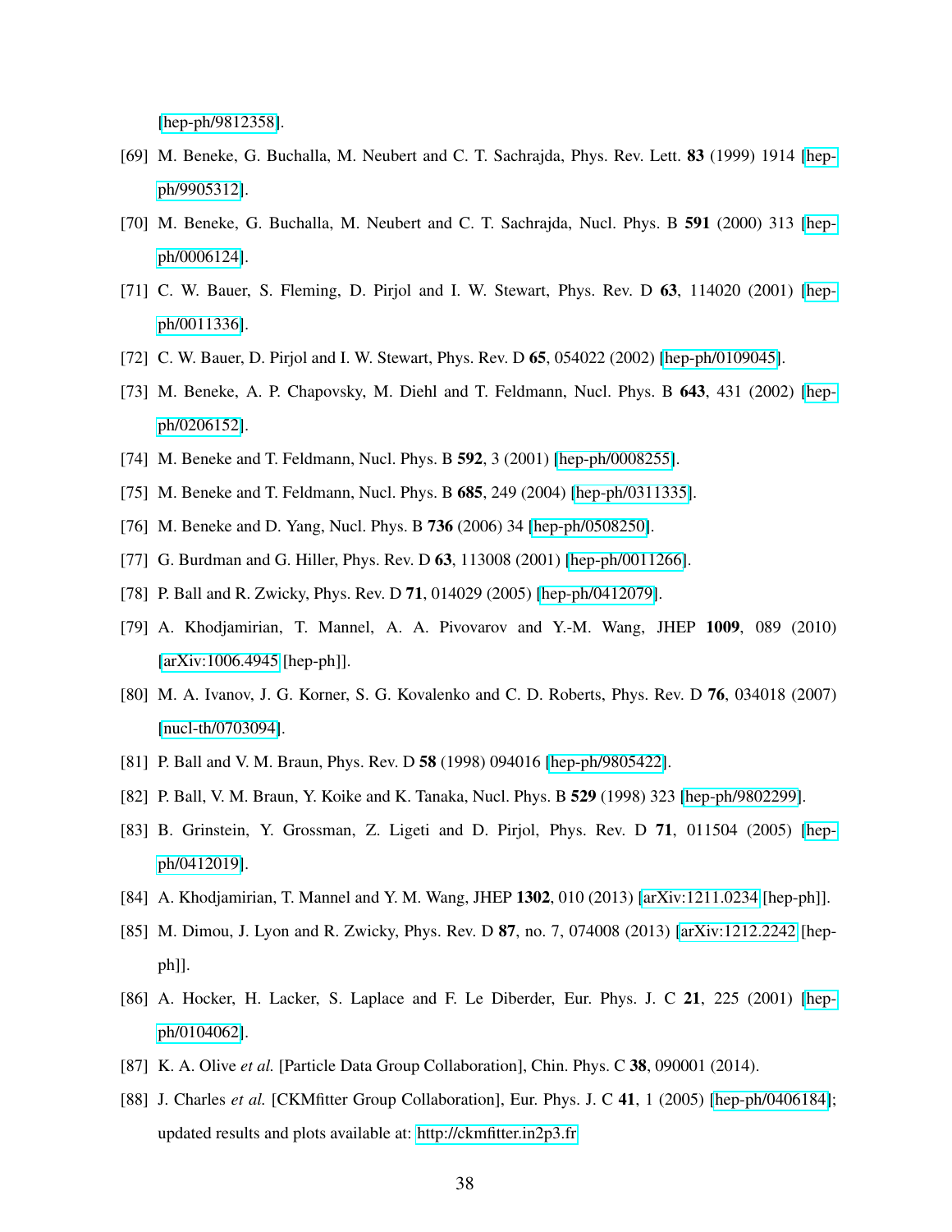[hep-ph/9812358].

[69] M. Beneke, G. Buchalla, M. Neubert and C. T. Sachrajda, Phys. Rev. Lett. **83** (1999) 1914 [hep-ph/9905312].

[70] M. Beneke, G. Buchalla, M. Neubert and C. T. Sachrajda, Nucl. Phys. B **591** (2000) 313 [hep-ph/0006124].

[71] C. W. Bauer, S. Fleming, D. Pirjol and I. W. Stewart, Phys. Rev. D **63**, 114020 (2001) [hep-ph/0011336].

[72] C. W. Bauer, D. Pirjol and I. W. Stewart, Phys. Rev. D **65**, 054022 (2002) [hep-ph/0109045].

[73] M. Beneke, A. P. Chapovsky, M. Diehl and T. Feldmann, Nucl. Phys. B **643**, 431 (2002) [hep-ph/0206152].

[74] M. Beneke and T. Feldmann, Nucl. Phys. B **592**, 3 (2001) [hep-ph/0008255].

[75] M. Beneke and T. Feldmann, Nucl. Phys. B **685**, 249 (2004) [hep-ph/0311335].

[76] M. Beneke and D. Yang, Nucl. Phys. B **736** (2006) 34 [hep-ph/0508250].

[77] G. Burdman and G. Hiller, Phys. Rev. D **63**, 113008 (2001) [hep-ph/0011266].

[78] P. Ball and R. Zwicky, Phys. Rev. D **71**, 014029 (2005) [hep-ph/0412079].

[79] A. Khodjamirian, T. Mannel, A. A. Pivovarov and Y.-M. Wang, JHEP **1009**, 089 (2010) [arXiv:1006.4945 [hep-ph]].

[80] M. A. Ivanov, J. G. Korner, S. G. Kovalenko and C. D. Roberts, Phys. Rev. D **76**, 034018 (2007) [nucl-th/0703094].

[81] P. Ball and V. M. Braun, Phys. Rev. D **58** (1998) 094016 [hep-ph/9805422].

[82] P. Ball, V. M. Braun, Y. Koike and K. Tanaka, Nucl. Phys. B **529** (1998) 323 [hep-ph/9802299].

[83] B. Grinstein, Y. Grossman, Z. Ligeti and D. Pirjol, Phys. Rev. D **71**, 011504 (2005) [hep-ph/0412019].

[84] A. Khodjamirian, T. Mannel and Y. M. Wang, JHEP **1302**, 010 (2013) [arXiv:1211.0234 [hep-ph]].

[85] M. Dimou, J. Lyon and R. Zwicky, Phys. Rev. D **87**, no. 7, 074008 (2013) [arXiv:1212.2242 [hep-ph]].

[86] A. Hocker, H. Lacker, S. Laplace and F. Le Diberder, Eur. Phys. J. C **21**, 225 (2001) [hep-ph/0104062].

[87] K. A. Olive *et al.* [Particle Data Group Collaboration], Chin. Phys. C **38**, 090001 (2014).

[88] J. Charles *et al.* [CKMfitter Group Collaboration], Eur. Phys. J. C **41**, 1 (2005) [hep-ph/0406184]; updated results and plots available at: http://ckmfitter.in2p3.fr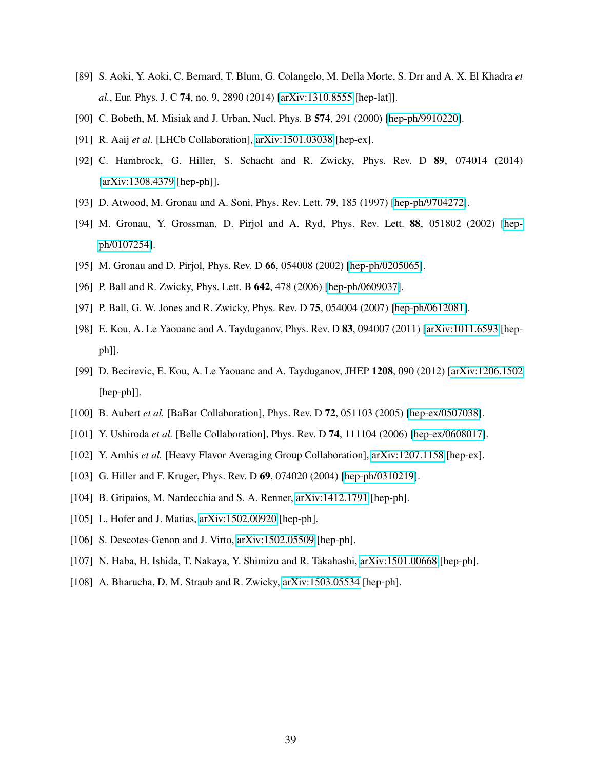[89] S. Aoki, Y. Aoki, C. Bernard, T. Blum, G. Colangelo, M. Della Morte, S. Drr and A. X. El Khadra *et al.*, Eur. Phys. J. C **74**, no. 9, 2890 (2014) [arXiv:1310.8555 [hep-lat]].

[90] C. Bobeth, M. Misiak and J. Urban, Nucl. Phys. B **574**, 291 (2000) [hep-ph/9910220].

[91] R. Aaij *et al.* [LHCb Collaboration], arXiv:1501.03038 [hep-ex].

[92] C. Hambrock, G. Hiller, S. Schacht and R. Zwicky, Phys. Rev. D **89**, 074014 (2014) [arXiv:1308.4379 [hep-ph]].

[93] D. Atwood, M. Gronau and A. Soni, Phys. Rev. Lett. **79**, 185 (1997) [hep-ph/9704272].

[94] M. Gronau, Y. Grossman, D. Pirjol and A. Ryd, Phys. Rev. Lett. **88**, 051802 (2002) [hep-ph/0107254].

[95] M. Gronau and D. Pirjol, Phys. Rev. D **66**, 054008 (2002) [hep-ph/0205065].

[96] P. Ball and R. Zwicky, Phys. Lett. B **642**, 478 (2006) [hep-ph/0609037].

[97] P. Ball, G. W. Jones and R. Zwicky, Phys. Rev. D **75**, 054004 (2007) [hep-ph/0612081].

[98] E. Kou, A. Le Yaouanc and A. Tayduganov, Phys. Rev. D **83**, 094007 (2011) [arXiv:1011.6593 [hep-ph]].

[99] D. Becirevic, E. Kou, A. Le Yaouanc and A. Tayduganov, JHEP **1208**, 090 (2012) [arXiv:1206.1502 [hep-ph]].

[100] B. Aubert *et al.* [BaBar Collaboration], Phys. Rev. D **72**, 051103 (2005) [hep-ex/0507038].

[101] Y. Ushiroda *et al.* [Belle Collaboration], Phys. Rev. D **74**, 111104 (2006) [hep-ex/0608017].

[102] Y. Amhis *et al.* [Heavy Flavor Averaging Group Collaboration], arXiv:1207.1158 [hep-ex].

[103] G. Hiller and F. Kruger, Phys. Rev. D **69**, 074020 (2004) [hep-ph/0310219].

[104] B. Gripaios, M. Nardecchia and S. A. Renner, arXiv:1412.1791 [hep-ph].

[105] L. Hofer and J. Matias, arXiv:1502.00920 [hep-ph].

[106] S. Descotes-Genon and J. Virto, arXiv:1502.05509 [hep-ph].

[107] N. Haba, H. Ishida, T. Nakaya, Y. Shimizu and R. Takahashi, arXiv:1501.00668 [hep-ph].

[108] A. Bharucha, D. M. Straub and R. Zwicky, arXiv:1503.05534 [hep-ph].